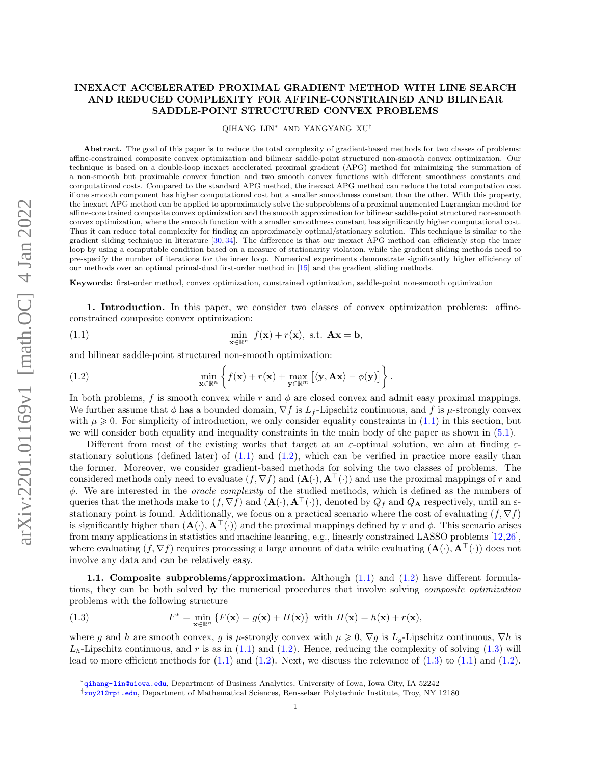# INEXACT ACCELERATED PROXIMAL GRADIENT METHOD WITH LINE SEARCH AND REDUCED COMPLEXITY FOR AFFINE-CONSTRAINED AND BILINEAR SADDLE-POINT STRUCTURED CONVEX PROBLEMS

QIHANG LIN[*] AND YANGYANG XU[†]

**Abstract.** The goal of this paper is to reduce the total complexity of gradient-based methods for two classes of problems: affine-constrained composite convex optimization and bilinear saddle-point structured non-smooth convex optimization. Our technique is based on a double-loop inexact accelerated proximal gradient (APG) method for minimizing the summation of a non-smooth but proximable convex function and two smooth convex functions with different smoothness constants and computational costs. Compared to the standard APG method, the inexact APG method can reduce the total computation cost if one smooth component has higher computational cost but a smaller smoothness constant than the other. With this property, the inexact APG method can be applied to approximately solve the subproblems of a proximal augmented Lagrangian method for affine-constrained composite convex optimization and the smooth approximation for bilinear saddle-point structured non-smooth convex optimization, where the smooth function with a smaller smoothness constant has significantly higher computational cost. Thus it can reduce total complexity for finding an approximately optimal/stationary solution. This technique is similar to the gradient sliding technique in literature [30, 34]. The difference is that our inexact APG method can efficiently stop the inner loop by using a computable condition based on a measure of stationarity violation, while the gradient sliding methods need to pre-specify the number of iterations for the inner loop. Numerical experiments demonstrate significantly higher efficiency of our methods over an optimal primal-dual first-order method in [15] and the gradient sliding methods.

**Keywords:** first-order method, convex optimization, constrained optimization, saddle-point non-smooth optimization

## 1. Introduction.

In this paper, we consider two classes of convex optimization problems: affine-constrained composite convex optimization:

$$\min_{\mathbf{x}\in\mathbb{R}^n} \; f(\mathbf{x}) + r(\mathbf{x}), \text{ s.t. } \mathbf{A}\mathbf{x} = \mathbf{b}, \tag{1.1}$$

and bilinear saddle-point structured non-smooth optimization:

$$\min_{\mathbf{x}\in\mathbb{R}^n} \left\{ f(\mathbf{x}) + r(\mathbf{x}) + \max_{\mathbf{y}\in\mathbb{R}^m} \left[ \langle \mathbf{y}, \mathbf{A}\mathbf{x}\rangle - \phi(\mathbf{y}) \right] \right\}. \tag{1.2}$$

In both problems, $f$ is smooth convex while $r$ and $\phi$ are closed convex and admit easy proximal mappings. We further assume that $\phi$ has a bounded domain, $\nabla f$ is $L_f$-Lipschitz continuous, and $f$ is $\mu$-strongly convex with $\mu \geqslant 0$. For simplicity of introduction, we only consider equality constraints in (1.1) in this section, but we will consider both equality and inequality constraints in the main body of the paper as shown in (5.1).

Different from most of the existing works that target at an $\varepsilon$-optimal solution, we aim at finding $\varepsilon$-stationary solutions (defined later) of (1.1) and (1.2), which can be verified in practice more easily than the former. Moreover, we consider gradient-based methods for solving the two classes of problems. The considered methods only need to evaluate $(f, \nabla f)$ and $(\mathbf{A}(\cdot), \mathbf{A}^\top(\cdot))$ and use the proximal mappings of $r$ and $\phi$. We are interested in the *oracle complexity* of the studied methods, which is defined as the numbers of queries that the methods make to $(f, \nabla f)$ and $(\mathbf{A}(\cdot), \mathbf{A}^\top(\cdot))$, denoted by $Q_f$ and $Q_\mathbf{A}$ respectively, until an $\varepsilon$-stationary point is found. Additionally, we focus on a practical scenario where the cost of evaluating $(f, \nabla f)$ is significantly higher than $(\mathbf{A}(\cdot), \mathbf{A}^\top(\cdot))$ and the proximal mappings defined by $r$ and $\phi$. This scenario arises from many applications in statistics and machine leanring, e.g., linearly constrained LASSO problems [12, 26], where evaluating $(f, \nabla f)$ requires processing a large amount of data while evaluating $(\mathbf{A}(\cdot), \mathbf{A}^\top(\cdot))$ does not involve any data and can be relatively easy.

### 1.1. Composite subproblems/approximation.

Although (1.1) and (1.2) have different formulations, they can be both solved by the numerical procedures that involve solving *composite optimization* problems with the following structure

$$F^* = \min_{\mathbf{x}\in\mathbb{R}^n} \{F(\mathbf{x}) = g(\mathbf{x}) + H(\mathbf{x})\} \text{ with } H(\mathbf{x}) = h(\mathbf{x}) + r(\mathbf{x}), \tag{1.3}$$

where $g$ and $h$ are smooth convex, $g$ is $\mu$-strongly convex with $\mu \geqslant 0$, $\nabla g$ is $L_g$-Lipschitz continuous, $\nabla h$ is $L_h$-Lipschitz continuous, and $r$ is as in (1.1) and (1.2). Hence, reducing the complexity of solving (1.3) will lead to more efficient methods for (1.1) and (1.2). Next, we discuss the relevance of (1.3) to (1.1) and (1.2).

[*] qihang-lin@uiowa.edu, Department of Business Analytics, University of Iowa, Iowa City, IA 52242

[†] xuy21@rpi.edu, Department of Mathematical Sciences, Rensselaer Polytechnic Institute, Troy, NY 12180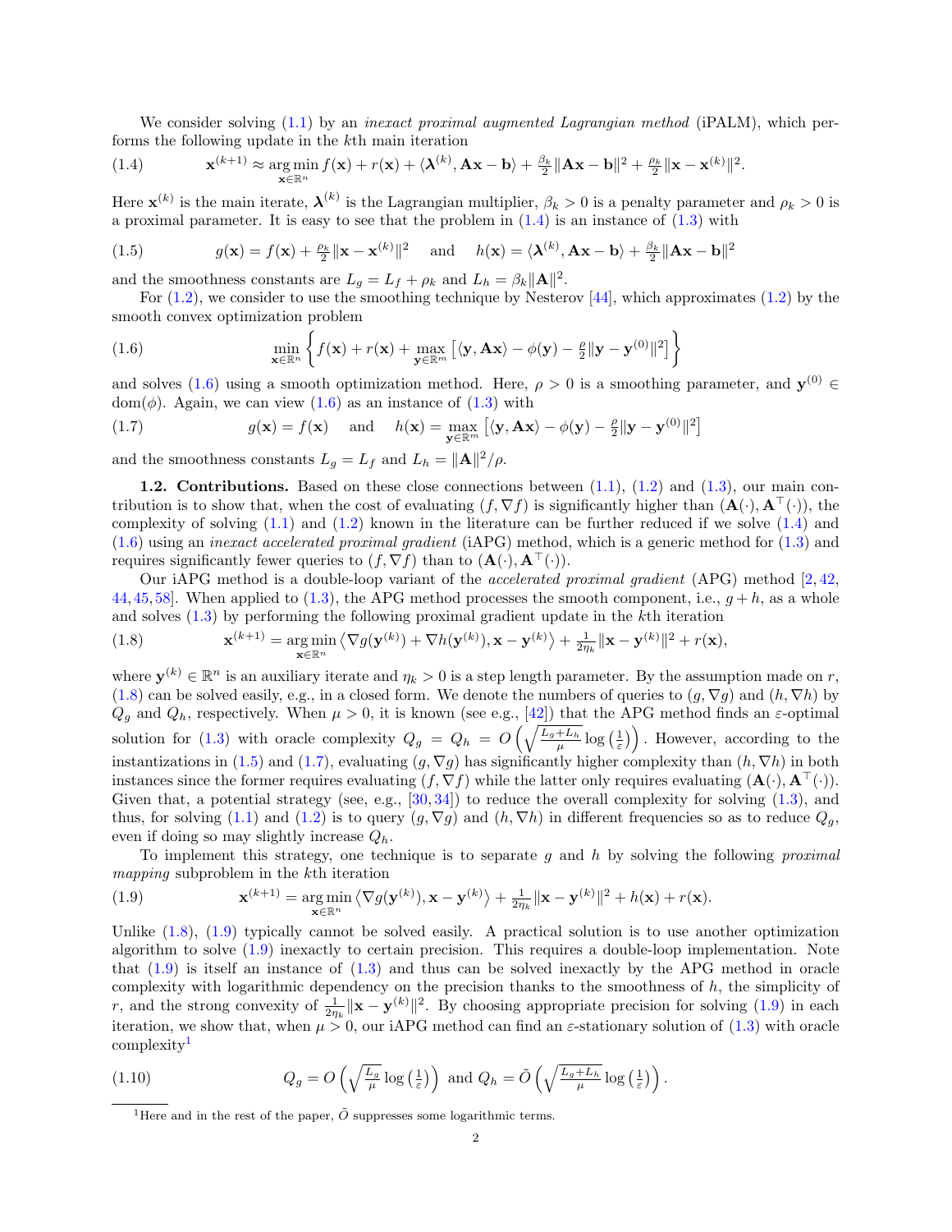We consider solving (1.1) by an *inexact proximal augmented Lagrangian method* (iPALM), which performs the following update in the $k$th main iteration

$$\mathbf{x}^{(k+1)} \approx \underset{\mathbf{x}\in\mathbb{R}^n}{\arg\min}\, f(\mathbf{x}) + r(\mathbf{x}) + \langle \boldsymbol{\lambda}^{(k)}, \mathbf{A}\mathbf{x} - \mathbf{b}\rangle + \tfrac{\beta_k}{2}\|\mathbf{A}\mathbf{x}-\mathbf{b}\|^2 + \tfrac{\rho_k}{2}\|\mathbf{x}-\mathbf{x}^{(k)}\|^2. \tag{1.4}$$

Here $\mathbf{x}^{(k)}$ is the main iterate, $\boldsymbol{\lambda}^{(k)}$ is the Lagrangian multiplier, $\beta_k > 0$ is a penalty parameter and $\rho_k > 0$ is a proximal parameter. It is easy to see that the problem in (1.4) is an instance of (1.3) with

$$g(\mathbf{x}) = f(\mathbf{x}) + \tfrac{\rho_k}{2}\|\mathbf{x}-\mathbf{x}^{(k)}\|^2 \quad \text{and} \quad h(\mathbf{x}) = \langle \boldsymbol{\lambda}^{(k)}, \mathbf{A}\mathbf{x}-\mathbf{b}\rangle + \tfrac{\beta_k}{2}\|\mathbf{A}\mathbf{x}-\mathbf{b}\|^2 \tag{1.5}$$

and the smoothness constants are $L_g = L_f + \rho_k$ and $L_h = \beta_k\|\mathbf{A}\|^2$.

For (1.2), we consider to use the smoothing technique by Nesterov [44], which approximates (1.2) by the smooth convex optimization problem

$$\min_{\mathbf{x}\in\mathbb{R}^n} \left\{ f(\mathbf{x}) + r(\mathbf{x}) + \max_{\mathbf{y}\in\mathbb{R}^m}\left[\langle \mathbf{y}, \mathbf{A}\mathbf{x}\rangle - \phi(\mathbf{y}) - \tfrac{\rho}{2}\|\mathbf{y}-\mathbf{y}^{(0)}\|^2\right]\right\} \tag{1.6}$$

and solves (1.6) using a smooth optimization method. Here, $\rho > 0$ is a smoothing parameter, and $\mathbf{y}^{(0)} \in \mathrm{dom}(\phi)$. Again, we can view (1.6) as an instance of (1.3) with

$$g(\mathbf{x}) = f(\mathbf{x}) \quad \text{and} \quad h(\mathbf{x}) = \max_{\mathbf{y}\in\mathbb{R}^m}\left[\langle \mathbf{y}, \mathbf{A}\mathbf{x}\rangle - \phi(\mathbf{y}) - \tfrac{\rho}{2}\|\mathbf{y}-\mathbf{y}^{(0)}\|^2\right] \tag{1.7}$$

and the smoothness constants $L_g = L_f$ and $L_h = \|\mathbf{A}\|^2/\rho$.

**1.2. Contributions.** Based on these close connections between (1.1), (1.2) and (1.3), our main contribution is to show that, when the cost of evaluating $(f, \nabla f)$ is significantly higher than $(\mathbf{A}(\cdot), \mathbf{A}^\top(\cdot))$, the complexity of solving (1.1) and (1.2) known in the literature can be further reduced if we solve (1.4) and (1.6) using an *inexact accelerated proximal gradient* (iAPG) method, which is a generic method for (1.3) and requires significantly fewer queries to $(f, \nabla f)$ than to $(\mathbf{A}(\cdot), \mathbf{A}^\top(\cdot))$.

Our iAPG method is a double-loop variant of the *accelerated proximal gradient* (APG) method [2, 42, 44, 45, 58]. When applied to (1.3), the APG method processes the smooth component, i.e., $g + h$, as a whole and solves (1.3) by performing the following proximal gradient update in the $k$th iteration

$$\mathbf{x}^{(k+1)} = \underset{\mathbf{x}\in\mathbb{R}^n}{\arg\min}\, \left\langle \nabla g(\mathbf{y}^{(k)}) + \nabla h(\mathbf{y}^{(k)}), \mathbf{x}-\mathbf{y}^{(k)}\right\rangle + \tfrac{1}{2\eta_k}\|\mathbf{x}-\mathbf{y}^{(k)}\|^2 + r(\mathbf{x}), \tag{1.8}$$

where $\mathbf{y}^{(k)} \in \mathbb{R}^n$ is an auxiliary iterate and $\eta_k > 0$ is a step length parameter. By the assumption made on $r$, (1.8) can be solved easily, e.g., in a closed form. We denote the numbers of queries to $(g, \nabla g)$ and $(h, \nabla h)$ by $Q_g$ and $Q_h$, respectively. When $\mu > 0$, it is known (see e.g., [42]) that the APG method finds an $\varepsilon$-optimal solution for (1.3) with oracle complexity $Q_g = Q_h = O\left(\sqrt{\frac{L_g+L_h}{\mu}}\log\left(\frac{1}{\varepsilon}\right)\right)$. However, according to the instantizations in (1.5) and (1.7), evaluating $(g, \nabla g)$ has significantly higher complexity than $(h, \nabla h)$ in both instances since the former requires evaluating $(f, \nabla f)$ while the latter only requires evaluating $(\mathbf{A}(\cdot), \mathbf{A}^\top(\cdot))$. Given that, a potential strategy (see, e.g., [30, 34]) to reduce the overall complexity for solving (1.3), and thus, for solving (1.1) and (1.2) is to query $(g, \nabla g)$ and $(h, \nabla h)$ in different frequencies so as to reduce $Q_g$, even if doing so may slightly increase $Q_h$.

To implement this strategy, one technique is to separate $g$ and $h$ by solving the following *proximal mapping* subproblem in the $k$th iteration

$$\mathbf{x}^{(k+1)} = \underset{\mathbf{x}\in\mathbb{R}^n}{\arg\min}\, \left\langle \nabla g(\mathbf{y}^{(k)}), \mathbf{x}-\mathbf{y}^{(k)}\right\rangle + \tfrac{1}{2\eta_k}\|\mathbf{x}-\mathbf{y}^{(k)}\|^2 + h(\mathbf{x}) + r(\mathbf{x}). \tag{1.9}$$

Unlike (1.8), (1.9) typically cannot be solved easily. A practical solution is to use another optimization algorithm to solve (1.9) inexactly to certain precision. This requires a double-loop implementation. Note that (1.9) is itself an instance of (1.3) and thus can be solved inexactly by the APG method in oracle complexity with logarithmic dependency on the precision thanks to the smoothness of $h$, the simplicity of $r$, and the strong convexity of $\frac{1}{2\eta_k}\|\mathbf{x}-\mathbf{y}^{(k)}\|^2$. By choosing appropriate precision for solving (1.9) in each iteration, we show that, when $\mu > 0$, our iAPG method can find an $\varepsilon$-stationary solution of (1.3) with oracle complexity[1]

$$Q_g = O\left(\sqrt{\tfrac{L_g}{\mu}}\log\left(\tfrac{1}{\varepsilon}\right)\right) \text{ and } Q_h = \tilde{O}\left(\sqrt{\tfrac{L_g+L_h}{\mu}}\log\left(\tfrac{1}{\varepsilon}\right)\right). \tag{1.10}$$

[1] Here and in the rest of the paper, $\tilde{O}$ suppresses some logarithmic terms.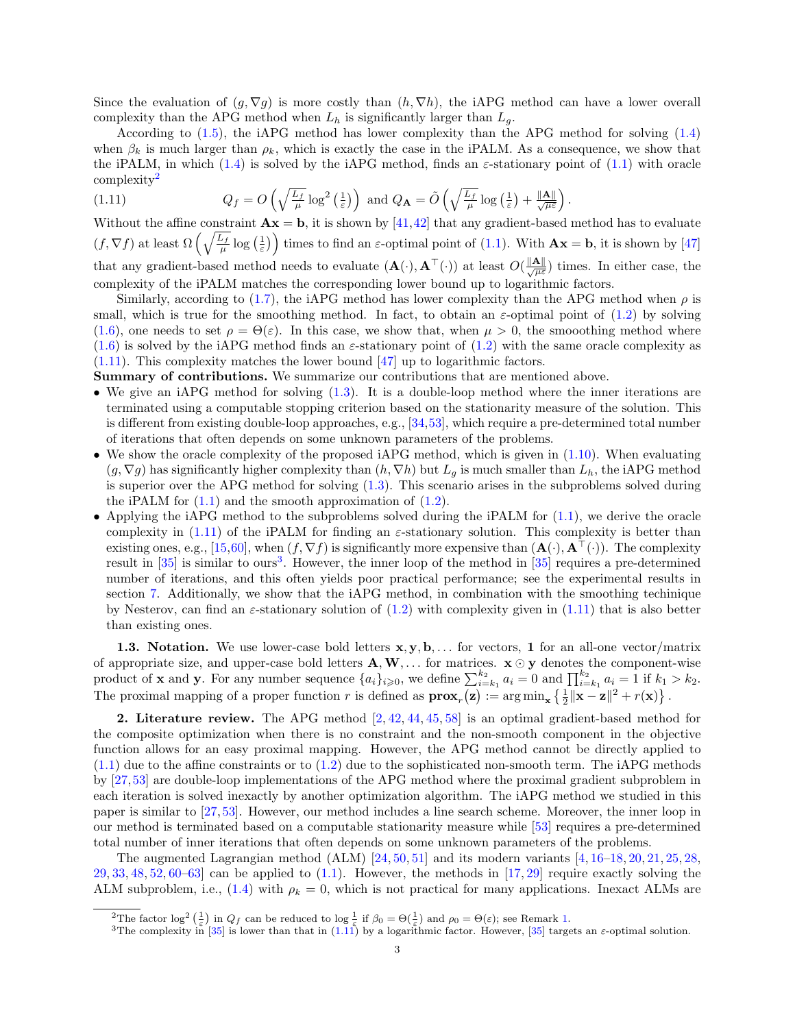Since the evaluation of $(g, \nabla g)$ is more costly than $(h, \nabla h)$, the iAPG method can have a lower overall complexity than the APG method when $L_h$ is significantly larger than $L_g$.

According to (1.5), the iAPG method has lower complexity than the APG method for solving (1.4) when $\beta_k$ is much larger than $\rho_k$, which is exactly the case in the iPALM. As a consequence, we show that the iPALM, in which (1.4) is solved by the iAPG method, finds an $\varepsilon$-stationary point of (1.1) with oracle complexity[2]

$$Q_f = O\left(\sqrt{\tfrac{L_f}{\mu}} \log^2\left(\tfrac{1}{\varepsilon}\right)\right) \text{ and } Q_{\mathbf{A}} = \tilde{O}\left(\sqrt{\tfrac{L_f}{\mu}} \log\left(\tfrac{1}{\varepsilon}\right) + \tfrac{\|\mathbf{A}\|}{\sqrt{\mu\varepsilon}}\right). \tag{1.11}$$

Without the affine constraint $\mathbf{Ax} = \mathbf{b}$, it is shown by [41,42] that any gradient-based method has to evaluate $(f, \nabla f)$ at least $\Omega\left(\sqrt{\frac{L_f}{\mu}} \log\left(\frac{1}{\varepsilon}\right)\right)$ times to find an $\varepsilon$-optimal point of (1.1). With $\mathbf{Ax} = \mathbf{b}$, it is shown by [47] that any gradient-based method needs to evaluate $(\mathbf{A}(\cdot), \mathbf{A}^\top(\cdot))$ at least $O(\frac{\|\mathbf{A}\|}{\sqrt{\mu\varepsilon}})$ times. In either case, the complexity of the iPALM matches the corresponding lower bound up to logarithmic factors.

Similarly, according to (1.7), the iAPG method has lower complexity than the APG method when $\rho$ is small, which is true for the smoothing method. In fact, to obtain an $\varepsilon$-optimal point of (1.2) by solving (1.6), one needs to set $\rho = \Theta(\varepsilon)$. In this case, we show that, when $\mu > 0$, the smooothing method where (1.6) is solved by the iAPG method finds an $\varepsilon$-stationary point of (1.2) with the same oracle complexity as (1.11). This complexity matches the lower bound [47] up to logarithmic factors.

**Summary of contributions.** We summarize our contributions that are mentioned above.

- We give an iAPG method for solving (1.3). It is a double-loop method where the inner iterations are terminated using a computable stopping criterion based on the stationarity measure of the solution. This is different from existing double-loop approaches, e.g., [34,53], which require a pre-determined total number of iterations that often depends on some unknown parameters of the problems.
- We show the oracle complexity of the proposed iAPG method, which is given in (1.10). When evaluating $(g, \nabla g)$ has significantly higher complexity than $(h, \nabla h)$ but $L_g$ is much smaller than $L_h$, the iAPG method is superior over the APG method for solving (1.3). This scenario arises in the subproblems solved during the iPALM for (1.1) and the smooth approximation of (1.2).
- Applying the iAPG method to the subproblems solved during the iPALM for (1.1), we derive the oracle complexity in (1.11) of the iPALM for finding an $\varepsilon$-stationary solution. This complexity is better than existing ones, e.g., [15,60], when $(f, \nabla f)$ is significantly more expensive than $(\mathbf{A}(\cdot), \mathbf{A}^\top(\cdot))$. The complexity result in [35] is similar to ours[3]. However, the inner loop of the method in [35] requires a pre-determined number of iterations, and this often yields poor practical performance; see the experimental results in section 7. Additionally, we show that the iAPG method, in combination with the smoothing techinique by Nesterov, can find an $\varepsilon$-stationary solution of (1.2) with complexity given in (1.11) that is also better than existing ones.

### 1.3. Notation.

We use lower-case bold letters $\mathbf{x}, \mathbf{y}, \mathbf{b}, \ldots$ for vectors, $\mathbf{1}$ for an all-one vector/matrix of appropriate size, and upper-case bold letters $\mathbf{A}, \mathbf{W}, \ldots$ for matrices. $\mathbf{x} \odot \mathbf{y}$ denotes the component-wise product of $\mathbf{x}$ and $\mathbf{y}$. For any number sequence $\{a_i\}_{i \geqslant 0}$, we define $\sum_{i=k_1}^{k_2} a_i = 0$ and $\prod_{i=k_1}^{k_2} a_i = 1$ if $k_1 > k_2$. The proximal mapping of a proper function $r$ is defined as $\mathbf{prox}_r(\mathbf{z}) := \arg\min_{\mathbf{x}} \left\{ \frac{1}{2}\|\mathbf{x} - \mathbf{z}\|^2 + r(\mathbf{x}) \right\}$.

## 2. Literature review.

The APG method [2, 42, 44, 45, 58] is an optimal gradient-based method for the composite optimization when there is no constraint and the non-smooth component in the objective function allows for an easy proximal mapping. However, the APG method cannot be directly applied to (1.1) due to the affine constraints or to (1.2) due to the sophisticated non-smooth term. The iAPG methods by [27,53] are double-loop implementations of the APG method where the proximal gradient subproblem in each iteration is solved inexactly by another optimization algorithm. The iAPG method we studied in this paper is similar to [27,53]. However, our method includes a line search scheme. Moreover, the inner loop in our method is terminated based on a computable stationarity measure while [53] requires a pre-determined total number of inner iterations that often depends on some unknown parameters of the problems.

The augmented Lagrangian method (ALM) [24, 50, 51] and its modern variants [4, 16–18, 20, 21, 25, 28, 29, 33, 48, 52, 60–63] can be applied to (1.1). However, the methods in [17, 29] require exactly solving the ALM subproblem, i.e., (1.4) with $\rho_k = 0$, which is not practical for many applications. Inexact ALMs are

[2] The factor $\log^2\left(\frac{1}{\varepsilon}\right)$ in $Q_f$ can be reduced to $\log\frac{1}{\varepsilon}$ if $\beta_0 = \Theta(\frac{1}{\varepsilon})$ and $\rho_0 = \Theta(\varepsilon)$; see Remark 1.

[3] The complexity in [35] is lower than that in (1.11) by a logarithmic factor. However, [35] targets an $\varepsilon$-optimal solution.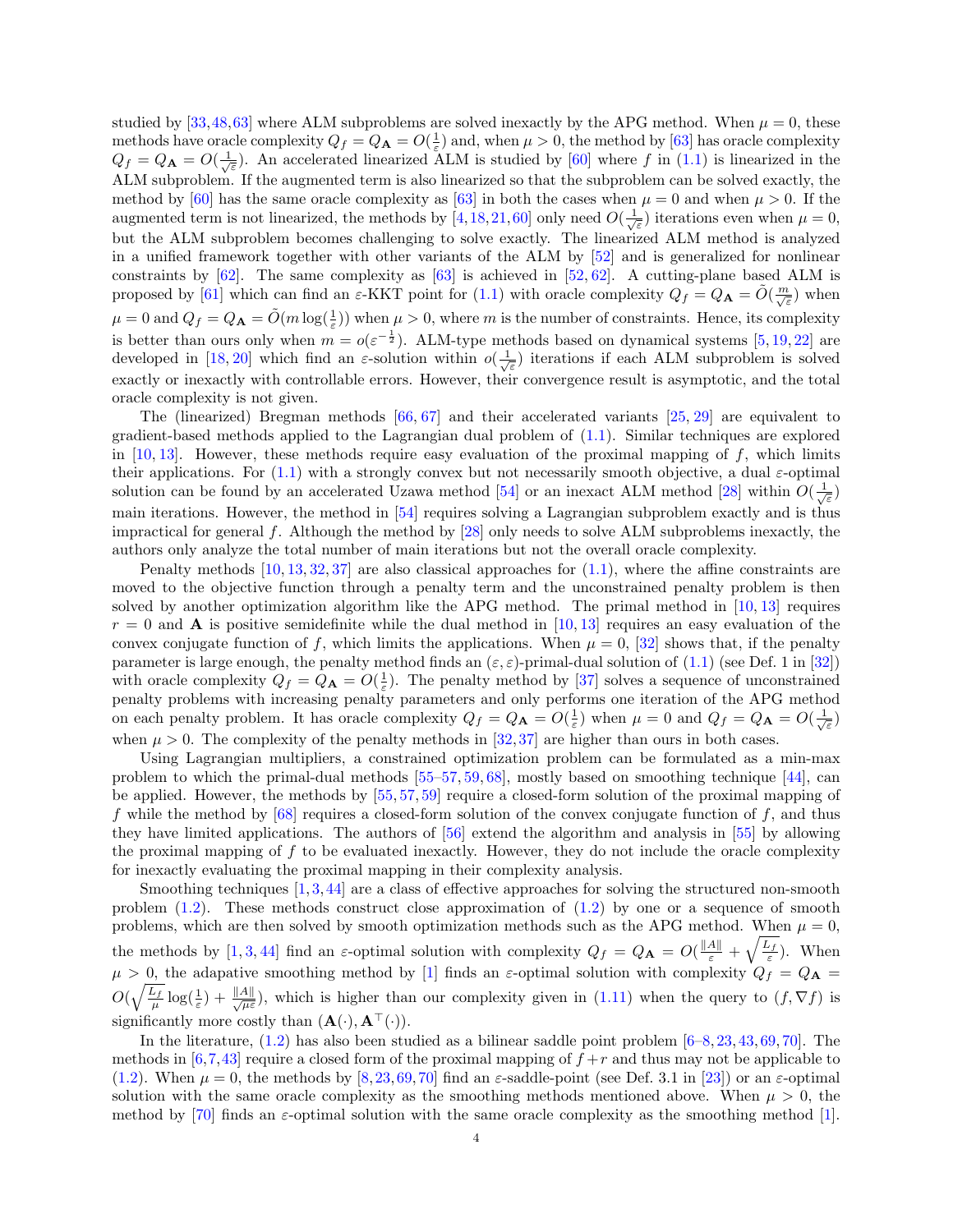studied by [33, 48, 63] where ALM subproblems are solved inexactly by the APG method. When $\mu = 0$, these methods have oracle complexity $Q_f = Q_{\mathbf{A}} = O(\frac{1}{\varepsilon})$ and, when $\mu > 0$, the method by [63] has oracle complexity $Q_f = Q_{\mathbf{A}} = O(\frac{1}{\sqrt{\varepsilon}})$. An accelerated linearized ALM is studied by [60] where $f$ in (1.1) is linearized in the ALM subproblem. If the augmented term is also linearized so that the subproblem can be solved exactly, the method by [60] has the same oracle complexity as [63] in both the cases when $\mu = 0$ and when $\mu > 0$. If the augmented term is not linearized, the methods by [4, 18, 21, 60] only need $O(\frac{1}{\sqrt{\varepsilon}})$ iterations even when $\mu = 0$, but the ALM subproblem becomes challenging to solve exactly. The linearized ALM is analyzed in a unified framework together with other variants of the ALM by [52] and is generalized for nonlinear constraints by [62]. The same complexity as [63] is achieved in [52, 62]. A cutting-plane based ALM is proposed by [61] which can find an $\varepsilon$-KKT point for (1.1) with oracle complexity $Q_f = Q_{\mathbf{A}} = \tilde{O}(\frac{m}{\sqrt{\varepsilon}})$ when $\mu = 0$ and $Q_f = Q_{\mathbf{A}} = \tilde{O}(m \log(\frac{1}{\varepsilon}))$ when $\mu > 0$, where $m$ is the number of constraints. Hence, its complexity is better than ours only when $m = o(\varepsilon^{-\frac{1}{2}})$. ALM-type methods based on dynamical systems [5, 19, 22] are developed in [18, 20] which find an $\varepsilon$-solution within $o(\frac{1}{\sqrt{\varepsilon}})$ iterations if each ALM subproblem is solved exactly or inexactly with controllable errors. However, their convergence result is asymptotic, and the total oracle complexity is not given.

The (linearized) Bregman methods [66, 67] and their accelerated variants [25, 29] are equivalent to gradient-based methods applied to the Lagrangian dual problem of (1.1). Similar techniques are explored in [10, 13]. However, these methods require easy evaluation of the proximal mapping of $f$, which limits their applications. For (1.1) with a strongly convex but not necessarily smooth objective, a dual $\varepsilon$-optimal solution can be found by an accelerated Uzawa method [54] or an inexact ALM method [28] within $O(\frac{1}{\sqrt{\varepsilon}})$ main iterations. However, the method in [54] requires solving a Lagrangian subproblem exactly and is thus impractical for general $f$. Although the method by [28] only needs to solve ALM subproblems inexactly, the authors only analyze the total number of main iterations but not the overall oracle complexity.

Penalty methods [10, 13, 32, 37] are also classical approaches for (1.1), where the affine constraints are moved to the objective function through a penalty term and the unconstrained penalty problem is then solved by another optimization algorithm like the APG method. The primal method in [10, 13] requires $r = 0$ and $\mathbf{A}$ is positive semidefinite while the dual method in [10, 13] requires an easy evaluation of the convex conjugate function of $f$, which limits the applications. When $\mu = 0$, [32] shows that, if the penalty parameter is large enough, the penalty method finds an $(\varepsilon, \varepsilon)$-primal-dual solution of (1.1) (see Def. 1 in [32]) with oracle complexity $Q_f = Q_{\mathbf{A}} = O(\frac{1}{\varepsilon})$. The penalty method by [37] solves a sequence of unconstrained penalty problems with increasing penalty parameters and only performs one iteration of the APG method on each penalty problem. It has oracle complexity $Q_f = Q_{\mathbf{A}} = O(\frac{1}{\varepsilon})$ when $\mu = 0$ and $Q_f = Q_{\mathbf{A}} = O(\frac{1}{\sqrt{\varepsilon}})$ when $\mu > 0$. The complexity of the penalty methods in [32, 37] are higher than ours in both cases.

Using Lagrangian multipliers, a constrained optimization problem can be formulated as a min-max problem to which the primal-dual methods [55–57, 59, 68], mostly based on smoothing technique [44], can be applied. However, the methods by [55, 57, 59] require a closed-form solution of the proximal mapping of $f$ while the method by [68] requires a closed-form solution of the convex conjugate function of $f$, and thus they have limited applications. The authors of [56] extend the algorithm and analysis in [55] by allowing the proximal mapping of $f$ to be evaluated inexactly. However, they do not include the oracle complexity for inexactly evaluating the proximal mapping in their complexity analysis.

Smoothing techniques [1, 3, 44] are a class of effective approaches for solving the structured non-smooth problem (1.2). These methods construct close approximation of (1.2) by one or a sequence of smooth problems, which are then solved by smooth optimization methods such as the APG method. When $\mu = 0$, the methods by [1, 3, 44] find an $\varepsilon$-optimal solution with complexity $Q_f = Q_{\mathbf{A}} = O(\frac{\|A\|}{\varepsilon} + \sqrt{\frac{L_f}{\varepsilon}})$. When $\mu > 0$, the adapative smoothing method by [1] finds an $\varepsilon$-optimal solution with complexity $Q_f = Q_{\mathbf{A}} = O(\sqrt{\frac{L_f}{\mu}} \log(\frac{1}{\varepsilon}) + \frac{\|A\|}{\sqrt{\mu\varepsilon}})$, which is higher than our complexity given in (1.11) when the query to $(f, \nabla f)$ is significantly more costly than $(\mathbf{A}(\cdot), \mathbf{A}^\top(\cdot))$.

In the literature, (1.2) has also been studied as a bilinear saddle point problem [6–8, 23, 43, 69, 70]. The methods in [6, 7, 43] require a closed form of the proximal mapping of $f + r$ and thus may not be applicable to (1.2). When $\mu = 0$, the methods by [8, 23, 69, 70] find an $\varepsilon$-saddle-point (see Def. 3.1 in [23]) or an $\varepsilon$-optimal solution with the same oracle complexity as the smoothing methods mentioned above. When $\mu > 0$, the method by [70] finds an $\varepsilon$-optimal solution with the same oracle complexity as the smoothing method [1].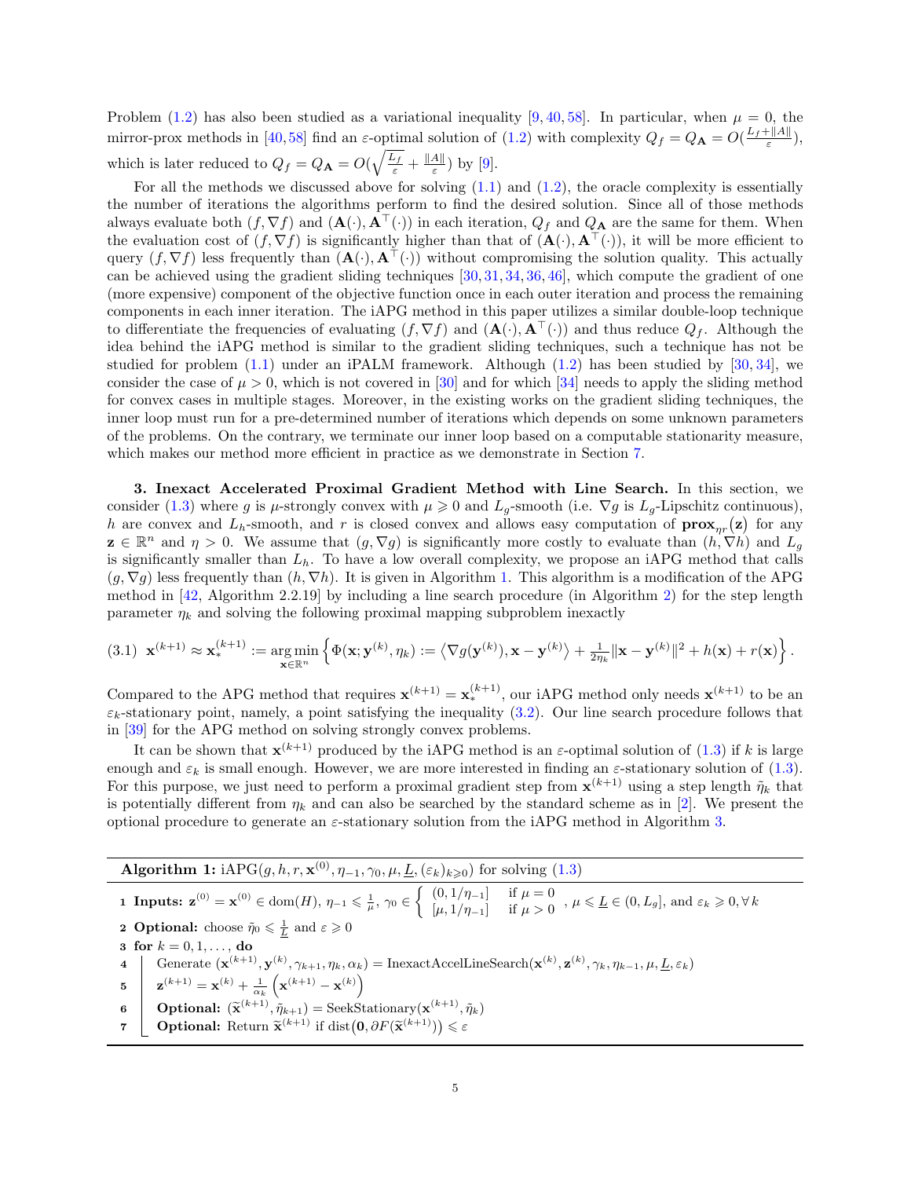Problem (1.2) has also been studied as a variational inequality [9, 40, 58]. In particular, when $\mu = 0$, the mirror-prox methods in [40, 58] find an $\varepsilon$-optimal solution of (1.2) with complexity $Q_f = Q_{\mathbf{A}} = O(\frac{L_f + \|A\|}{\varepsilon})$, which is later reduced to $Q_f = Q_{\mathbf{A}} = O(\sqrt{\frac{L_f}{\varepsilon}} + \frac{\|A\|}{\varepsilon})$ by [9].

For all the methods we discussed above for solving (1.1) and (1.2), the oracle complexity is essentially the number of iterations the algorithms perform to find the desired solution. Since all of those methods always evaluate both $(f, \nabla f)$ and $(\mathbf{A}(\cdot), \mathbf{A}^\top(\cdot))$ in each iteration, $Q_f$ and $Q_{\mathbf{A}}$ are the same for them. When the evaluation cost of $(f, \nabla f)$ is significantly higher than that of $(\mathbf{A}(\cdot), \mathbf{A}^\top(\cdot))$, it will be more efficient to query $(f, \nabla f)$ less frequently than $(\mathbf{A}(\cdot), \mathbf{A}^\top(\cdot))$ without compromising the solution quality. This actually can be achieved using the gradient sliding techniques [30, 31, 34, 36, 46], which compute the gradient of one (more expensive) component of the objective function once in each outer iteration and process the remaining components in each inner iteration. The iAPG method in this paper utilizes a similar double-loop technique to differentiate the frequencies of evaluating $(f, \nabla f)$ and $(\mathbf{A}(\cdot), \mathbf{A}^\top(\cdot))$ and thus reduce $Q_f$. Although the idea behind the iAPG method is similar to the gradient sliding techniques, such a technique has not be studied for problem (1.1) under an iPALM framework. Although (1.2) has been studied by [30, 34], we consider the case of $\mu > 0$, which is not covered in [30] and for which [34] needs to apply the sliding method for convex cases in multiple stages. Moreover, in the existing works on the gradient sliding techniques, the inner loop must run for a pre-determined number of iterations which depends on some unknown parameters of the problems. On the contrary, we terminate our inner loop based on a computable stationarity measure, which makes our method more efficient in practice as we demonstrate in Section 7.

**3. Inexact Accelerated Proximal Gradient Method with Line Search.** In this section, we consider (1.3) where $g$ is $\mu$-strongly convex with $\mu \geqslant 0$ and $L_g$-smooth (i.e. $\nabla g$ is $L_g$-Lipschitz continuous), $h$ are convex and $L_h$-smooth, and $r$ is closed convex and allows easy computation of $\mathbf{prox}_{\eta r}(\mathbf{z})$ for any $\mathbf{z} \in \mathbb{R}^n$ and $\eta > 0$. We assume that $(g, \nabla g)$ is significantly more costly to evaluate than $(h, \nabla h)$ and $L_g$ is significantly smaller than $L_h$. To have a low overall complexity, we propose an iAPG method that calls $(g, \nabla g)$ less frequently than $(h, \nabla h)$. It is given in Algorithm 1. This algorithm is a modification of the APG method in [42, Algorithm 2.2.19] by including a line search procedure (in Algorithm 2) for the step length parameter $\eta_k$ and solving the following proximal mapping subproblem inexactly

$$
\mathbf{x}^{(k+1)} \approx \mathbf{x}_*^{(k+1)} := \underset{\mathbf{x} \in \mathbb{R}^n}{\arg\min} \left\{ \Phi(\mathbf{x}; \mathbf{y}^{(k)}, \eta_k) := \left\langle \nabla g(\mathbf{y}^{(k)}), \mathbf{x} - \mathbf{y}^{(k)} \right\rangle + \tfrac{1}{2\eta_k} \|\mathbf{x} - \mathbf{y}^{(k)}\|^2 + h(\mathbf{x}) + r(\mathbf{x}) \right\}. \tag{3.1}
$$

Compared to the APG method that requires $\mathbf{x}^{(k+1)} = \mathbf{x}_*^{(k+1)}$, our iAPG method only needs $\mathbf{x}^{(k+1)}$ to be an $\varepsilon_k$-stationary point, namely, a point satisfying the inequality (3.2). Our line search procedure follows that in [39] for the APG method on solving strongly convex problems.

It can be shown that $\mathbf{x}^{(k+1)}$ produced by the iAPG method is an $\varepsilon$-optimal solution of (1.3) if $k$ is large enough and $\varepsilon_k$ is small enough. However, we are more interested in finding an $\varepsilon$-stationary solution of (1.3). For this purpose, we just need to perform a proximal gradient step from $\mathbf{x}^{(k+1)}$ using a step length $\tilde{\eta}_k$ that is potentially different from $\eta_k$ and can also be searched by the standard scheme as in [2]. We present the optional procedure to generate an $\varepsilon$-stationary solution from the iAPG method in Algorithm 3.

---

**Algorithm 1:** iAPG$(g, h, r, \mathbf{x}^{(0)}, \eta_{-1}, \gamma_0, \mu, \underline{L}, (\varepsilon_k)_{k \geqslant 0})$ for solving (1.3)

1. **Inputs:** $\mathbf{z}^{(0)} = \mathbf{x}^{(0)} \in \text{dom}(H)$, $\eta_{-1} \leqslant \frac{1}{\mu}$, $\gamma_0 \in \begin{cases} (0, 1/\eta_{-1}] & \text{if } \mu = 0 \\ [\mu, 1/\eta_{-1}] & \text{if } \mu > 0 \end{cases}$, $\mu \leqslant \underline{L} \in (0, L_g]$, and $\varepsilon_k \geqslant 0, \forall k$
2. **Optional:** choose $\tilde{\eta}_0 \leqslant \frac{1}{\underline{L}}$ and $\varepsilon \geqslant 0$
3. **for** $k = 0, 1, \ldots,$ **do**
4. &nbsp;&nbsp;&nbsp;&nbsp;Generate $(\mathbf{x}^{(k+1)}, \mathbf{y}^{(k)}, \gamma_{k+1}, \eta_k, \alpha_k) = \text{InexactAccelLineSearch}(\mathbf{x}^{(k)}, \mathbf{z}^{(k)}, \gamma_k, \eta_{k-1}, \mu, \underline{L}, \varepsilon_k)$
5. &nbsp;&nbsp;&nbsp;&nbsp;$\mathbf{z}^{(k+1)} = \mathbf{x}^{(k)} + \frac{1}{\alpha_k}\left(\mathbf{x}^{(k+1)} - \mathbf{x}^{(k)}\right)$
6. &nbsp;&nbsp;&nbsp;&nbsp;**Optional:** $(\widetilde{\mathbf{x}}^{(k+1)}, \tilde{\eta}_{k+1}) = \text{SeekStationary}(\mathbf{x}^{(k+1)}, \tilde{\eta}_k)$
7. &nbsp;&nbsp;&nbsp;&nbsp;**Optional:** Return $\widetilde{\mathbf{x}}^{(k+1)}$ if $\text{dist}(\mathbf{0}, \partial F(\widetilde{\mathbf{x}}^{(k+1)})) \leqslant \varepsilon$

---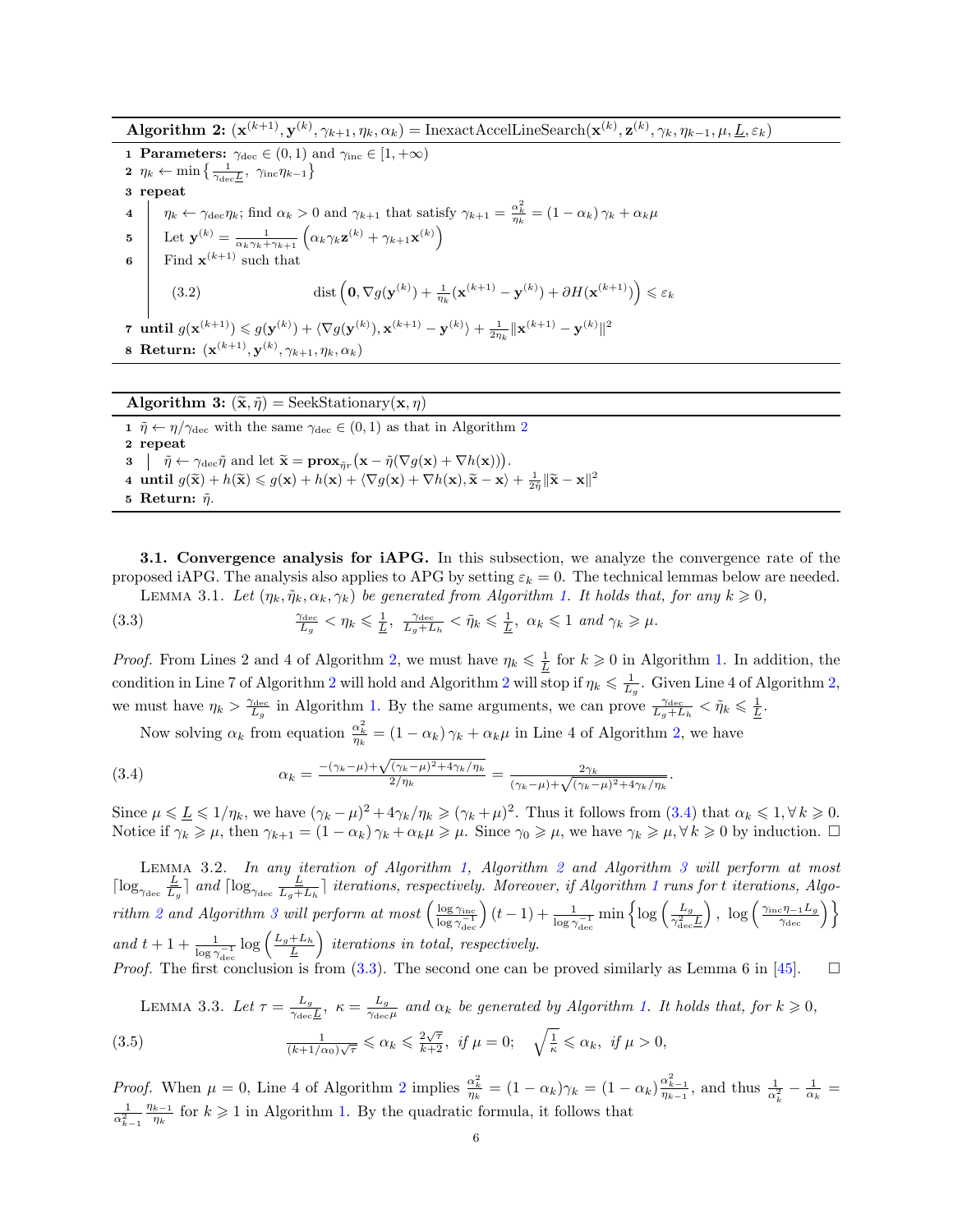**Algorithm 2:** $(\mathbf{x}^{(k+1)}, \mathbf{y}^{(k)}, \gamma_{k+1}, \eta_k, \alpha_k) = \text{InexactAccelLineSearch}(\mathbf{x}^{(k)}, \mathbf{z}^{(k)}, \gamma_k, \eta_{k-1}, \mu, \underline{L}, \varepsilon_k)$

1. **Parameters:** $\gamma_{\text{dec}} \in (0,1)$ and $\gamma_{\text{inc}} \in [1, +\infty)$
2. $\eta_k \leftarrow \min\left\{\frac{1}{\gamma_{\text{dec}}\underline{L}},\ \gamma_{\text{inc}}\eta_{k-1}\right\}$
3. **repeat**
4. $\quad$ $\eta_k \leftarrow \gamma_{\text{dec}}\eta_k$; find $\alpha_k > 0$ and $\gamma_{k+1}$ that satisfy $\gamma_{k+1} = \frac{\alpha_k^2}{\eta_k} = (1-\alpha_k)\gamma_k + \alpha_k\mu$
5. $\quad$ Let $\mathbf{y}^{(k)} = \frac{1}{\alpha_k\gamma_k + \gamma_{k+1}}\left(\alpha_k\gamma_k\mathbf{z}^{(k)} + \gamma_{k+1}\mathbf{x}^{(k)}\right)$
6. $\quad$ Find $\mathbf{x}^{(k+1)}$ such that

$$\text{dist}\left(\mathbf{0}, \nabla g(\mathbf{y}^{(k)}) + \tfrac{1}{\eta_k}(\mathbf{x}^{(k+1)} - \mathbf{y}^{(k)}) + \partial H(\mathbf{x}^{(k+1)})\right) \leqslant \varepsilon_k \tag{3.2}$$

7. **until** $g(\mathbf{x}^{(k+1)}) \leqslant g(\mathbf{y}^{(k)}) + \langle \nabla g(\mathbf{y}^{(k)}), \mathbf{x}^{(k+1)} - \mathbf{y}^{(k)}\rangle + \frac{1}{2\eta_k}\|\mathbf{x}^{(k+1)} - \mathbf{y}^{(k)}\|^2$
8. **Return:** $(\mathbf{x}^{(k+1)}, \mathbf{y}^{(k)}, \gamma_{k+1}, \eta_k, \alpha_k)$

**Algorithm 3:** $(\widetilde{\mathbf{x}}, \tilde{\eta}) = \text{SeekStationary}(\mathbf{x}, \eta)$

1. $\tilde{\eta} \leftarrow \eta/\gamma_{\text{dec}}$ with the same $\gamma_{\text{dec}} \in (0,1)$ as that in Algorithm 2
2. **repeat**
3. $\quad$ $\tilde{\eta} \leftarrow \gamma_{\text{dec}}\tilde{\eta}$ and let $\widetilde{\mathbf{x}} = \mathbf{prox}_{\tilde{\eta}r}\big(\mathbf{x} - \tilde{\eta}(\nabla g(\mathbf{x}) + \nabla h(\mathbf{x}))\big)$.
4. **until** $g(\widetilde{\mathbf{x}}) + h(\widetilde{\mathbf{x}}) \leqslant g(\mathbf{x}) + h(\mathbf{x}) + \langle \nabla g(\mathbf{x}) + \nabla h(\mathbf{x}), \widetilde{\mathbf{x}} - \mathbf{x}\rangle + \frac{1}{2\tilde{\eta}}\|\widetilde{\mathbf{x}} - \mathbf{x}\|^2$
5. **Return:** $\tilde{\eta}$.

**3.1. Convergence analysis for iAPG.** In this subsection, we analyze the convergence rate of the proposed iAPG. The analysis also applies to APG by setting $\varepsilon_k = 0$. The technical lemmas below are needed.

LEMMA 3.1. *Let $(\eta_k, \tilde{\eta}_k, \alpha_k, \gamma_k)$ be generated from Algorithm 1. It holds that, for any $k \geqslant 0$,*

$$\tfrac{\gamma_{\text{dec}}}{L_g} < \eta_k \leqslant \tfrac{1}{\underline{L}},\ \ \tfrac{\gamma_{\text{dec}}}{L_g + L_h} < \tilde{\eta}_k \leqslant \tfrac{1}{\underline{L}},\ \ \alpha_k \leqslant 1 \text{ and } \gamma_k \geqslant \mu. \tag{3.3}$$

*Proof.* From Lines 2 and 4 of Algorithm 2, we must have $\eta_k \leqslant \frac{1}{\underline{L}}$ for $k \geqslant 0$ in Algorithm 1. In addition, the condition in Line 7 of Algorithm 2 will hold and Algorithm 2 will stop if $\eta_k \leqslant \frac{1}{L_g}$. Given Line 4 of Algorithm 2, we must have $\eta_k > \frac{\gamma_{\text{dec}}}{L_g}$ in Algorithm 1. By the same arguments, we can prove $\frac{\gamma_{\text{dec}}}{L_g + L_h} < \tilde{\eta}_k \leqslant \frac{1}{\underline{L}}$.

Now solving $\alpha_k$ from equation $\frac{\alpha_k^2}{\eta_k} = (1-\alpha_k)\gamma_k + \alpha_k\mu$ in Line 4 of Algorithm 2, we have

$$\alpha_k = \frac{-(\gamma_k - \mu) + \sqrt{(\gamma_k - \mu)^2 + 4\gamma_k/\eta_k}}{2/\eta_k} = \frac{2\gamma_k}{(\gamma_k - \mu) + \sqrt{(\gamma_k - \mu)^2 + 4\gamma_k/\eta_k}}. \tag{3.4}$$

Since $\mu \leqslant \underline{L} \leqslant 1/\eta_k$, we have $(\gamma_k - \mu)^2 + 4\gamma_k/\eta_k \geqslant (\gamma_k + \mu)^2$. Thus it follows from (3.4) that $\alpha_k \leqslant 1, \forall k \geqslant 0$. Notice if $\gamma_k \geqslant \mu$, then $\gamma_{k+1} = (1-\alpha_k)\gamma_k + \alpha_k\mu \geqslant \mu$. Since $\gamma_0 \geqslant \mu$, we have $\gamma_k \geqslant \mu, \forall k \geqslant 0$ by induction. $\square$

LEMMA 3.2. *In any iteration of Algorithm 1, Algorithm 2 and Algorithm 3 will perform at most $\lceil \log_{\gamma_{\text{dec}}} \frac{\underline{L}}{L_g} \rceil$ and $\lceil \log_{\gamma_{\text{dec}}} \frac{\underline{L}}{L_g + L_h} \rceil$ iterations, respectively. Moreover, if Algorithm 1 runs for $t$ iterations, Algorithm 2 and Algorithm 3 will perform at most $\left(\frac{\log \gamma_{\text{inc}}}{\log \gamma_{\text{dec}}^{-1}}\right)(t-1) + \frac{1}{\log \gamma_{\text{dec}}^{-1}} \min\left\{\log\left(\frac{L_g}{\gamma_{\text{dec}}^2 \underline{L}}\right),\ \log\left(\frac{\gamma_{\text{inc}}\eta_{-1}L_g}{\gamma_{\text{dec}}}\right)\right\}$ and $t + 1 + \frac{1}{\log \gamma_{\text{dec}}^{-1}} \log\left(\frac{L_g + L_h}{\underline{L}}\right)$ iterations in total, respectively.*

*Proof.* The first conclusion is from (3.3). The second one can be proved similarly as Lemma 6 in [45]. $\square$

LEMMA 3.3. *Let $\tau = \frac{L_g}{\gamma_{\text{dec}}\underline{L}}$, $\kappa = \frac{L_g}{\gamma_{\text{dec}}\mu}$ and $\alpha_k$ be generated by Algorithm 1. It holds that, for $k \geqslant 0$,*

$$\tfrac{1}{(k+1/\alpha_0)\sqrt{\tau}} \leqslant \alpha_k \leqslant \tfrac{2\sqrt{\tau}}{k+2},\ \text{ if } \mu = 0; \quad \sqrt{\tfrac{1}{\kappa}} \leqslant \alpha_k,\ \text{ if } \mu > 0, \tag{3.5}$$

*Proof.* When $\mu = 0$, Line 4 of Algorithm 2 implies $\frac{\alpha_k^2}{\eta_k} = (1-\alpha_k)\gamma_k = (1-\alpha_k)\frac{\alpha_{k-1}^2}{\eta_{k-1}}$, and thus $\frac{1}{\alpha_k^2} - \frac{1}{\alpha_k} = \frac{1}{\alpha_{k-1}^2}\frac{\eta_{k-1}}{\eta_k}$ for $k \geqslant 1$ in Algorithm 1. By the quadratic formula, it follows that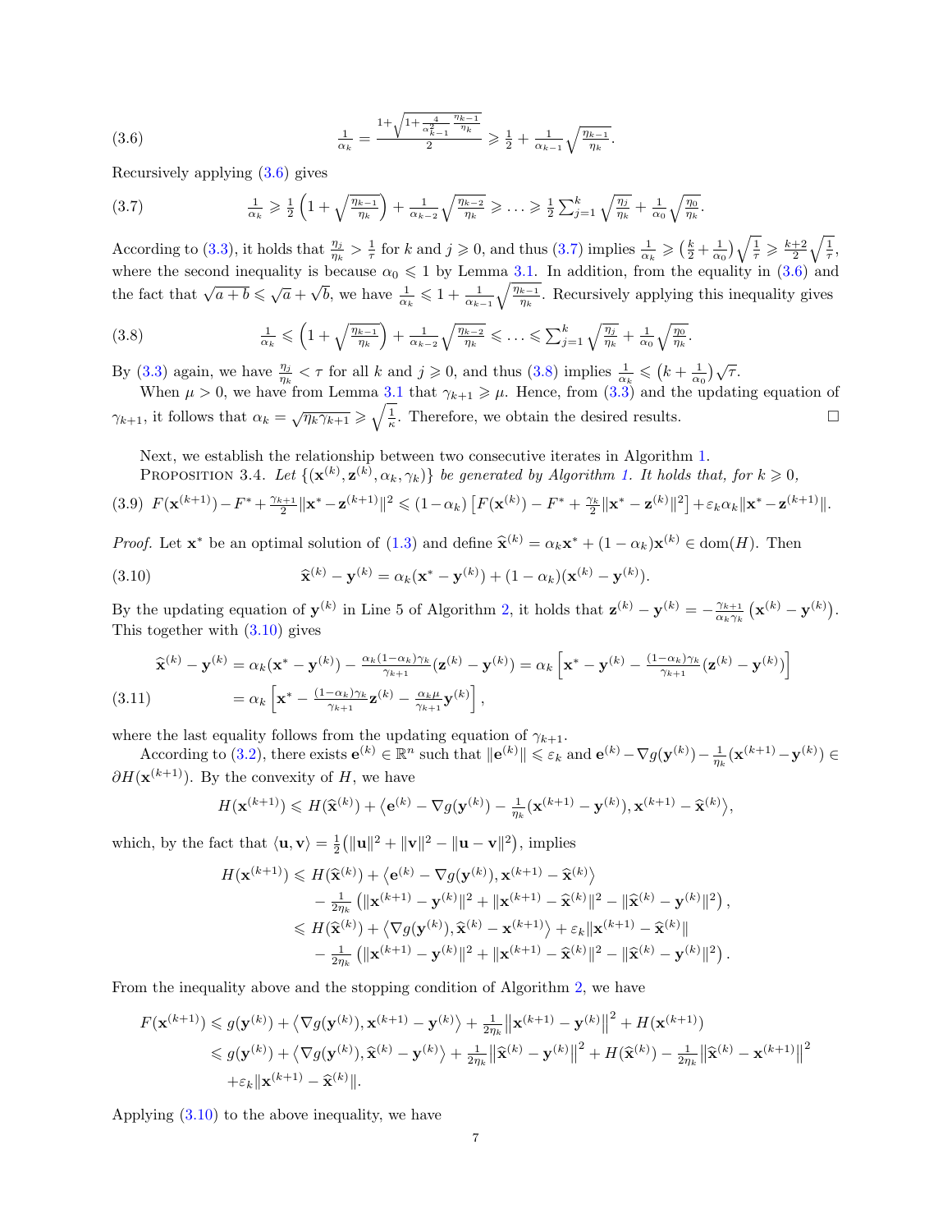$$
\frac{1}{\alpha_k} = \frac{1+\sqrt{1+\frac{4}{\alpha_{k-1}^2}\frac{\eta_{k-1}}{\eta_k}}}{2} \geqslant \frac{1}{2} + \frac{1}{\alpha_{k-1}}\sqrt{\frac{\eta_{k-1}}{\eta_k}}. \tag{3.6}
$$

Recursively applying (3.6) gives

$$
\frac{1}{\alpha_k} \geqslant \frac{1}{2}\left(1+\sqrt{\frac{\eta_{k-1}}{\eta_k}}\right) + \frac{1}{\alpha_{k-2}}\sqrt{\frac{\eta_{k-2}}{\eta_k}} \geqslant \ldots \geqslant \frac{1}{2}\sum_{j=1}^{k}\sqrt{\frac{\eta_j}{\eta_k}} + \frac{1}{\alpha_0}\sqrt{\frac{\eta_0}{\eta_k}}. \tag{3.7}
$$

According to (3.3), it holds that $\frac{\eta_j}{\eta_k} > \frac{1}{\tau}$ for $k$ and $j \geqslant 0$, and thus (3.7) implies $\frac{1}{\alpha_k} \geqslant \left(\frac{k}{2}+\frac{1}{\alpha_0}\right)\sqrt{\frac{1}{\tau}} \geqslant \frac{k+2}{2}\sqrt{\frac{1}{\tau}}$, where the second inequality is because $\alpha_0 \leqslant 1$ by Lemma 3.1. In addition, from the equality in (3.6) and the fact that $\sqrt{a+b} \leqslant \sqrt{a}+\sqrt{b}$, we have $\frac{1}{\alpha_k} \leqslant 1 + \frac{1}{\alpha_{k-1}}\sqrt{\frac{\eta_{k-1}}{\eta_k}}$. Recursively applying this inequality gives

$$
\frac{1}{\alpha_k} \leqslant \left(1+\sqrt{\frac{\eta_{k-1}}{\eta_k}}\right) + \frac{1}{\alpha_{k-2}}\sqrt{\frac{\eta_{k-2}}{\eta_k}} \leqslant \ldots \leqslant \sum_{j=1}^{k}\sqrt{\frac{\eta_j}{\eta_k}} + \frac{1}{\alpha_0}\sqrt{\frac{\eta_0}{\eta_k}}. \tag{3.8}
$$

By (3.3) again, we have $\frac{\eta_j}{\eta_k} < \tau$ for all $k$ and $j \geqslant 0$, and thus (3.8) implies $\frac{1}{\alpha_k} \leqslant \left(k+\frac{1}{\alpha_0}\right)\sqrt{\tau}$.

When $\mu > 0$, we have from Lemma 3.1 that $\gamma_{k+1} \geqslant \mu$. Hence, from (3.3) and the updating equation of $\gamma_{k+1}$, it follows that $\alpha_k = \sqrt{\eta_k\gamma_{k+1}} \geqslant \sqrt{\frac{1}{\kappa}}$. Therefore, we obtain the desired results. $\square$

Next, we establish the relationship between two consecutive iterates in Algorithm 1.

Proposition 3.4. *Let $\{(\mathbf{x}^{(k)}, \mathbf{z}^{(k)}, \alpha_k, \gamma_k)\}$ be generated by Algorithm 1. It holds that, for $k \geqslant 0$,*

$$
F(\mathbf{x}^{(k+1)}) - F^* + \frac{\gamma_{k+1}}{2}\|\mathbf{x}^* - \mathbf{z}^{(k+1)}\|^2 \leqslant (1-\alpha_k)\left[F(\mathbf{x}^{(k)}) - F^* + \frac{\gamma_k}{2}\|\mathbf{x}^* - \mathbf{z}^{(k)}\|^2\right] + \varepsilon_k\alpha_k\|\mathbf{x}^* - \mathbf{z}^{(k+1)}\|. \tag{3.9}
$$

*Proof.* Let $\mathbf{x}^*$ be an optimal solution of (1.3) and define $\widehat{\mathbf{x}}^{(k)} = \alpha_k\mathbf{x}^* + (1-\alpha_k)\mathbf{x}^{(k)} \in \mathrm{dom}(H)$. Then

$$
\widehat{\mathbf{x}}^{(k)} - \mathbf{y}^{(k)} = \alpha_k(\mathbf{x}^* - \mathbf{y}^{(k)}) + (1-\alpha_k)(\mathbf{x}^{(k)} - \mathbf{y}^{(k)}). \tag{3.10}
$$

By the updating equation of $\mathbf{y}^{(k)}$ in Line 5 of Algorithm 2, it holds that $\mathbf{z}^{(k)} - \mathbf{y}^{(k)} = -\frac{\gamma_{k+1}}{\alpha_k\gamma_k}\left(\mathbf{x}^{(k)} - \mathbf{y}^{(k)}\right)$. This together with (3.10) gives

$$
\begin{aligned}
\widehat{\mathbf{x}}^{(k)} - \mathbf{y}^{(k)} &= \alpha_k(\mathbf{x}^* - \mathbf{y}^{(k)}) - \frac{\alpha_k(1-\alpha_k)\gamma_k}{\gamma_{k+1}}(\mathbf{z}^{(k)} - \mathbf{y}^{(k)}) = \alpha_k\left[\mathbf{x}^* - \mathbf{y}^{(k)} - \frac{(1-\alpha_k)\gamma_k}{\gamma_{k+1}}(\mathbf{z}^{(k)} - \mathbf{y}^{(k)})\right] \\
&= \alpha_k\left[\mathbf{x}^* - \frac{(1-\alpha_k)\gamma_k}{\gamma_{k+1}}\mathbf{z}^{(k)} - \frac{\alpha_k\mu}{\gamma_{k+1}}\mathbf{y}^{(k)}\right],
\end{aligned} \tag{3.11}
$$

where the last equality follows from the updating equation of $\gamma_{k+1}$.

According to (3.2), there exists $\mathbf{e}^{(k)} \in \mathbb{R}^n$ such that $\|\mathbf{e}^{(k)}\| \leqslant \varepsilon_k$ and $\mathbf{e}^{(k)} - \nabla g(\mathbf{y}^{(k)}) - \frac{1}{\eta_k}(\mathbf{x}^{(k+1)} - \mathbf{y}^{(k)}) \in \partial H(\mathbf{x}^{(k+1)})$. By the convexity of $H$, we have

$$
H(\mathbf{x}^{(k+1)}) \leqslant H(\widehat{\mathbf{x}}^{(k)}) + \left\langle \mathbf{e}^{(k)} - \nabla g(\mathbf{y}^{(k)}) - \frac{1}{\eta_k}(\mathbf{x}^{(k+1)} - \mathbf{y}^{(k)}), \mathbf{x}^{(k+1)} - \widehat{\mathbf{x}}^{(k)}\right\rangle,
$$

which, by the fact that $\langle \mathbf{u}, \mathbf{v}\rangle = \frac{1}{2}\left(\|\mathbf{u}\|^2 + \|\mathbf{v}\|^2 - \|\mathbf{u}-\mathbf{v}\|^2\right)$, implies

$$
\begin{aligned}
H(\mathbf{x}^{(k+1)}) &\leqslant H(\widehat{\mathbf{x}}^{(k)}) + \left\langle \mathbf{e}^{(k)} - \nabla g(\mathbf{y}^{(k)}), \mathbf{x}^{(k+1)} - \widehat{\mathbf{x}}^{(k)}\right\rangle \\
&\quad - \frac{1}{2\eta_k}\left(\|\mathbf{x}^{(k+1)} - \mathbf{y}^{(k)}\|^2 + \|\mathbf{x}^{(k+1)} - \widehat{\mathbf{x}}^{(k)}\|^2 - \|\widehat{\mathbf{x}}^{(k)} - \mathbf{y}^{(k)}\|^2\right), \\
&\leqslant H(\widehat{\mathbf{x}}^{(k)}) + \left\langle \nabla g(\mathbf{y}^{(k)}), \widehat{\mathbf{x}}^{(k)} - \mathbf{x}^{(k+1)}\right\rangle + \varepsilon_k\|\mathbf{x}^{(k+1)} - \widehat{\mathbf{x}}^{(k)}\| \\
&\quad - \frac{1}{2\eta_k}\left(\|\mathbf{x}^{(k+1)} - \mathbf{y}^{(k)}\|^2 + \|\mathbf{x}^{(k+1)} - \widehat{\mathbf{x}}^{(k)}\|^2 - \|\widehat{\mathbf{x}}^{(k)} - \mathbf{y}^{(k)}\|^2\right).
\end{aligned}
$$

From the inequality above and the stopping condition of Algorithm 2, we have

$$
\begin{aligned}
F(\mathbf{x}^{(k+1)}) &\leqslant g(\mathbf{y}^{(k)}) + \left\langle \nabla g(\mathbf{y}^{(k)}), \mathbf{x}^{(k+1)} - \mathbf{y}^{(k)}\right\rangle + \frac{1}{2\eta_k}\left\|\mathbf{x}^{(k+1)} - \mathbf{y}^{(k)}\right\|^2 + H(\mathbf{x}^{(k+1)}) \\
&\leqslant g(\mathbf{y}^{(k)}) + \left\langle \nabla g(\mathbf{y}^{(k)}), \widehat{\mathbf{x}}^{(k)} - \mathbf{y}^{(k)}\right\rangle + \frac{1}{2\eta_k}\left\|\widehat{\mathbf{x}}^{(k)} - \mathbf{y}^{(k)}\right\|^2 + H(\widehat{\mathbf{x}}^{(k)}) - \frac{1}{2\eta_k}\left\|\widehat{\mathbf{x}}^{(k)} - \mathbf{x}^{(k+1)}\right\|^2 \\
&\quad + \varepsilon_k\|\mathbf{x}^{(k+1)} - \widehat{\mathbf{x}}^{(k)}\|.
\end{aligned}
$$

Applying (3.10) to the above inequality, we have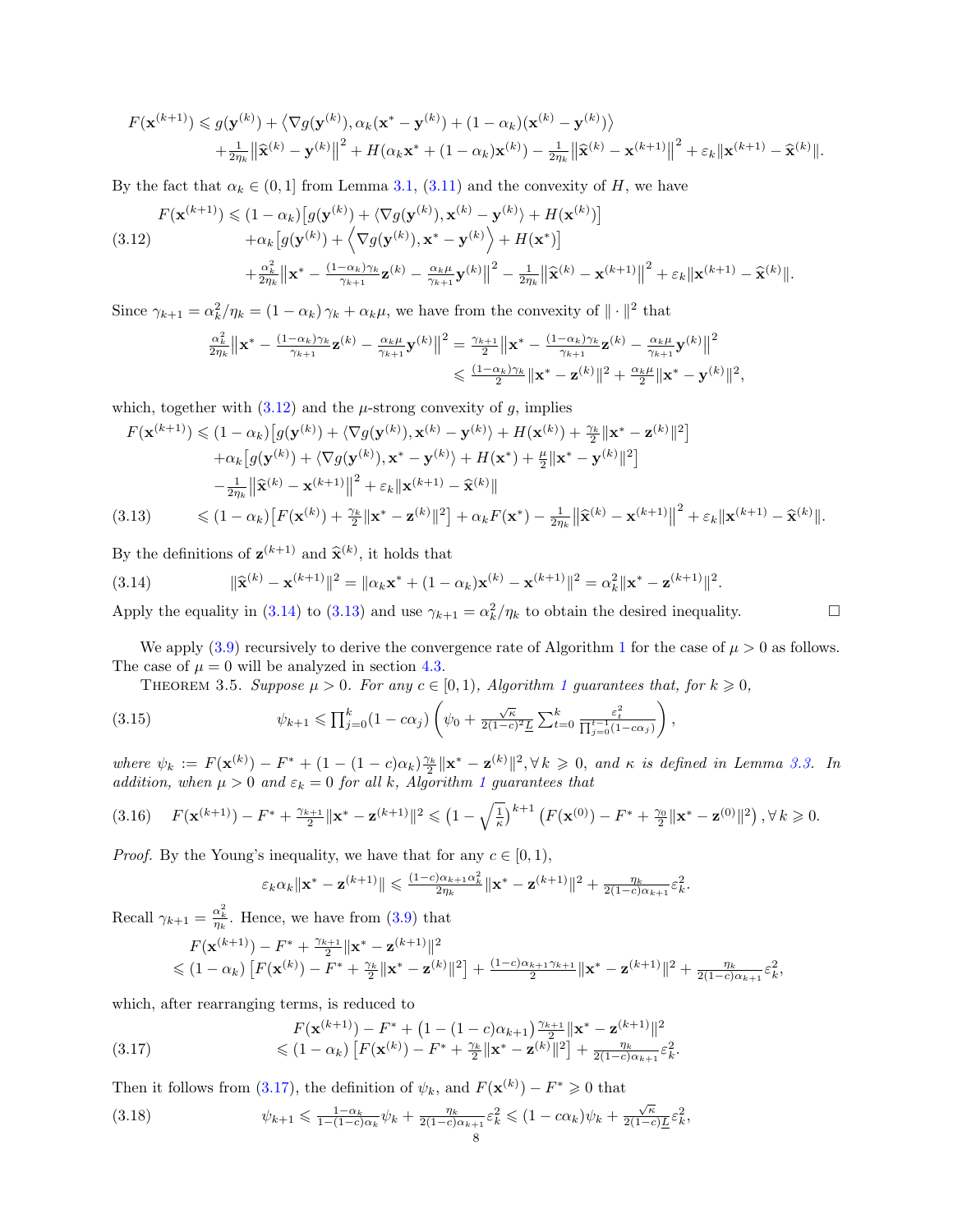$$
\begin{aligned}
F(\mathbf{x}^{(k+1)}) \leqslant\ & g(\mathbf{y}^{(k)}) + \left\langle \nabla g(\mathbf{y}^{(k)}), \alpha_k(\mathbf{x}^* - \mathbf{y}^{(k)}) + (1-\alpha_k)(\mathbf{x}^{(k)} - \mathbf{y}^{(k)}) \right\rangle \\
& + \tfrac{1}{2\eta_k}\big\|\widehat{\mathbf{x}}^{(k)} - \mathbf{y}^{(k)}\big\|^2 + H(\alpha_k \mathbf{x}^* + (1-\alpha_k)\mathbf{x}^{(k)}) - \tfrac{1}{2\eta_k}\big\|\widehat{\mathbf{x}}^{(k)} - \mathbf{x}^{(k+1)}\big\|^2 + \varepsilon_k \|\mathbf{x}^{(k+1)} - \widehat{\mathbf{x}}^{(k)}\|.
\end{aligned}
$$

By the fact that $\alpha_k \in (0,1]$ from Lemma 3.1, (3.11) and the convexity of $H$, we have

$$
\begin{aligned}
F(\mathbf{x}^{(k+1)}) \leqslant\ & (1-\alpha_k)\big[g(\mathbf{y}^{(k)}) + \langle \nabla g(\mathbf{y}^{(k)}), \mathbf{x}^{(k)} - \mathbf{y}^{(k)}\rangle + H(\mathbf{x}^{(k)})\big] \\
& + \alpha_k \big[g(\mathbf{y}^{(k)}) + \left\langle \nabla g(\mathbf{y}^{(k)}), \mathbf{x}^* - \mathbf{y}^{(k)} \right\rangle + H(\mathbf{x}^*)\big] \qquad (3.12)\\
& + \tfrac{\alpha_k^2}{2\eta_k}\big\|\mathbf{x}^* - \tfrac{(1-\alpha_k)\gamma_k}{\gamma_{k+1}}\mathbf{z}^{(k)} - \tfrac{\alpha_k \mu}{\gamma_{k+1}}\mathbf{y}^{(k)}\big\|^2 - \tfrac{1}{2\eta_k}\big\|\widehat{\mathbf{x}}^{(k)} - \mathbf{x}^{(k+1)}\big\|^2 + \varepsilon_k \|\mathbf{x}^{(k+1)} - \widehat{\mathbf{x}}^{(k)}\|.
\end{aligned}
$$

Since $\gamma_{k+1} = \alpha_k^2/\eta_k = (1-\alpha_k)\gamma_k + \alpha_k \mu$, we have from the convexity of $\|\cdot\|^2$ that

$$
\begin{aligned}
\tfrac{\alpha_k^2}{2\eta_k}\big\|\mathbf{x}^* - \tfrac{(1-\alpha_k)\gamma_k}{\gamma_{k+1}}\mathbf{z}^{(k)} - \tfrac{\alpha_k\mu}{\gamma_{k+1}}\mathbf{y}^{(k)}\big\|^2 &= \tfrac{\gamma_{k+1}}{2}\big\|\mathbf{x}^* - \tfrac{(1-\alpha_k)\gamma_k}{\gamma_{k+1}}\mathbf{z}^{(k)} - \tfrac{\alpha_k\mu}{\gamma_{k+1}}\mathbf{y}^{(k)}\big\|^2 \\
&\leqslant \tfrac{(1-\alpha_k)\gamma_k}{2}\|\mathbf{x}^* - \mathbf{z}^{(k)}\|^2 + \tfrac{\alpha_k\mu}{2}\|\mathbf{x}^* - \mathbf{y}^{(k)}\|^2,
\end{aligned}
$$

which, together with (3.12) and the $\mu$-strong convexity of $g$, implies

$$
\begin{aligned}
F(\mathbf{x}^{(k+1)}) \leqslant\ & (1-\alpha_k)\big[g(\mathbf{y}^{(k)}) + \langle \nabla g(\mathbf{y}^{(k)}), \mathbf{x}^{(k)} - \mathbf{y}^{(k)}\rangle + H(\mathbf{x}^{(k)}) + \tfrac{\gamma_k}{2}\|\mathbf{x}^* - \mathbf{z}^{(k)}\|^2\big] \\
& + \alpha_k\big[g(\mathbf{y}^{(k)}) + \langle \nabla g(\mathbf{y}^{(k)}), \mathbf{x}^* - \mathbf{y}^{(k)}\rangle + H(\mathbf{x}^*) + \tfrac{\mu}{2}\|\mathbf{x}^* - \mathbf{y}^{(k)}\|^2\big] \\
& - \tfrac{1}{2\eta_k}\big\|\widehat{\mathbf{x}}^{(k)} - \mathbf{x}^{(k+1)}\big\|^2 + \varepsilon_k\|\mathbf{x}^{(k+1)} - \widehat{\mathbf{x}}^{(k)}\| \\
\leqslant\ & (1-\alpha_k)\big[F(\mathbf{x}^{(k)}) + \tfrac{\gamma_k}{2}\|\mathbf{x}^* - \mathbf{z}^{(k)}\|^2\big] + \alpha_k F(\mathbf{x}^*) - \tfrac{1}{2\eta_k}\big\|\widehat{\mathbf{x}}^{(k)} - \mathbf{x}^{(k+1)}\big\|^2 + \varepsilon_k\|\mathbf{x}^{(k+1)} - \widehat{\mathbf{x}}^{(k)}\|. \qquad (3.13)
\end{aligned}
$$

By the definitions of $\mathbf{z}^{(k+1)}$ and $\widehat{\mathbf{x}}^{(k)}$, it holds that

$$
\|\widehat{\mathbf{x}}^{(k)} - \mathbf{x}^{(k+1)}\|^2 = \|\alpha_k \mathbf{x}^* + (1-\alpha_k)\mathbf{x}^{(k)} - \mathbf{x}^{(k+1)}\|^2 = \alpha_k^2\|\mathbf{x}^* - \mathbf{z}^{(k+1)}\|^2. \qquad (3.14)
$$

Apply the equality in (3.14) to (3.13) and use $\gamma_{k+1} = \alpha_k^2/\eta_k$ to obtain the desired inequality. $\square$

We apply (3.9) recursively to derive the convergence rate of Algorithm 1 for the case of $\mu > 0$ as follows. The case of $\mu = 0$ will be analyzed in section 4.3.

THEOREM 3.5. *Suppose $\mu > 0$. For any $c \in [0,1)$, Algorithm 1 guarantees that, for $k \geqslant 0$,*

$$
\psi_{k+1} \leqslant \textstyle\prod_{j=0}^{k}(1 - c\alpha_j)\left(\psi_0 + \frac{\sqrt{\kappa}}{2(1-c)^2\underline{L}}\sum_{t=0}^{k}\frac{\varepsilon_t^2}{\prod_{j=0}^{t-1}(1-c\alpha_j)}\right), \qquad (3.15)
$$

*where $\psi_k := F(\mathbf{x}^{(k)}) - F^* + (1-(1-c)\alpha_k)\frac{\gamma_k}{2}\|\mathbf{x}^* - \mathbf{z}^{(k)}\|^2, \forall\, k \geqslant 0$, and $\kappa$ is defined in Lemma 3.3. In addition, when $\mu > 0$ and $\varepsilon_k = 0$ for all $k$, Algorithm 1 guarantees that*

$$
F(\mathbf{x}^{(k+1)}) - F^* + \tfrac{\gamma_{k+1}}{2}\|\mathbf{x}^* - \mathbf{z}^{(k+1)}\|^2 \leqslant \left(1 - \sqrt{\tfrac{1}{\kappa}}\right)^{k+1}\left(F(\mathbf{x}^{(0)}) - F^* + \tfrac{\gamma_0}{2}\|\mathbf{x}^* - \mathbf{z}^{(0)}\|^2\right), \forall\, k \geqslant 0. \qquad (3.16)
$$

*Proof.* By the Young's inequality, we have that for any $c \in [0,1)$,

$$
\varepsilon_k \alpha_k \|\mathbf{x}^* - \mathbf{z}^{(k+1)}\| \leqslant \tfrac{(1-c)\alpha_{k+1}\alpha_k^2}{2\eta_k}\|\mathbf{x}^* - \mathbf{z}^{(k+1)}\|^2 + \tfrac{\eta_k}{2(1-c)\alpha_{k+1}}\varepsilon_k^2.
$$

Recall $\gamma_{k+1} = \frac{\alpha_k^2}{\eta_k}$. Hence, we have from (3.9) that

$$
\begin{aligned}
& F(\mathbf{x}^{(k+1)}) - F^* + \tfrac{\gamma_{k+1}}{2}\|\mathbf{x}^* - \mathbf{z}^{(k+1)}\|^2 \\
\leqslant\ & (1-\alpha_k)\left[F(\mathbf{x}^{(k)}) - F^* + \tfrac{\gamma_k}{2}\|\mathbf{x}^* - \mathbf{z}^{(k)}\|^2\right] + \tfrac{(1-c)\alpha_{k+1}\gamma_{k+1}}{2}\|\mathbf{x}^* - \mathbf{z}^{(k+1)}\|^2 + \tfrac{\eta_k}{2(1-c)\alpha_{k+1}}\varepsilon_k^2,
\end{aligned}
$$

which, after rearranging terms, is reduced to

$$
\begin{aligned}
& F(\mathbf{x}^{(k+1)}) - F^* + \big(1 - (1-c)\alpha_{k+1}\big)\tfrac{\gamma_{k+1}}{2}\|\mathbf{x}^* - \mathbf{z}^{(k+1)}\|^2 \\
\leqslant\ & (1-\alpha_k)\left[F(\mathbf{x}^{(k)}) - F^* + \tfrac{\gamma_k}{2}\|\mathbf{x}^* - \mathbf{z}^{(k)}\|^2\right] + \tfrac{\eta_k}{2(1-c)\alpha_{k+1}}\varepsilon_k^2. \qquad (3.17)
\end{aligned}
$$

Then it follows from (3.17), the definition of $\psi_k$, and $F(\mathbf{x}^{(k)}) - F^* \geqslant 0$ that

$$
\psi_{k+1} \leqslant \tfrac{1-\alpha_k}{1-(1-c)\alpha_k}\psi_k + \tfrac{\eta_k}{2(1-c)\alpha_{k+1}}\varepsilon_k^2 \leqslant (1 - c\alpha_k)\psi_k + \tfrac{\sqrt{\kappa}}{2(1-c)\underline{L}}\varepsilon_k^2, \qquad (3.18)
$$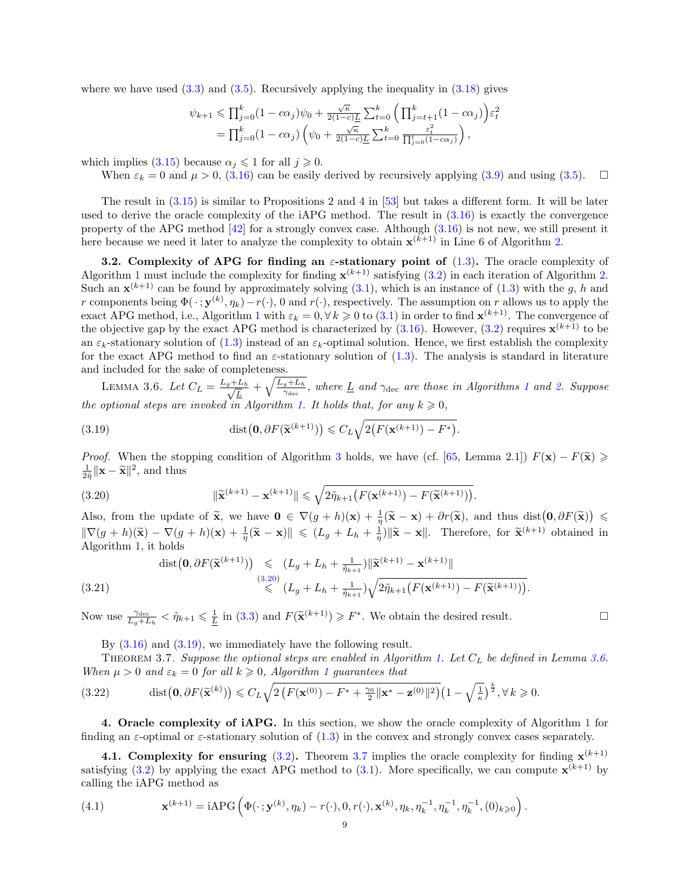where we have used (3.3) and (3.5). Recursively applying the inequality in (3.18) gives

$$
\begin{aligned}
\psi_{k+1} &\leqslant \prod_{j=0}^{k}(1-c\alpha_j)\psi_0 + \tfrac{\sqrt{\kappa}}{2(1-c)\underline{L}}\sum_{t=0}^{k}\Big(\prod_{j=t+1}^{k}(1-c\alpha_j)\Big)\varepsilon_t^2 \\
&= \prod_{j=0}^{k}(1-c\alpha_j)\Big(\psi_0 + \tfrac{\sqrt{\kappa}}{2(1-c)\underline{L}}\sum_{t=0}^{k}\tfrac{\varepsilon_t^2}{\prod_{j=0}^{t}(1-c\alpha_j)}\Big),
\end{aligned}
$$

which implies (3.15) because $\alpha_j \leqslant 1$ for all $j \geqslant 0$.

When $\varepsilon_k = 0$ and $\mu > 0$, (3.16) can be easily derived by recursively applying (3.9) and using (3.5). $\square$

The result in (3.15) is similar to Propositions 2 and 4 in [53] but takes a different form. It will be later used to derive the oracle complexity of the iAPG method. The result in (3.16) is exactly the convergence property of the APG method [42] for a strongly convex case. Although (3.16) is not new, we still present it here because we need it later to analyze the complexity to obtain $\mathbf{x}^{(k+1)}$ in Line 6 of Algorithm 2.

**3.2. Complexity of APG for finding an $\varepsilon$-stationary point of (1.3).** The oracle complexity of Algorithm 1 must include the complexity for finding $\mathbf{x}^{(k+1)}$ satisfying (3.2) in each iteration of Algorithm 2. Such an $\mathbf{x}^{(k+1)}$ can be found by approximately solving (3.1), which is an instance of (1.3) with the $g$, $h$ and $r$ components being $\Phi(\cdot\,;\mathbf{y}^{(k)},\eta_k)-r(\cdot)$, 0 and $r(\cdot)$, respectively. The assumption on $r$ allows us to apply the exact APG method, i.e., Algorithm 1 with $\varepsilon_k = 0, \forall\, k \geqslant 0$ to (3.1) in order to find $\mathbf{x}^{(k+1)}$. The convergence of the objective gap by the exact APG method is characterized by (3.16). However, (3.2) requires $\mathbf{x}^{(k+1)}$ to be an $\varepsilon_k$-stationary solution of (1.3) instead of an $\varepsilon_k$-optimal solution. Hence, we first establish the complexity for the exact APG method to find an $\varepsilon$-stationary solution of (1.3). The analysis is standard in literature and included for the sake of completeness.

LEMMA 3.6. *Let $C_L = \frac{L_g+L_h}{\sqrt{\underline{L}}} + \sqrt{\frac{L_g+L_h}{\gamma_{\rm dec}}}$, where $\underline{L}$ and $\gamma_{\rm dec}$ are those in Algorithms 1 and 2. Suppose the optional steps are invoked in Algorithm 1. It holds that, for any $k \geqslant 0$,*

$$
\operatorname{dist}\big(\mathbf{0}, \partial F(\widetilde{\mathbf{x}}^{(k+1)})\big) \leqslant C_L\sqrt{2\big(F(\mathbf{x}^{(k+1)}) - F^*\big)}. \tag{3.19}
$$

*Proof.* When the stopping condition of Algorithm 3 holds, we have (cf. [65, Lemma 2.1]) $F(\mathbf{x}) - F(\widetilde{\mathbf{x}}) \geqslant \frac{1}{2\tilde{\eta}}\|\mathbf{x}-\widetilde{\mathbf{x}}\|^2$, and thus

$$
\|\widetilde{\mathbf{x}}^{(k+1)} - \mathbf{x}^{(k+1)}\| \leqslant \sqrt{2\tilde{\eta}_{k+1}\big(F(\mathbf{x}^{(k+1)}) - F(\widetilde{\mathbf{x}}^{(k+1)})\big)}. \tag{3.20}
$$

Also, from the update of $\widetilde{\mathbf{x}}$, we have $\mathbf{0} \in \nabla(g+h)(\mathbf{x}) + \frac{1}{\eta}(\widetilde{\mathbf{x}}-\mathbf{x}) + \partial r(\widetilde{\mathbf{x}})$, and thus $\operatorname{dist}\big(\mathbf{0},\partial F(\widetilde{\mathbf{x}})\big) \leqslant \|\nabla(g+h)(\widetilde{\mathbf{x}}) - \nabla(g+h)(\mathbf{x}) + \frac{1}{\eta}(\widetilde{\mathbf{x}}-\mathbf{x})\| \leqslant (L_g+L_h+\frac{1}{\eta})\|\widetilde{\mathbf{x}}-\mathbf{x}\|$. Therefore, for $\widetilde{\mathbf{x}}^{(k+1)}$ obtained in Algorithm 1, it holds

$$
\begin{aligned}
\operatorname{dist}\big(\mathbf{0},\partial F(\widetilde{\mathbf{x}}^{(k+1)})\big) &\leqslant (L_g+L_h+\tfrac{1}{\tilde{\eta}_{k+1}})\|\widetilde{\mathbf{x}}^{(k+1)} - \mathbf{x}^{(k+1)}\| \\
&\overset{(3.20)}{\leqslant} (L_g+L_h+\tfrac{1}{\tilde{\eta}_{k+1}})\sqrt{2\tilde{\eta}_{k+1}\big(F(\mathbf{x}^{(k+1)}) - F(\widetilde{\mathbf{x}}^{(k+1)})\big)}.
\end{aligned} \tag{3.21}
$$

Now use $\frac{\gamma_{\rm dec}}{L_g+L_h} < \tilde{\eta}_{k+1} \leqslant \frac{1}{\underline{L}}$ in (3.3) and $F(\widetilde{\mathbf{x}}^{(k+1)}) \geqslant F^*$. We obtain the desired result. $\square$

By (3.16) and (3.19), we immediately have the following result.

THEOREM 3.7. *Suppose the optional steps are enabled in Algorithm 1. Let $C_L$ be defined in Lemma 3.6. When $\mu > 0$ and $\varepsilon_k = 0$ for all $k \geqslant 0$, Algorithm 1 guarantees that*

$$
\operatorname{dist}\big(\mathbf{0},\partial F(\widetilde{\mathbf{x}}^{(k)})\big) \leqslant C_L\sqrt{2\left(F(\mathbf{x}^{(0)}) - F^* + \tfrac{\gamma_0}{2}\|\mathbf{x}^* - \mathbf{z}^{(0)}\|^2\right)}\big(1-\sqrt{\tfrac{1}{\kappa}}\big)^{\frac{k}{2}}, \forall\, k \geqslant 0. \tag{3.22}
$$

**4. Oracle complexity of iAPG.** In this section, we show the oracle complexity of Algorithm 1 for finding an $\varepsilon$-optimal or $\varepsilon$-stationary solution of (1.3) in the convex and strongly convex cases separately.

**4.1. Complexity for ensuring (3.2).** Theorem 3.7 implies the oracle complexity for finding $\mathbf{x}^{(k+1)}$ satisfying (3.2) by applying the exact APG method to (3.1). More specifically, we can compute $\mathbf{x}^{(k+1)}$ by calling the iAPG method as

$$
\mathbf{x}^{(k+1)} = \mathrm{iAPG}\left(\Phi(\cdot\,;\mathbf{y}^{(k)},\eta_k) - r(\cdot), 0, r(\cdot), \mathbf{x}^{(k)}, \eta_k, \eta_k^{-1}, \eta_k^{-1}, \eta_k^{-1}, (0)_{k\geqslant 0}\right). \tag{4.1}
$$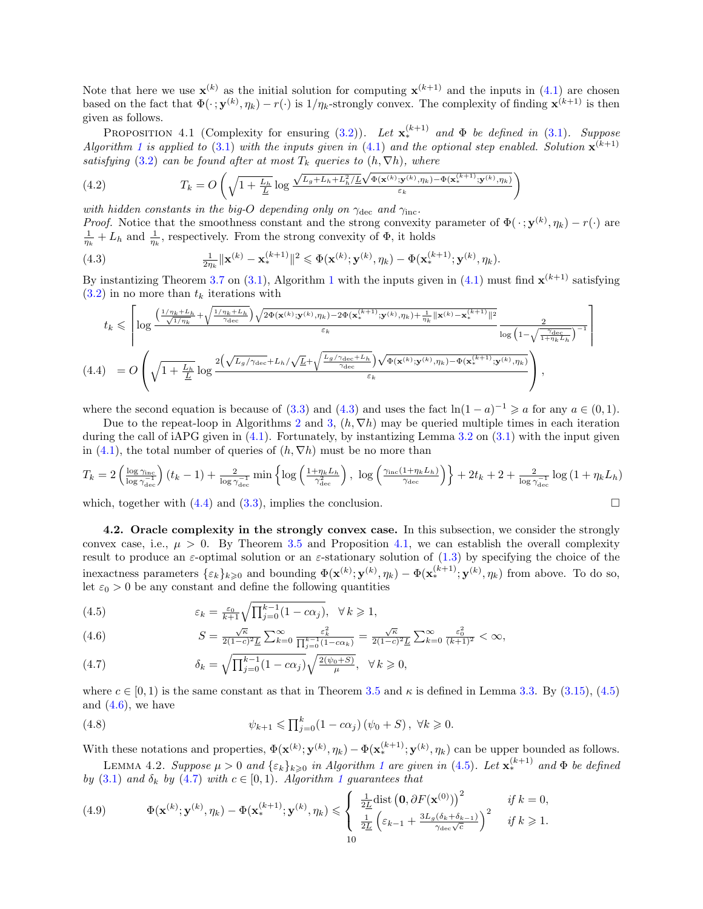Note that here we use $\mathbf{x}^{(k)}$ as the initial solution for computing $\mathbf{x}^{(k+1)}$ and the inputs in (4.1) are chosen based on the fact that $\Phi(\cdot;\mathbf{y}^{(k)},\eta_k)-r(\cdot)$ is $1/\eta_k$-strongly convex. The complexity of finding $\mathbf{x}^{(k+1)}$ is then given as follows.

PROPOSITION 4.1 (Complexity for ensuring (3.2)). *Let $\mathbf{x}_*^{(k+1)}$ and $\Phi$ be defined in (3.1). Suppose Algorithm 1 is applied to (3.1) with the inputs given in (4.1) and the optional step enabled. Solution $\mathbf{x}^{(k+1)}$ satisfying (3.2) can be found after at most $T_k$ queries to $(h,\nabla h)$, where*

$$
T_k = O\left(\sqrt{1+\tfrac{L_h}{\underline{L}}}\log\frac{\sqrt{L_g+L_h+L_h^2/\underline{L}}\sqrt{\Phi(\mathbf{x}^{(k)};\mathbf{y}^{(k)},\eta_k)-\Phi(\mathbf{x}_*^{(k+1)};\mathbf{y}^{(k)},\eta_k)}}{\varepsilon_k}\right) \tag{4.2}
$$

*with hidden constants in the big-O depending only on $\gamma_{\rm dec}$ and $\gamma_{\rm inc}$.*

*Proof.* Notice that the smoothness constant and the strong convexity parameter of $\Phi(\,\cdot\,;\mathbf{y}^{(k)},\eta_k)-r(\cdot)$ are $\frac{1}{\eta_k}+L_h$ and $\frac{1}{\eta_k}$, respectively. From the strong convexity of $\Phi$, it holds

$$
\tfrac{1}{2\eta_k}\|\mathbf{x}^{(k)}-\mathbf{x}_*^{(k+1)}\|^2 \leqslant \Phi(\mathbf{x}^{(k)};\mathbf{y}^{(k)},\eta_k)-\Phi(\mathbf{x}_*^{(k+1)};\mathbf{y}^{(k)},\eta_k). \tag{4.3}
$$

By instantiating Theorem 3.7 on (3.1), Algorithm 1 with the inputs given in (4.1) must find $\mathbf{x}^{(k+1)}$ satisfying (3.2) in no more than $t_k$ iterations with

$$
\begin{aligned}
t_k &\leqslant \left\lceil \log\frac{\left(\frac{1/\eta_k+L_h}{\sqrt{1/\eta_k}}+\sqrt{\frac{1/\eta_k+L_h}{\gamma_{\rm dec}}}\right)\sqrt{2\Phi(\mathbf{x}^{(k)};\mathbf{y}^{(k)},\eta_k)-2\Phi(\mathbf{x}_*^{(k+1)};\mathbf{y}^{(k)},\eta_k)+\frac{1}{\eta_k}\|\mathbf{x}^{(k)}-\mathbf{x}_*^{(k+1)}\|^2}}{\varepsilon_k}\frac{2}{\log\left(1-\sqrt{\frac{\gamma_{\rm dec}}{1+\eta_k L_h}}\right)^{-1}}\right\rceil \\
&= O\left(\sqrt{1+\tfrac{L_h}{\underline{L}}}\log\frac{2\left(\sqrt{L_g/\gamma_{\rm dec}}+L_h/\sqrt{\underline{L}}+\sqrt{\frac{L_g/\gamma_{\rm dec}+L_h}{\gamma_{\rm dec}}}\right)\sqrt{\Phi(\mathbf{x}^{(k)};\mathbf{y}^{(k)},\eta_k)-\Phi(\mathbf{x}_*^{(k+1)};\mathbf{y}^{(k)},\eta_k)}}{\varepsilon_k}\right),
\end{aligned} \tag{4.4}
$$

where the second equation is because of (3.3) and (4.3) and uses the fact $\ln(1-a)^{-1}\geqslant a$ for any $a\in(0,1)$.

Due to the repeat-loop in Algorithms 2 and 3, $(h,\nabla h)$ may be queried multiple times in each iteration during the call of iAPG given in (4.1). Fortunately, by instantiating Lemma 3.2 on (3.1) with the input given in (4.1), the total number of queries of $(h,\nabla h)$ must be no more than

$$
T_k = 2\left(\tfrac{\log\gamma_{\rm inc}}{\log\gamma_{\rm dec}^{-1}}\right)(t_k-1)+\tfrac{2}{\log\gamma_{\rm dec}^{-1}}\min\left\{\log\left(\tfrac{1+\eta_k L_h}{\gamma_{\rm dec}^2}\right),\ \log\left(\tfrac{\gamma_{\rm inc}(1+\eta_k L_h)}{\gamma_{\rm dec}}\right)\right\}+2t_k+2+\tfrac{2}{\log\gamma_{\rm dec}^{-1}}\log\left(1+\eta_k L_h\right)
$$

which, together with (4.4) and (3.3), implies the conclusion. $\square$

**4.2. Oracle complexity in the strongly convex case.** In this subsection, we consider the strongly convex case, i.e., $\mu>0$. By Theorem 3.5 and Proposition 4.1, we can establish the overall complexity result to produce an $\varepsilon$-optimal solution or an $\varepsilon$-stationary solution of (1.3) by specifying the choice of the inexactness parameters $\{\varepsilon_k\}_{k\geqslant 0}$ and bounding $\Phi(\mathbf{x}^{(k)};\mathbf{y}^{(k)},\eta_k)-\Phi(\mathbf{x}_*^{(k+1)};\mathbf{y}^{(k)},\eta_k)$ from above. To do so, let $\varepsilon_0>0$ be any constant and define the following quantities

$$
\varepsilon_k = \tfrac{\varepsilon_0}{k+1}\sqrt{\textstyle\prod_{j=0}^{k-1}(1-c\alpha_j)},\quad \forall k\geqslant 1, \tag{4.5}
$$

$$
S = \tfrac{\sqrt{\kappa}}{2(1-c)^2\underline{L}}\textstyle\sum_{k=0}^{\infty}\frac{\varepsilon_k^2}{\prod_{j=0}^{k-1}(1-c\alpha_k)} = \tfrac{\sqrt{\kappa}}{2(1-c)^2\underline{L}}\textstyle\sum_{k=0}^{\infty}\frac{\varepsilon_0^2}{(k+1)^2}<\infty, \tag{4.6}
$$

$$
\delta_k = \sqrt{\textstyle\prod_{j=0}^{k-1}(1-c\alpha_j)}\sqrt{\tfrac{2(\psi_0+S)}{\mu}},\quad \forall k\geqslant 0, \tag{4.7}
$$

where $c\in[0,1)$ is the same constant as that in Theorem 3.5 and $\kappa$ is defined in Lemma 3.3. By (3.15), (4.5) and (4.6), we have

$$
\psi_{k+1}\leqslant \textstyle\prod_{j=0}^{k}(1-c\alpha_j)\left(\psi_0+S\right),\ \forall k\geqslant 0. \tag{4.8}
$$

With these notations and properties, $\Phi(\mathbf{x}^{(k)};\mathbf{y}^{(k)},\eta_k)-\Phi(\mathbf{x}_*^{(k+1)};\mathbf{y}^{(k)},\eta_k)$ can be upper bounded as follows.

LEMMA 4.2. *Suppose $\mu>0$ and $\{\varepsilon_k\}_{k\geqslant 0}$ in Algorithm 1 are given in (4.5). Let $\mathbf{x}_*^{(k+1)}$ and $\Phi$ be defined by (3.1) and $\delta_k$ by (4.7) with $c\in[0,1)$. Algorithm 1 guarantees that*

$$
\Phi(\mathbf{x}^{(k)};\mathbf{y}^{(k)},\eta_k)-\Phi(\mathbf{x}_*^{(k+1)};\mathbf{y}^{(k)},\eta_k)\leqslant\begin{cases}\frac{1}{2\underline{L}}\mathrm{dist}\left(\mathbf{0},\partial F(\mathbf{x}^{(0)})\right)^2 & \text{if } k=0,\\ \frac{1}{2\underline{L}}\left(\varepsilon_{k-1}+\frac{3L_g(\delta_k+\delta_{k-1})}{\gamma_{\rm dec}\sqrt{c}}\right)^2 & \text{if } k\geqslant 1.\end{cases} \tag{4.9}
$$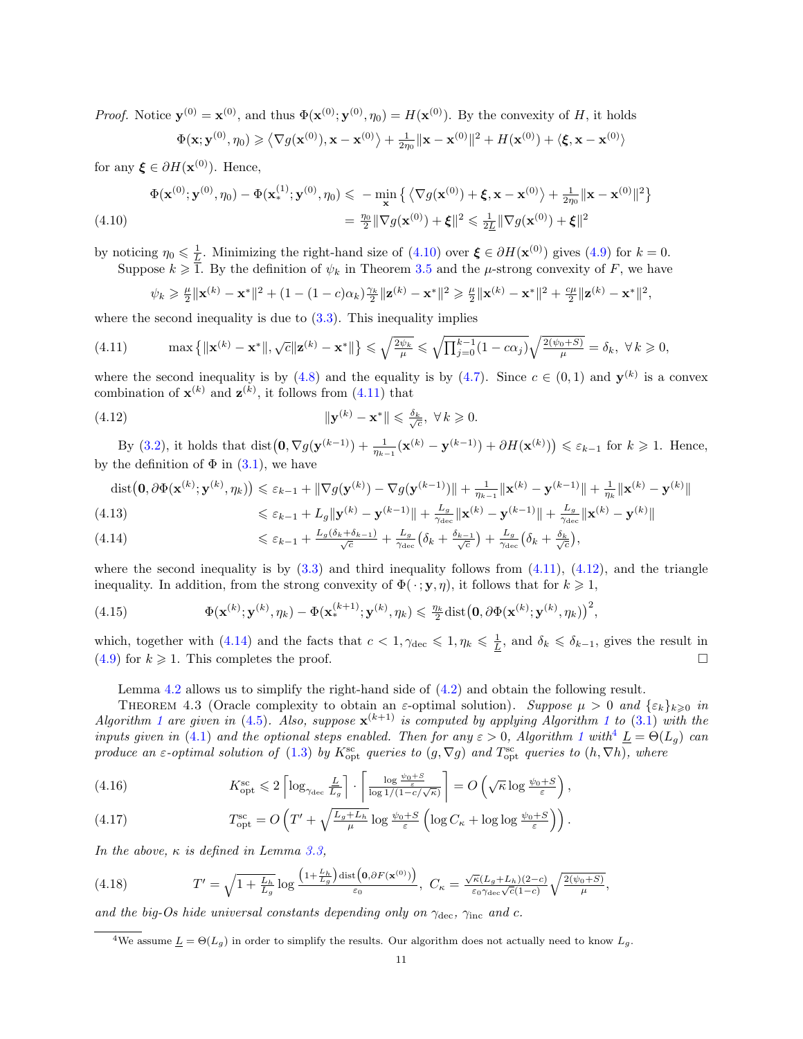*Proof.* Notice $\mathbf{y}^{(0)} = \mathbf{x}^{(0)}$, and thus $\Phi(\mathbf{x}^{(0)}; \mathbf{y}^{(0)}, \eta_0) = H(\mathbf{x}^{(0)})$. By the convexity of $H$, it holds

$$\Phi(\mathbf{x}; \mathbf{y}^{(0)}, \eta_0) \geqslant \langle \nabla g(\mathbf{x}^{(0)}), \mathbf{x} - \mathbf{x}^{(0)} \rangle + \tfrac{1}{2\eta_0}\|\mathbf{x} - \mathbf{x}^{(0)}\|^2 + H(\mathbf{x}^{(0)}) + \langle \boldsymbol{\xi}, \mathbf{x} - \mathbf{x}^{(0)} \rangle$$

for any $\boldsymbol{\xi} \in \partial H(\mathbf{x}^{(0)})$. Hence,

$$\Phi(\mathbf{x}^{(0)}; \mathbf{y}^{(0)}, \eta_0) - \Phi(\mathbf{x}_*^{(1)}; \mathbf{y}^{(0)}, \eta_0) \leqslant -\min_{\mathbf{x}} \left\{ \langle \nabla g(\mathbf{x}^{(0)}) + \boldsymbol{\xi}, \mathbf{x} - \mathbf{x}^{(0)} \rangle + \tfrac{1}{2\eta_0}\|\mathbf{x} - \mathbf{x}^{(0)}\|^2 \right\}$$

$$= \tfrac{\eta_0}{2}\|\nabla g(\mathbf{x}^{(0)}) + \boldsymbol{\xi}\|^2 \leqslant \tfrac{1}{2\underline{L}}\|\nabla g(\mathbf{x}^{(0)}) + \boldsymbol{\xi}\|^2 \tag{4.10}$$

by noticing $\eta_0 \leqslant \frac{1}{\underline{L}}$. Minimizing the right-hand size of (4.10) over $\boldsymbol{\xi} \in \partial H(\mathbf{x}^{(0)})$ gives (4.9) for $k = 0$.

Suppose $k \geqslant 1$. By the definition of $\psi_k$ in Theorem 3.5 and the $\mu$-strong convexity of $F$, we have

$$\psi_k \geqslant \tfrac{\mu}{2}\|\mathbf{x}^{(k)} - \mathbf{x}^*\|^2 + (1 - (1-c)\alpha_k)\tfrac{\gamma_k}{2}\|\mathbf{z}^{(k)} - \mathbf{x}^*\|^2 \geqslant \tfrac{\mu}{2}\|\mathbf{x}^{(k)} - \mathbf{x}^*\|^2 + \tfrac{c\mu}{2}\|\mathbf{z}^{(k)} - \mathbf{x}^*\|^2,$$

where the second inequality is due to (3.3). This inequality implies

$$\max\left\{\|\mathbf{x}^{(k)} - \mathbf{x}^*\|, \sqrt{c}\|\mathbf{z}^{(k)} - \mathbf{x}^*\|\right\} \leqslant \sqrt{\tfrac{2\psi_k}{\mu}} \leqslant \sqrt{\textstyle\prod_{j=0}^{k-1}(1 - c\alpha_j)}\sqrt{\tfrac{2(\psi_0 + S)}{\mu}} = \delta_k, \ \forall\, k \geqslant 0, \tag{4.11}$$

where the second inequality is by (4.8) and the equality is by (4.7). Since $c \in (0, 1)$ and $\mathbf{y}^{(k)}$ is a convex combination of $\mathbf{x}^{(k)}$ and $\mathbf{z}^{(k)}$, it follows from (4.11) that

$$\|\mathbf{y}^{(k)} - \mathbf{x}^*\| \leqslant \tfrac{\delta_k}{\sqrt{c}}, \ \forall\, k \geqslant 0. \tag{4.12}$$

By (3.2), it holds that $\mathrm{dist}\big(\mathbf{0}, \nabla g(\mathbf{y}^{(k-1)}) + \frac{1}{\eta_{k-1}}(\mathbf{x}^{(k)} - \mathbf{y}^{(k-1)}) + \partial H(\mathbf{x}^{(k)})\big) \leqslant \varepsilon_{k-1}$ for $k \geqslant 1$. Hence, by the definition of $\Phi$ in (3.1), we have

$$\mathrm{dist}\big(\mathbf{0}, \partial\Phi(\mathbf{x}^{(k)}; \mathbf{y}^{(k)}, \eta_k)\big) \leqslant \varepsilon_{k-1} + \|\nabla g(\mathbf{y}^{(k)}) - \nabla g(\mathbf{y}^{(k-1)})\| + \tfrac{1}{\eta_{k-1}}\|\mathbf{x}^{(k)} - \mathbf{y}^{(k-1)}\| + \tfrac{1}{\eta_k}\|\mathbf{x}^{(k)} - \mathbf{y}^{(k)}\|$$

$$\leqslant \varepsilon_{k-1} + L_g\|\mathbf{y}^{(k)} - \mathbf{y}^{(k-1)}\| + \tfrac{L_g}{\gamma_{\mathrm{dec}}}\|\mathbf{x}^{(k)} - \mathbf{y}^{(k-1)}\| + \tfrac{L_g}{\gamma_{\mathrm{dec}}}\|\mathbf{x}^{(k)} - \mathbf{y}^{(k)}\| \tag{4.13}$$

$$\leqslant \varepsilon_{k-1} + \tfrac{L_g(\delta_k + \delta_{k-1})}{\sqrt{c}} + \tfrac{L_g}{\gamma_{\mathrm{dec}}}\big(\delta_k + \tfrac{\delta_{k-1}}{\sqrt{c}}\big) + \tfrac{L_g}{\gamma_{\mathrm{dec}}}\big(\delta_k + \tfrac{\delta_k}{\sqrt{c}}\big), \tag{4.14}$$

where the second inequality is by (3.3) and third inequality follows from (4.11), (4.12), and the triangle inequality. In addition, from the strong convexity of $\Phi(\,\cdot\,; \mathbf{y}, \eta)$, it follows that for $k \geqslant 1$,

$$\Phi(\mathbf{x}^{(k)}; \mathbf{y}^{(k)}, \eta_k) - \Phi(\mathbf{x}_*^{(k+1)}; \mathbf{y}^{(k)}, \eta_k) \leqslant \tfrac{\eta_k}{2}\mathrm{dist}\big(\mathbf{0}, \partial\Phi(\mathbf{x}^{(k)}; \mathbf{y}^{(k)}, \eta_k)\big)^2, \tag{4.15}$$

which, together with (4.14) and the facts that $c < 1, \gamma_{\mathrm{dec}} \leqslant 1, \eta_k \leqslant \frac{1}{\underline{L}}$, and $\delta_k \leqslant \delta_{k-1}$, gives the result in (4.9) for $k \geqslant 1$. This completes the proof. $\square$

Lemma 4.2 allows us to simplify the right-hand side of (4.2) and obtain the following result.

THEOREM 4.3 (Oracle complexity to obtain an $\varepsilon$-optimal solution). *Suppose $\mu > 0$ and $\{\varepsilon_k\}_{k\geqslant 0}$ in Algorithm 1 are given in (4.5). Also, suppose $\mathbf{x}^{(k+1)}$ is computed by applying Algorithm 1 to (3.1) with the inputs given in (4.1) and the optional steps enabled. Then for any $\varepsilon > 0$, Algorithm 1 with[4] $\underline{L} = \Theta(L_g)$ can produce an $\varepsilon$-optimal solution of (1.3) by $K_{\mathrm{opt}}^{\mathrm{sc}}$ queries to $(g, \nabla g)$ and $T_{\mathrm{opt}}^{\mathrm{sc}}$ queries to $(h, \nabla h)$, where*

$$K_{\mathrm{opt}}^{\mathrm{sc}} \leqslant 2\left\lceil \log_{\gamma_{\mathrm{dec}}} \tfrac{\underline{L}}{L_g} \right\rceil \cdot \left\lceil \frac{\log \frac{\psi_0 + S}{\varepsilon}}{\log 1/(1 - c/\sqrt{\kappa})} \right\rceil = O\left(\sqrt{\kappa}\log\tfrac{\psi_0 + S}{\varepsilon}\right), \tag{4.16}$$

$$T_{\mathrm{opt}}^{\mathrm{sc}} = O\left(T' + \sqrt{\tfrac{L_g + L_h}{\mu}}\log\tfrac{\psi_0 + S}{\varepsilon}\left(\log C_\kappa + \log\log\tfrac{\psi_0 + S}{\varepsilon}\right)\right). \tag{4.17}$$

*In the above, $\kappa$ is defined in Lemma 3.3,*

$$T' = \sqrt{1 + \tfrac{L_h}{L_g}}\log\frac{\left(1 + \frac{L_h}{L_g}\right)\mathrm{dist}\big(\mathbf{0}, \partial F(\mathbf{x}^{(0)})\big)}{\varepsilon_0}, \ C_\kappa = \frac{\sqrt{\kappa}(L_g + L_h)(2 - c)}{\varepsilon_0 \gamma_{\mathrm{dec}}\sqrt{c}(1 - c)}\sqrt{\tfrac{2(\psi_0 + S)}{\mu}}, \tag{4.18}$$

*and the big-Os hide universal constants depending only on $\gamma_{\mathrm{dec}}$, $\gamma_{\mathrm{inc}}$ and $c$.*

---

[4] We assume $\underline{L} = \Theta(L_g)$ in order to simplify the results. Our algorithm does not actually need to know $L_g$.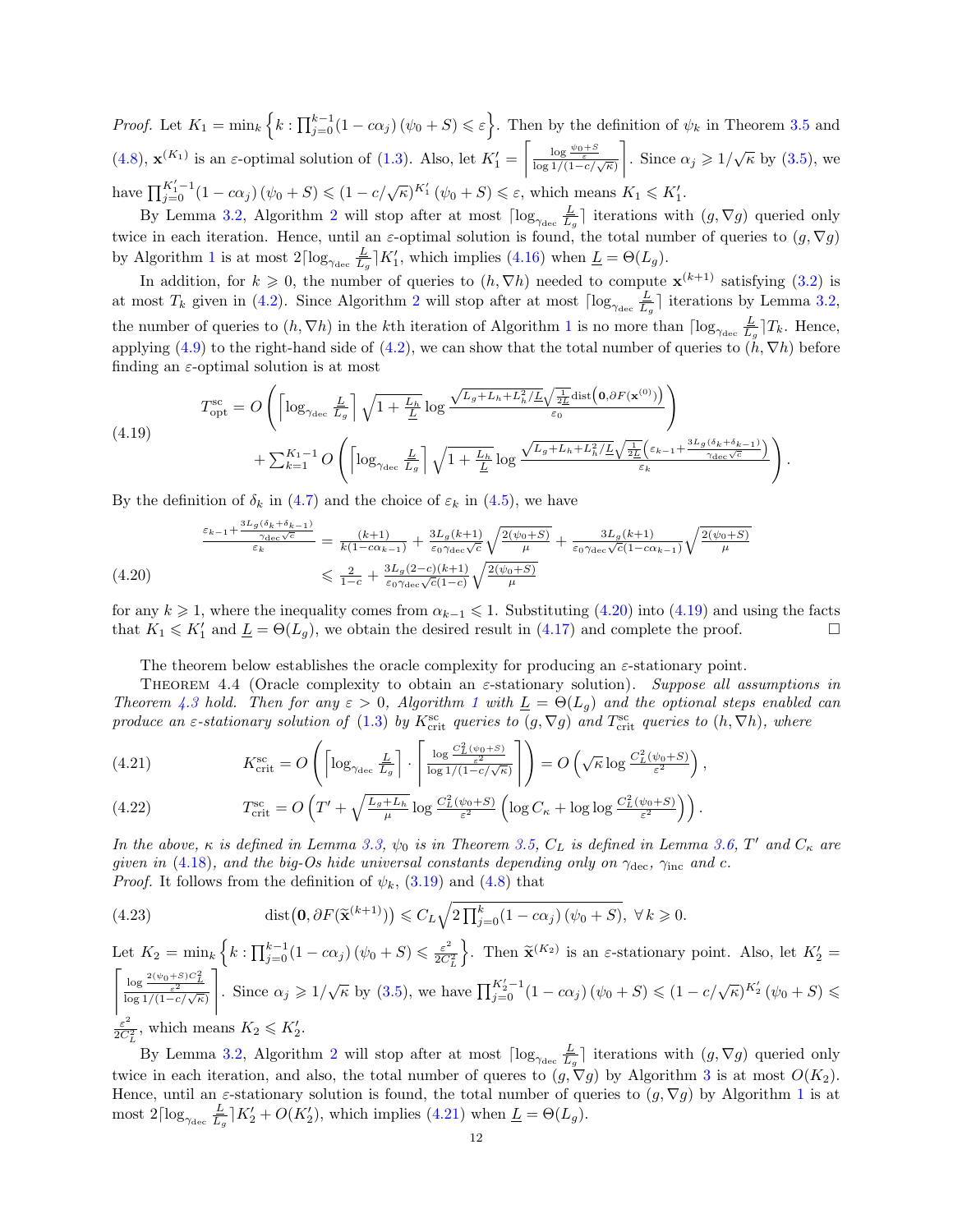*Proof.* Let $K_1 = \min_k \left\{ k : \prod_{j=0}^{k-1}(1-c\alpha_j)\,(\psi_0 + S) \leqslant \varepsilon \right\}$. Then by the definition of $\psi_k$ in Theorem 3.5 and (4.8), $\mathbf{x}^{(K_1)}$ is an $\varepsilon$-optimal solution of (1.3). Also, let $K_1' = \left\lceil \frac{\log \frac{\psi_0 + S}{\varepsilon}}{\log 1/(1-c/\sqrt{\kappa})} \right\rceil$. Since $\alpha_j \geqslant 1/\sqrt{\kappa}$ by (3.5), we have $\prod_{j=0}^{K_1'-1}(1-c\alpha_j)\,(\psi_0+S) \leqslant (1-c/\sqrt{\kappa})^{K_1'}\,(\psi_0+S) \leqslant \varepsilon$, which means $K_1 \leqslant K_1'$.

By Lemma 3.2, Algorithm 2 will stop after at most $\lceil \log_{\gamma_{\mathrm{dec}}} \frac{L}{\underline{L}_g} \rceil$ iterations with $(g, \nabla g)$ queried only twice in each iteration. Hence, until an $\varepsilon$-optimal solution is found, the total number of queries to $(g, \nabla g)$ by Algorithm 1 is at most $2 \lceil \log_{\gamma_{\mathrm{dec}}} \frac{L}{\underline{L}_g} \rceil K_1'$, which implies (4.16) when $\underline{L} = \Theta(L_g)$.

In addition, for $k \geqslant 0$, the number of queries to $(h, \nabla h)$ needed to compute $\mathbf{x}^{(k+1)}$ satisfying (3.2) is at most $T_k$ given in (4.2). Since Algorithm 2 will stop after at most $\lceil \log_{\gamma_{\mathrm{dec}}} \frac{L}{\underline{L}_g} \rceil$ iterations by Lemma 3.2, the number of queries to $(h, \nabla h)$ in the $k$th iteration of Algorithm 1 is no more than $\lceil \log_{\gamma_{\mathrm{dec}}} \frac{L}{\underline{L}_g} \rceil T_k$. Hence, applying (4.9) to the right-hand side of (4.2), we can show that the total number of queries to $(h, \nabla h)$ before finding an $\varepsilon$-optimal solution is at most

$$
\begin{aligned}
T_{\mathrm{opt}}^{\mathrm{sc}} = {} & O\left( \left\lceil \log_{\gamma_{\mathrm{dec}}} \tfrac{L}{\underline{L}_g} \right\rceil \sqrt{1 + \tfrac{L_h}{\underline{L}}} \log \frac{\sqrt{L_g + L_h + L_h^2/\underline{L}} \sqrt{\frac{1}{2\underline{L}}} \operatorname{dist}\left(\mathbf{0}, \partial F(\mathbf{x}^{(0)})\right)}{\varepsilon_0} \right) \\
& + \sum_{k=1}^{K_1-1} O\left( \left\lceil \log_{\gamma_{\mathrm{dec}}} \tfrac{L}{\underline{L}_g} \right\rceil \sqrt{1 + \tfrac{L_h}{\underline{L}}} \log \frac{\sqrt{L_g + L_h + L_h^2/\underline{L}} \sqrt{\frac{1}{2\underline{L}}} \left(\varepsilon_{k-1} + \frac{3L_g(\delta_k + \delta_{k-1})}{\gamma_{\mathrm{dec}}\sqrt{c}}\right)}{\varepsilon_k} \right).
\end{aligned} \tag{4.19}
$$

By the definition of $\delta_k$ in (4.7) and the choice of $\varepsilon_k$ in (4.5), we have

$$
\begin{aligned}
\frac{\varepsilon_{k-1} + \frac{3L_g(\delta_k + \delta_{k-1})}{\gamma_{\mathrm{dec}}\sqrt{c}}}{\varepsilon_k} &= \frac{(k+1)}{k(1-c\alpha_{k-1})} + \frac{3L_g(k+1)}{\varepsilon_0 \gamma_{\mathrm{dec}}\sqrt{c}} \sqrt{\frac{2(\psi_0+S)}{\mu}} + \frac{3L_g(k+1)}{\varepsilon_0 \gamma_{\mathrm{dec}}\sqrt{c}(1-c\alpha_{k-1})} \sqrt{\frac{2(\psi_0+S)}{\mu}} \\
&\leqslant \frac{2}{1-c} + \frac{3L_g(2-c)(k+1)}{\varepsilon_0 \gamma_{\mathrm{dec}}\sqrt{c}(1-c)} \sqrt{\frac{2(\psi_0+S)}{\mu}}
\end{aligned} \tag{4.20}
$$

for any $k \geqslant 1$, where the inequality comes from $\alpha_{k-1} \leqslant 1$. Substituting (4.20) into (4.19) and using the facts that $K_1 \leqslant K_1'$ and $\underline{L} = \Theta(L_g)$, we obtain the desired result in (4.17) and complete the proof. $\square$

The theorem below establishes the oracle complexity for producing an $\varepsilon$-stationary point.

THEOREM 4.4 (Oracle complexity to obtain an $\varepsilon$-stationary solution). *Suppose all assumptions in Theorem 4.3 hold. Then for any $\varepsilon > 0$, Algorithm 1 with $\underline{L} = \Theta(L_g)$ and the optional steps enabled can produce an $\varepsilon$-stationary solution of (1.3) by $K_{\mathrm{crit}}^{\mathrm{sc}}$ queries to $(g, \nabla g)$ and $T_{\mathrm{crit}}^{\mathrm{sc}}$ queries to $(h, \nabla h)$, where*

$$
K_{\mathrm{crit}}^{\mathrm{sc}} = O\left( \left\lceil \log_{\gamma_{\mathrm{dec}}} \tfrac{L}{\underline{L}_g} \right\rceil \cdot \left\lceil \frac{\log \frac{C_L^2(\psi_0+S)}{\varepsilon^2}}{\log 1/(1-c/\sqrt{\kappa})} \right\rceil \right) = O\left( \sqrt{\kappa} \log \frac{C_L^2(\psi_0+S)}{\varepsilon^2} \right), \tag{4.21}
$$

$$
T_{\mathrm{crit}}^{\mathrm{sc}} = O\left( T' + \sqrt{\frac{L_g + L_h}{\mu}} \log \frac{C_L^2(\psi_0+S)}{\varepsilon^2} \left( \log C_\kappa + \log\log \frac{C_L^2(\psi_0+S)}{\varepsilon^2} \right) \right). \tag{4.22}
$$

*In the above, $\kappa$ is defined in Lemma 3.3, $\psi_0$ is in Theorem 3.5, $C_L$ is defined in Lemma 3.6, $T'$ and $C_\kappa$ are given in (4.18), and the big-Os hide universal constants depending only on $\gamma_{\mathrm{dec}}$, $\gamma_{\mathrm{inc}}$ and $c$.*

*Proof.* It follows from the definition of $\psi_k$, (3.19) and (4.8) that

$$
\operatorname{dist}\left(\mathbf{0}, \partial F(\widetilde{\mathbf{x}}^{(k+1)})\right) \leqslant C_L \sqrt{2 \prod_{j=0}^{k}(1-c\alpha_j)\,(\psi_0+S)}, \ \forall\, k \geqslant 0. \tag{4.23}
$$

Let $K_2 = \min_k \left\{ k : \prod_{j=0}^{k-1}(1-c\alpha_j)\,(\psi_0+S) \leqslant \frac{\varepsilon^2}{2C_L^2} \right\}$. Then $\widetilde{\mathbf{x}}^{(K_2)}$ is an $\varepsilon$-stationary point. Also, let $K_2' = \left\lceil \frac{\log \frac{2(\psi_0+S)C_L^2}{\varepsilon^2}}{\log 1/(1-c/\sqrt{\kappa})} \right\rceil$. Since $\alpha_j \geqslant 1/\sqrt{\kappa}$ by (3.5), we have $\prod_{j=0}^{K_2'-1}(1-c\alpha_j)\,(\psi_0+S) \leqslant (1-c/\sqrt{\kappa})^{K_2'}\,(\psi_0+S) \leqslant \frac{\varepsilon^2}{2C_L^2}$, which means $K_2 \leqslant K_2'$.

By Lemma 3.2, Algorithm 2 will stop after at most $\lceil \log_{\gamma_{\mathrm{dec}}} \frac{L}{\underline{L}_g} \rceil$ iterations with $(g, \nabla g)$ queried only twice in each iteration, and also, the total number of queres to $(g, \nabla g)$ by Algorithm 3 is at most $O(K_2)$. Hence, until an $\varepsilon$-stationary solution is found, the total number of queries to $(g, \nabla g)$ by Algorithm 1 is at most $2 \lceil \log_{\gamma_{\mathrm{dec}}} \frac{L}{\underline{L}_g} \rceil K_2' + O(K_2')$, which implies (4.21) when $\underline{L} = \Theta(L_g)$.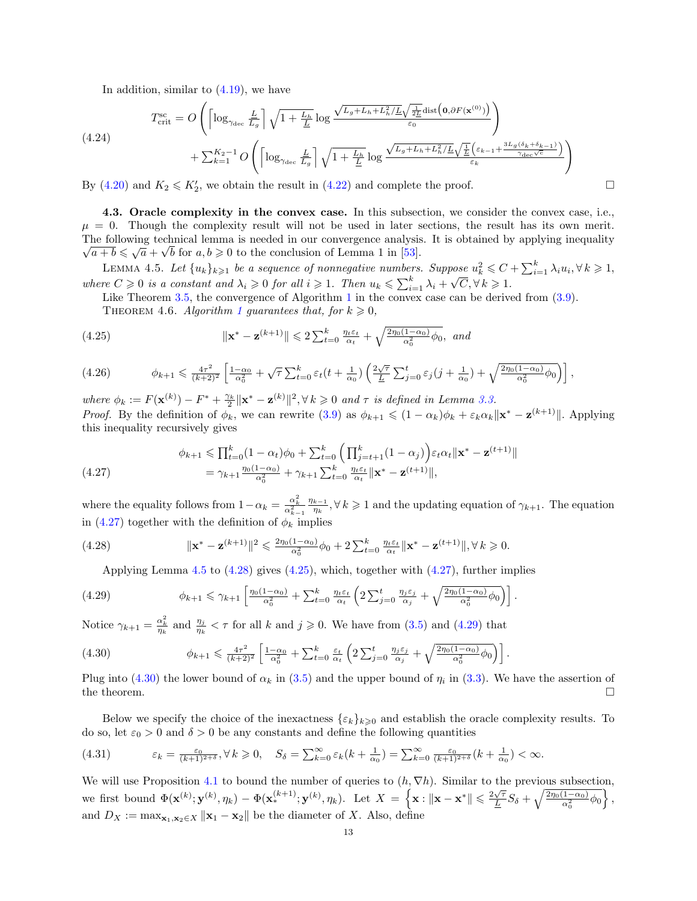In addition, similar to (4.19), we have

$$
\begin{aligned}
T_{\text{crit}}^{\text{sc}} = {} & O\left(\left\lceil \log_{\gamma_{\text{dec}}} \tfrac{L}{L_g}\right\rceil \sqrt{1+\tfrac{L_h}{L}} \log \frac{\sqrt{L_g+L_h+L_h^2/\underline{L}}\sqrt{\frac{1}{2\underline{L}}}\operatorname{dist}\left(\mathbf{0}, \partial F(\mathbf{x}^{(0)})\right)}{\varepsilon_0}\right) \\
& + \sum_{k=1}^{K_2-1} O\left(\left\lceil \log_{\gamma_{\text{dec}}} \tfrac{L}{L_g}\right\rceil \sqrt{1+\tfrac{L_h}{\underline{L}}} \log \frac{\sqrt{L_g+L_h+L_h^2/\underline{L}}\sqrt{\frac{1}{\underline{L}}}\left(\varepsilon_{k-1}+\frac{3L_g(\delta_k+\delta_{k-1})}{\gamma_{\text{dec}}\sqrt{c}}\right)}{\varepsilon_k}\right)
\end{aligned}
\tag{4.24}
$$

By (4.20) and $K_2 \leqslant K_2'$, we obtain the result in (4.22) and complete the proof. □

**4.3. Oracle complexity in the convex case.** In this subsection, we consider the convex case, i.e., $\mu = 0$. Though the complexity result will not be used in later sections, the result has its own merit. The following technical lemma is needed in our convergence analysis. It is obtained by applying inequality $\sqrt{a+b} \leqslant \sqrt{a}+\sqrt{b}$ for $a, b \geqslant 0$ to the conclusion of Lemma 1 in [53].

Lemma 4.5. *Let $\{u_k\}_{k\geqslant 1}$ be a sequence of nonnegative numbers. Suppose $u_k^2 \leqslant C + \sum_{i=1}^k \lambda_i u_i, \forall\, k \geqslant 1$, where $C \geqslant 0$ is a constant and $\lambda_i \geqslant 0$ for all $i \geqslant 1$. Then $u_k \leqslant \sum_{i=1}^k \lambda_i + \sqrt{C}, \forall\, k \geqslant 1$.*

Like Theorem 3.5, the convergence of Algorithm 1 in the convex case can be derived from (3.9).

Theorem 4.6. *Algorithm 1 guarantees that, for $k \geqslant 0$,*

$$
\|\mathbf{x}^* - \mathbf{z}^{(k+1)}\| \leqslant 2\sum_{t=0}^k \tfrac{\eta_t \varepsilon_t}{\alpha_t} + \sqrt{\tfrac{2\eta_0(1-\alpha_0)}{\alpha_0^2}\phi_0}, \ \text{and} \tag{4.25}
$$

$$
\phi_{k+1} \leqslant \tfrac{4\tau^2}{(k+2)^2}\left[\tfrac{1-\alpha_0}{\alpha_0^2} + \sqrt{\tau}\sum_{t=0}^k \varepsilon_t (t+\tfrac{1}{\alpha_0})\left(\tfrac{2\sqrt{\tau}}{\underline{L}}\sum_{j=0}^t \varepsilon_j (j+\tfrac{1}{\alpha_0}) + \sqrt{\tfrac{2\eta_0(1-\alpha_0)}{\alpha_0^2}\phi_0}\right)\right], \tag{4.26}
$$

*where $\phi_k := F(\mathbf{x}^{(k)}) - F^* + \frac{\gamma_k}{2}\|\mathbf{x}^* - \mathbf{z}^{(k)}\|^2, \forall\, k \geqslant 0$ and $\tau$ is defined in Lemma 3.3.*

*Proof.* By the definition of $\phi_k$, we can rewrite (3.9) as $\phi_{k+1} \leqslant (1-\alpha_k)\phi_k + \varepsilon_k\alpha_k\|\mathbf{x}^* - \mathbf{z}^{(k+1)}\|$. Applying this inequality recursively gives

$$
\begin{aligned}
\phi_{k+1} &\leqslant \prod_{t=0}^k (1-\alpha_t)\phi_0 + \sum_{t=0}^k \left(\prod_{j=t+1}^k (1-\alpha_j)\right)\varepsilon_t \alpha_t \|\mathbf{x}^* - \mathbf{z}^{(t+1)}\| \\
&= \gamma_{k+1}\tfrac{\eta_0(1-\alpha_0)}{\alpha_0^2} + \gamma_{k+1}\sum_{t=0}^k \tfrac{\eta_t\varepsilon_t}{\alpha_t}\|\mathbf{x}^* - \mathbf{z}^{(t+1)}\|,
\end{aligned}
\tag{4.27}
$$

where the equality follows from $1-\alpha_k = \frac{\alpha_k^2}{\alpha_{k-1}^2}\frac{\eta_{k-1}}{\eta_k}, \forall\, k \geqslant 1$ and the updating equation of $\gamma_{k+1}$. The equation in (4.27) together with the definition of $\phi_k$ implies

$$
\|\mathbf{x}^* - \mathbf{z}^{(k+1)}\|^2 \leqslant \tfrac{2\eta_0(1-\alpha_0)}{\alpha_0^2}\phi_0 + 2\sum_{t=0}^k \tfrac{\eta_t\varepsilon_t}{\alpha_t}\|\mathbf{x}^* - \mathbf{z}^{(t+1)}\|, \forall\, k \geqslant 0. \tag{4.28}
$$

Applying Lemma 4.5 to (4.28) gives (4.25), which, together with (4.27), further implies

$$
\phi_{k+1} \leqslant \gamma_{k+1}\left[\tfrac{\eta_0(1-\alpha_0)}{\alpha_0^2} + \sum_{t=0}^k \tfrac{\eta_t\varepsilon_t}{\alpha_t}\left(2\sum_{j=0}^t \tfrac{\eta_j\varepsilon_j}{\alpha_j} + \sqrt{\tfrac{2\eta_0(1-\alpha_0)}{\alpha_0^2}\phi_0}\right)\right]. \tag{4.29}
$$

Notice $\gamma_{k+1} = \frac{\alpha_k^2}{\eta_k}$ and $\frac{\eta_j}{\eta_k} < \tau$ for all $k$ and $j \geqslant 0$. We have from (3.5) and (4.29) that

$$
\phi_{k+1} \leqslant \tfrac{4\tau^2}{(k+2)^2}\left[\tfrac{1-\alpha_0}{\alpha_0^2} + \sum_{t=0}^k \tfrac{\varepsilon_t}{\alpha_t}\left(2\sum_{j=0}^t \tfrac{\eta_j\varepsilon_j}{\alpha_j} + \sqrt{\tfrac{2\eta_0(1-\alpha_0)}{\alpha_0^2}\phi_0}\right)\right]. \tag{4.30}
$$

Plug into (4.30) the lower bound of $\alpha_k$ in (3.5) and the upper bound of $\eta_i$ in (3.3). We have the assertion of the theorem. □

Below we specify the choice of the inexactness $\{\varepsilon_k\}_{k\geqslant 0}$ and establish the oracle complexity results. To do so, let $\varepsilon_0 > 0$ and $\delta > 0$ be any constants and define the following quantities

$$
\varepsilon_k = \tfrac{\varepsilon_0}{(k+1)^{2+\delta}}, \forall\, k \geqslant 0, \quad S_\delta = \sum_{k=0}^\infty \varepsilon_k (k+\tfrac{1}{\alpha_0}) = \sum_{k=0}^\infty \tfrac{\varepsilon_0}{(k+1)^{2+\delta}}(k+\tfrac{1}{\alpha_0}) < \infty. \tag{4.31}
$$

We will use Proposition 4.1 to bound the number of queries to $(h, \nabla h)$. Similar to the previous subsection, we first bound $\Phi(\mathbf{x}^{(k)}; \mathbf{y}^{(k)}, \eta_k) - \Phi(\mathbf{x}_*^{(k+1)}; \mathbf{y}^{(k)}, \eta_k)$. Let $X = \left\{\mathbf{x} : \|\mathbf{x} - \mathbf{x}^*\| \leqslant \frac{2\sqrt{\tau}}{\underline{L}}S_\delta + \sqrt{\frac{2\eta_0(1-\alpha_0)}{\alpha_0^2}\phi_0}\right\}$, and $D_X := \max_{\mathbf{x}_1, \mathbf{x}_2 \in X}\|\mathbf{x}_1 - \mathbf{x}_2\|$ be the diameter of $X$. Also, define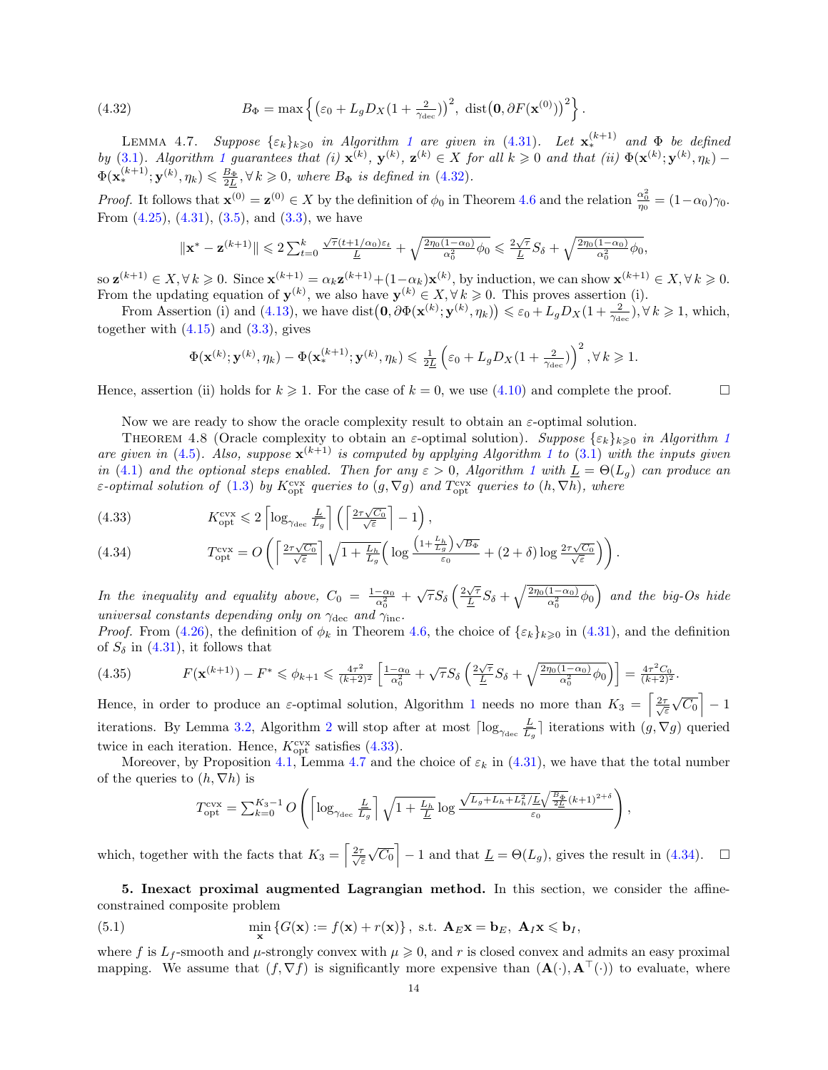$$B_\Phi = \max\left\{ \left(\varepsilon_0 + L_g D_X (1+\tfrac{2}{\gamma_{\rm dec}})\right)^2,\ \mathrm{dist}\big(\mathbf{0}, \partial F(\mathbf{x}^{(0)})\big)^2 \right\}. \tag{4.32}$$

Lemma 4.7. *Suppose $\{\varepsilon_k\}_{k\geqslant 0}$ in Algorithm 1 are given in (4.31). Let $\mathbf{x}_*^{(k+1)}$ and $\Phi$ be defined by (3.1). Algorithm 1 guarantees that (i) $\mathbf{x}^{(k)}$, $\mathbf{y}^{(k)}$, $\mathbf{z}^{(k)} \in X$ for all $k \geqslant 0$ and that (ii) $\Phi(\mathbf{x}^{(k)}; \mathbf{y}^{(k)}, \eta_k) - \Phi(\mathbf{x}_*^{(k+1)}; \mathbf{y}^{(k)}, \eta_k) \leqslant \frac{B_\Phi}{2\underline{L}}, \forall\, k \geqslant 0$, where $B_\Phi$ is defined in (4.32).*

*Proof.* It follows that $\mathbf{x}^{(0)} = \mathbf{z}^{(0)} \in X$ by the definition of $\phi_0$ in Theorem 4.6 and the relation $\frac{\alpha_0^2}{\eta_0} = (1-\alpha_0)\gamma_0$. From (4.25), (4.31), (3.5), and (3.3), we have

$$\|\mathbf{x}^* - \mathbf{z}^{(k+1)}\| \leqslant 2\sum_{t=0}^{k} \tfrac{\sqrt{\tau}(t+1/\alpha_0)\varepsilon_t}{\underline{L}} + \sqrt{\tfrac{2\eta_0(1-\alpha_0)}{\alpha_0^2}\phi_0} \leqslant \tfrac{2\sqrt{\tau}}{\underline{L}} S_\delta + \sqrt{\tfrac{2\eta_0(1-\alpha_0)}{\alpha_0^2}\phi_0},$$

so $\mathbf{z}^{(k+1)} \in X, \forall\, k \geqslant 0$. Since $\mathbf{x}^{(k+1)} = \alpha_k \mathbf{z}^{(k+1)} + (1-\alpha_k)\mathbf{x}^{(k)}$, by induction, we can show $\mathbf{x}^{(k+1)} \in X, \forall\, k \geqslant 0$. From the updating equation of $\mathbf{y}^{(k)}$, we also have $\mathbf{y}^{(k)} \in X, \forall\, k \geqslant 0$. This proves assertion (i).

From Assertion (i) and (4.13), we have $\mathrm{dist}\big(\mathbf{0}, \partial\Phi(\mathbf{x}^{(k)}; \mathbf{y}^{(k)}, \eta_k)\big) \leqslant \varepsilon_0 + L_g D_X(1+\frac{2}{\gamma_{\rm dec}}), \forall\, k \geqslant 1$, which, together with (4.15) and (3.3), gives

$$\Phi(\mathbf{x}^{(k)}; \mathbf{y}^{(k)}, \eta_k) - \Phi(\mathbf{x}_*^{(k+1)}; \mathbf{y}^{(k)}, \eta_k) \leqslant \tfrac{1}{2\underline{L}} \left(\varepsilon_0 + L_g D_X(1+\tfrac{2}{\gamma_{\rm dec}})\right)^2, \forall\, k \geqslant 1.$$

Hence, assertion (ii) holds for $k \geqslant 1$. For the case of $k = 0$, we use (4.10) and complete the proof. $\square$

Now we are ready to show the oracle complexity result to obtain an $\varepsilon$-optimal solution.

Theorem 4.8 (Oracle complexity to obtain an $\varepsilon$-optimal solution). *Suppose $\{\varepsilon_k\}_{k\geqslant 0}$ in Algorithm 1 are given in (4.5). Also, suppose $\mathbf{x}^{(k+1)}$ is computed by applying Algorithm 1 to (3.1) with the inputs given in (4.1) and the optional steps enabled. Then for any $\varepsilon > 0$, Algorithm 1 with $\underline{L} = \Theta(L_g)$ can produce an $\varepsilon$-optimal solution of (1.3) by $K_{\rm opt}^{\rm cvx}$ queries to $(g, \nabla g)$ and $T_{\rm opt}^{\rm cvx}$ queries to $(h, \nabla h)$, where*

$$K_{\rm opt}^{\rm cvx} \leqslant 2\left\lceil \log_{\gamma_{\rm dec}} \tfrac{\underline{L}}{L_g} \right\rceil \left( \left\lceil \tfrac{2\tau\sqrt{C_0}}{\sqrt{\varepsilon}} \right\rceil - 1 \right), \tag{4.33}$$

$$T_{\rm opt}^{\rm cvx} = O\left( \left\lceil \tfrac{2\tau\sqrt{C_0}}{\sqrt{\varepsilon}} \right\rceil \sqrt{1+\tfrac{L_h}{L_g}} \Big( \log \tfrac{\left(1+\frac{L_h}{L_g}\right)\sqrt{B_\Phi}}{\varepsilon_0} + (2+\delta)\log\tfrac{2\tau\sqrt{C_0}}{\sqrt{\varepsilon}} \Big) \right). \tag{4.34}$$

*In the inequality and equality above, $C_0 = \frac{1-\alpha_0}{\alpha_0^2} + \sqrt{\tau} S_\delta \left( \frac{2\sqrt{\tau}}{\underline{L}} S_\delta + \sqrt{\frac{2\eta_0(1-\alpha_0)}{\alpha_0^2}\phi_0} \right)$ and the big-Os hide universal constants depending only on $\gamma_{\rm dec}$ and $\gamma_{\rm inc}$.*

*Proof.* From (4.26), the definition of $\phi_k$ in Theorem 4.6, the choice of $\{\varepsilon_k\}_{k\geqslant 0}$ in (4.31), and the definition of $S_\delta$ in (4.31), it follows that

$$F(\mathbf{x}^{(k+1)}) - F^* \leqslant \phi_{k+1} \leqslant \tfrac{4\tau^2}{(k+2)^2}\left[ \tfrac{1-\alpha_0}{\alpha_0^2} + \sqrt{\tau} S_\delta \left( \tfrac{2\sqrt{\tau}}{\underline{L}} S_\delta + \sqrt{\tfrac{2\eta_0(1-\alpha_0)}{\alpha_0^2}\phi_0} \right) \right] = \tfrac{4\tau^2 C_0}{(k+2)^2}. \tag{4.35}$$

Hence, in order to produce an $\varepsilon$-optimal solution, Algorithm 1 needs no more than $K_3 = \left\lceil \frac{2\tau}{\sqrt{\varepsilon}}\sqrt{C_0} \right\rceil - 1$ iterations. By Lemma 3.2, Algorithm 2 will stop after at most $\lceil \log_{\gamma_{\rm dec}} \frac{\underline{L}}{L_g} \rceil$ iterations with $(g, \nabla g)$ queried twice in each iteration. Hence, $K_{\rm opt}^{\rm cvx}$ satisfies (4.33).

Moreover, by Proposition 4.1, Lemma 4.7 and the choice of $\varepsilon_k$ in (4.31), we have that the total number of the queries to $(h, \nabla h)$ is

$$T_{\rm opt}^{\rm cvx} = \textstyle\sum_{k=0}^{K_3-1} O\left( \left\lceil \log_{\gamma_{\rm dec}} \tfrac{\underline{L}}{L_g} \right\rceil \sqrt{1+\tfrac{L_h}{\underline{L}}} \log \tfrac{\sqrt{L_g + L_h + L_h^2/\underline{L}}\sqrt{\frac{B_\Phi}{2\underline{L}}}(k+1)^{2+\delta}}{\varepsilon_0} \right),$$

which, together with the facts that $K_3 = \left\lceil \frac{2\tau}{\sqrt{\varepsilon}}\sqrt{C_0} \right\rceil - 1$ and that $\underline{L} = \Theta(L_g)$, gives the result in (4.34). $\square$

## 5. Inexact proximal augmented Lagrangian method.

In this section, we consider the affine-constrained composite problem

$$\min_{\mathbf{x}} \left\{ G(\mathbf{x}) := f(\mathbf{x}) + r(\mathbf{x}) \right\}, \text{ s.t. } \mathbf{A}_E\mathbf{x} = \mathbf{b}_E,\ \mathbf{A}_I\mathbf{x} \leqslant \mathbf{b}_I, \tag{5.1}$$

where $f$ is $L_f$-smooth and $\mu$-strongly convex with $\mu \geqslant 0$, and $r$ is closed convex and admits an easy proximal mapping. We assume that $(f, \nabla f)$ is significantly more expensive than $(\mathbf{A}(\cdot), \mathbf{A}^\top(\cdot))$ to evaluate, where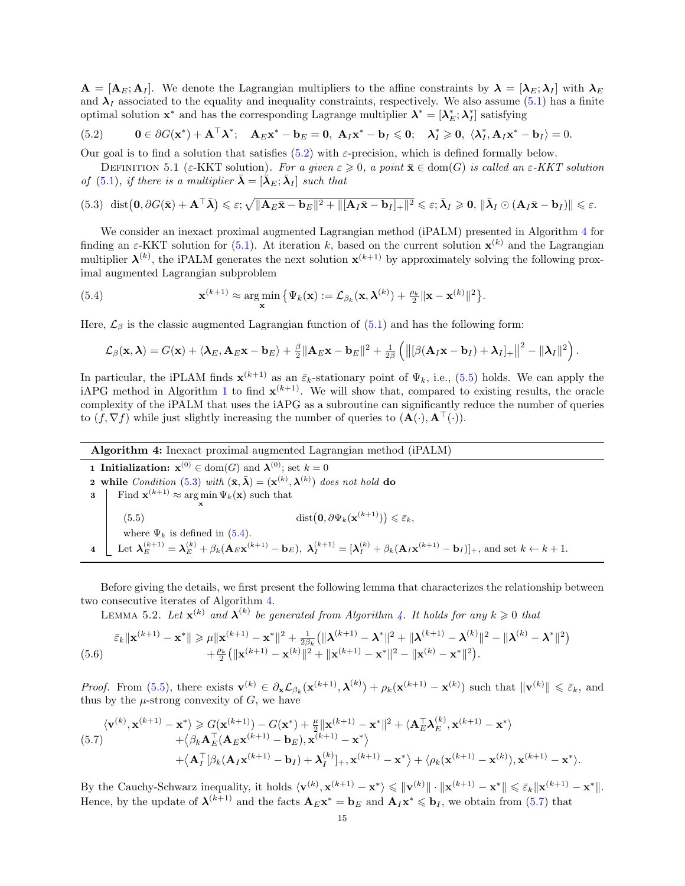$\mathbf{A} = [\mathbf{A}_E; \mathbf{A}_I]$. We denote the Lagrangian multipliers to the affine constraints by $\boldsymbol{\lambda} = [\boldsymbol{\lambda}_E; \boldsymbol{\lambda}_I]$ with $\boldsymbol{\lambda}_E$ and $\boldsymbol{\lambda}_I$ associated to the equality and inequality constraints, respectively. We also assume (5.1) has a finite optimal solution $\mathbf{x}^*$ and has the corresponding Lagrange multiplier $\boldsymbol{\lambda}^* = [\boldsymbol{\lambda}_E^*; \boldsymbol{\lambda}_I^*]$ satisfying

$$\mathbf{0} \in \partial G(\mathbf{x}^*) + \mathbf{A}^\top \boldsymbol{\lambda}^*; \quad \mathbf{A}_E \mathbf{x}^* - \mathbf{b}_E = \mathbf{0},\ \mathbf{A}_I \mathbf{x}^* - \mathbf{b}_I \leqslant \mathbf{0}; \quad \boldsymbol{\lambda}_I^* \geqslant \mathbf{0},\ \langle \boldsymbol{\lambda}_I^*, \mathbf{A}_I \mathbf{x}^* - \mathbf{b}_I \rangle = 0. \tag{5.2}$$

Our goal is to find a solution that satisfies (5.2) with $\varepsilon$-precision, which is defined formally below.

Definition 5.1 ($\varepsilon$-KKT solution). *For a given $\varepsilon \geqslant 0$, a point $\bar{\mathbf{x}} \in \mathrm{dom}(G)$ is called an $\varepsilon$-KKT solution of (5.1), if there is a multiplier $\bar{\boldsymbol{\lambda}} = [\bar{\boldsymbol{\lambda}}_E; \bar{\boldsymbol{\lambda}}_I]$ such that*

$$\mathrm{dist}\big(\mathbf{0}, \partial G(\bar{\mathbf{x}}) + \mathbf{A}^\top \bar{\boldsymbol{\lambda}}\big) \leqslant \varepsilon; \sqrt{\|\mathbf{A}_E \bar{\mathbf{x}} - \mathbf{b}_E\|^2 + \|[\mathbf{A}_I \bar{\mathbf{x}} - \mathbf{b}_I]_+\|^2} \leqslant \varepsilon; \bar{\boldsymbol{\lambda}}_I \geqslant \mathbf{0},\ \|\bar{\boldsymbol{\lambda}}_I \odot (\mathbf{A}_I \bar{\mathbf{x}} - \mathbf{b}_I)\| \leqslant \varepsilon. \tag{5.3}$$

We consider an inexact proximal augmented Lagrangian method (iPALM) presented in Algorithm 4 for finding an $\varepsilon$-KKT solution for (5.1). At iteration $k$, based on the current solution $\mathbf{x}^{(k)}$ and the Lagrangian multiplier $\boldsymbol{\lambda}^{(k)}$, the iPALM generates the next solution $\mathbf{x}^{(k+1)}$ by approximately solving the following proximal augmented Lagrangian subproblem

$$\mathbf{x}^{(k+1)} \approx \operatorname*{arg\,min}_{\mathbf{x}} \big\{ \Psi_k(\mathbf{x}) := \mathcal{L}_{\beta_k}(\mathbf{x}, \boldsymbol{\lambda}^{(k)}) + \tfrac{\rho_k}{2}\|\mathbf{x} - \mathbf{x}^{(k)}\|^2 \big\}. \tag{5.4}$$

Here, $\mathcal{L}_\beta$ is the classic augmented Lagrangian function of (5.1) and has the following form:

$$\mathcal{L}_\beta(\mathbf{x}, \boldsymbol{\lambda}) = G(\mathbf{x}) + \langle \boldsymbol{\lambda}_E, \mathbf{A}_E \mathbf{x} - \mathbf{b}_E \rangle + \tfrac{\beta}{2}\|\mathbf{A}_E \mathbf{x} - \mathbf{b}_E\|^2 + \tfrac{1}{2\beta}\left( \big\|[\beta(\mathbf{A}_I \mathbf{x} - \mathbf{b}_I) + \boldsymbol{\lambda}_I]_+\big\|^2 - \|\boldsymbol{\lambda}_I\|^2 \right).$$

In particular, the iPLAM finds $\mathbf{x}^{(k+1)}$ as an $\bar{\varepsilon}_k$-stationary point of $\Psi_k$, i.e., (5.5) holds. We can apply the iAPG method in Algorithm 1 to find $\mathbf{x}^{(k+1)}$. We will show that, compared to existing results, the oracle complexity of the iPALM that uses the iAPG as a subroutine can significantly reduce the number of queries to $(f, \nabla f)$ while just slightly increasing the number of queries to $(\mathbf{A}(\cdot), \mathbf{A}^\top(\cdot))$.

---

**Algorithm 4:** Inexact proximal augmented Lagrangian method (iPALM)

1. **Initialization:** $\mathbf{x}^{(0)} \in \mathrm{dom}(G)$ and $\boldsymbol{\lambda}^{(0)}$; set $k = 0$
2. **while** *Condition* (5.3) *with* $(\bar{\mathbf{x}}, \bar{\boldsymbol{\lambda}}) = (\mathbf{x}^{(k)}, \boldsymbol{\lambda}^{(k)})$ *does not hold* **do**
3. Find $\mathbf{x}^{(k+1)} \approx \operatorname*{arg\,min}_{\mathbf{x}} \Psi_k(\mathbf{x})$ such that
$$\mathrm{dist}\big(\mathbf{0}, \partial \Psi_k(\mathbf{x}^{(k+1)})\big) \leqslant \bar{\varepsilon}_k, \tag{5.5}$$
where $\Psi_k$ is defined in (5.4).
4. Let $\boldsymbol{\lambda}_E^{(k+1)} = \boldsymbol{\lambda}_E^{(k)} + \beta_k(\mathbf{A}_E \mathbf{x}^{(k+1)} - \mathbf{b}_E)$, $\boldsymbol{\lambda}_I^{(k+1)} = [\boldsymbol{\lambda}_I^{(k)} + \beta_k(\mathbf{A}_I \mathbf{x}^{(k+1)} - \mathbf{b}_I)]_+$, and set $k \leftarrow k+1$.

---

Before giving the details, we first present the following lemma that characterizes the relationship between two consecutive iterates of Algorithm 4.

Lemma 5.2. *Let $\mathbf{x}^{(k)}$ and $\boldsymbol{\lambda}^{(k)}$ be generated from Algorithm 4. It holds for any $k \geqslant 0$ that*

$$\begin{aligned}
\bar{\varepsilon}_k \|\mathbf{x}^{(k+1)} - \mathbf{x}^*\| \geqslant{}& \mu \|\mathbf{x}^{(k+1)} - \mathbf{x}^*\|^2 + \tfrac{1}{2\beta_k}\big( \|\boldsymbol{\lambda}^{(k+1)} - \boldsymbol{\lambda}^*\|^2 + \|\boldsymbol{\lambda}^{(k+1)} - \boldsymbol{\lambda}^{(k)}\|^2 - \|\boldsymbol{\lambda}^{(k)} - \boldsymbol{\lambda}^*\|^2 \big) \\
&+ \tfrac{\rho_k}{2}\big( \|\mathbf{x}^{(k+1)} - \mathbf{x}^{(k)}\|^2 + \|\mathbf{x}^{(k+1)} - \mathbf{x}^*\|^2 - \|\mathbf{x}^{(k)} - \mathbf{x}^*\|^2 \big).
\end{aligned} \tag{5.6}$$

*Proof.* From (5.5), there exists $\mathbf{v}^{(k)} \in \partial_{\mathbf{x}} \mathcal{L}_{\beta_k}(\mathbf{x}^{(k+1)}, \boldsymbol{\lambda}^{(k)}) + \rho_k(\mathbf{x}^{(k+1)} - \mathbf{x}^{(k)})$ such that $\|\mathbf{v}^{(k)}\| \leqslant \bar{\varepsilon}_k$, and thus by the $\mu$-strong convexity of $G$, we have

$$\begin{aligned}
\langle \mathbf{v}^{(k)}, \mathbf{x}^{(k+1)} - \mathbf{x}^* \rangle \geqslant{}& G(\mathbf{x}^{(k+1)}) - G(\mathbf{x}^*) + \tfrac{\mu}{2}\|\mathbf{x}^{(k+1)} - \mathbf{x}^*\|^2 + \langle \mathbf{A}_E^\top \boldsymbol{\lambda}_E^{(k)}, \mathbf{x}^{(k+1)} - \mathbf{x}^* \rangle \\
&+ \big\langle \beta_k \mathbf{A}_E^\top (\mathbf{A}_E \mathbf{x}^{(k+1)} - \mathbf{b}_E), \mathbf{x}^{(k+1)} - \mathbf{x}^* \big\rangle \\
&+ \big\langle \mathbf{A}_I^\top [\beta_k(\mathbf{A}_I \mathbf{x}^{(k+1)} - \mathbf{b}_I) + \boldsymbol{\lambda}_I^{(k)}]_+, \mathbf{x}^{(k+1)} - \mathbf{x}^* \big\rangle + \langle \rho_k(\mathbf{x}^{(k+1)} - \mathbf{x}^{(k)}), \mathbf{x}^{(k+1)} - \mathbf{x}^* \rangle.
\end{aligned} \tag{5.7}$$

By the Cauchy-Schwarz inequality, it holds $\langle \mathbf{v}^{(k)}, \mathbf{x}^{(k+1)} - \mathbf{x}^* \rangle \leqslant \|\mathbf{v}^{(k)}\| \cdot \|\mathbf{x}^{(k+1)} - \mathbf{x}^*\| \leqslant \bar{\varepsilon}_k \|\mathbf{x}^{(k+1)} - \mathbf{x}^*\|$. Hence, by the update of $\boldsymbol{\lambda}^{(k+1)}$ and the facts $\mathbf{A}_E \mathbf{x}^* = \mathbf{b}_E$ and $\mathbf{A}_I \mathbf{x}^* \leqslant \mathbf{b}_I$, we obtain from (5.7) that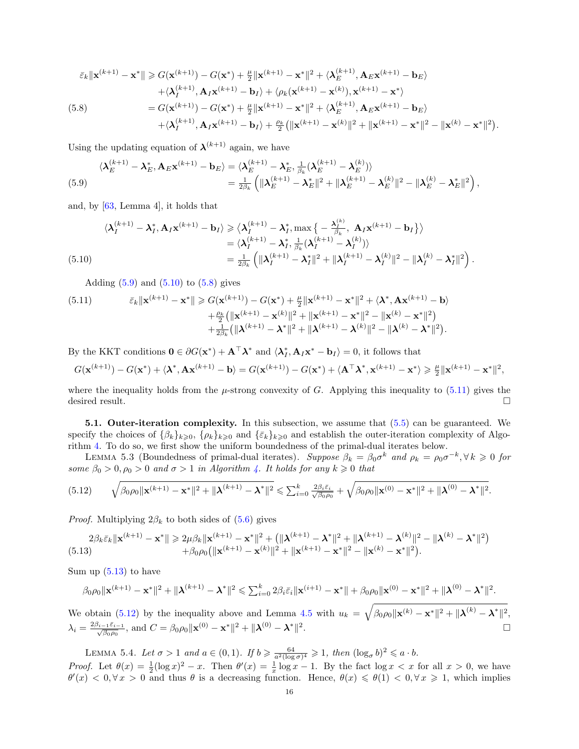$$
\begin{aligned}
\bar{\varepsilon}_k\|\mathbf{x}^{(k+1)}-\mathbf{x}^*\| \geqslant\ & G(\mathbf{x}^{(k+1)}) - G(\mathbf{x}^*) + \tfrac{\mu}{2}\|\mathbf{x}^{(k+1)}-\mathbf{x}^*\|^2 + \langle \boldsymbol{\lambda}_E^{(k+1)}, \mathbf{A}_E\mathbf{x}^{(k+1)} - \mathbf{b}_E\rangle \\
& + \langle \boldsymbol{\lambda}_I^{(k+1)}, \mathbf{A}_I\mathbf{x}^{(k+1)} - \mathbf{b}_I\rangle + \langle \rho_k(\mathbf{x}^{(k+1)}-\mathbf{x}^{(k)}), \mathbf{x}^{(k+1)}-\mathbf{x}^*\rangle \\
=\ & G(\mathbf{x}^{(k+1)}) - G(\mathbf{x}^*) + \tfrac{\mu}{2}\|\mathbf{x}^{(k+1)}-\mathbf{x}^*\|^2 + \langle \boldsymbol{\lambda}_E^{(k+1)}, \mathbf{A}_E\mathbf{x}^{(k+1)} - \mathbf{b}_E\rangle \\
& + \langle \boldsymbol{\lambda}_I^{(k+1)}, \mathbf{A}_I\mathbf{x}^{(k+1)} - \mathbf{b}_I\rangle + \tfrac{\rho_k}{2}\big(\|\mathbf{x}^{(k+1)}-\mathbf{x}^{(k)}\|^2 + \|\mathbf{x}^{(k+1)}-\mathbf{x}^*\|^2 - \|\mathbf{x}^{(k)}-\mathbf{x}^*\|^2\big).
\end{aligned} \tag{5.8}
$$

Using the updating equation of $\boldsymbol{\lambda}^{(k+1)}$ again, we have

$$
\begin{aligned}
\langle \boldsymbol{\lambda}_E^{(k+1)} - \boldsymbol{\lambda}_E^*, \mathbf{A}_E\mathbf{x}^{(k+1)} - \mathbf{b}_E\rangle &= \langle \boldsymbol{\lambda}_E^{(k+1)} - \boldsymbol{\lambda}_E^*, \tfrac{1}{\beta_k}(\boldsymbol{\lambda}_E^{(k+1)} - \boldsymbol{\lambda}_E^{(k)})\rangle \\
&= \tfrac{1}{2\beta_k}\left(\|\boldsymbol{\lambda}_E^{(k+1)} - \boldsymbol{\lambda}_E^*\|^2 + \|\boldsymbol{\lambda}_E^{(k+1)} - \boldsymbol{\lambda}_E^{(k)}\|^2 - \|\boldsymbol{\lambda}_E^{(k)} - \boldsymbol{\lambda}_E^*\|^2\right),
\end{aligned} \tag{5.9}
$$

and, by [63, Lemma 4], it holds that

$$
\begin{aligned}
\langle \boldsymbol{\lambda}_I^{(k+1)} - \boldsymbol{\lambda}_I^*, \mathbf{A}_I\mathbf{x}^{(k+1)} - \mathbf{b}_I\rangle &\geqslant \langle \boldsymbol{\lambda}_I^{(k+1)} - \boldsymbol{\lambda}_I^*, \max\big\{ -\tfrac{\boldsymbol{\lambda}_I^{(k)}}{\beta_k},\ \mathbf{A}_I\mathbf{x}^{(k+1)} - \mathbf{b}_I\big\}\rangle \\
&= \langle \boldsymbol{\lambda}_I^{(k+1)} - \boldsymbol{\lambda}_I^*, \tfrac{1}{\beta_k}(\boldsymbol{\lambda}_I^{(k+1)} - \boldsymbol{\lambda}_I^{(k)})\rangle \\
&= \tfrac{1}{2\beta_k}\left(\|\boldsymbol{\lambda}_I^{(k+1)} - \boldsymbol{\lambda}_I^*\|^2 + \|\boldsymbol{\lambda}_I^{(k+1)} - \boldsymbol{\lambda}_I^{(k)}\|^2 - \|\boldsymbol{\lambda}_I^{(k)} - \boldsymbol{\lambda}_I^*\|^2\right).
\end{aligned} \tag{5.10}
$$

Adding (5.9) and (5.10) to (5.8) gives

$$
\begin{aligned}
\bar{\varepsilon}_k\|\mathbf{x}^{(k+1)}-\mathbf{x}^*\| \geqslant\ & G(\mathbf{x}^{(k+1)}) - G(\mathbf{x}^*) + \tfrac{\mu}{2}\|\mathbf{x}^{(k+1)}-\mathbf{x}^*\|^2 + \langle \boldsymbol{\lambda}^*, \mathbf{A}\mathbf{x}^{(k+1)} - \mathbf{b}\rangle \\
& + \tfrac{\rho_k}{2}\big(\|\mathbf{x}^{(k+1)}-\mathbf{x}^{(k)}\|^2 + \|\mathbf{x}^{(k+1)}-\mathbf{x}^*\|^2 - \|\mathbf{x}^{(k)}-\mathbf{x}^*\|^2\big) \\
& + \tfrac{1}{2\beta_k}\big(\|\boldsymbol{\lambda}^{(k+1)}-\boldsymbol{\lambda}^*\|^2 + \|\boldsymbol{\lambda}^{(k+1)}-\boldsymbol{\lambda}^{(k)}\|^2 - \|\boldsymbol{\lambda}^{(k)}-\boldsymbol{\lambda}^*\|^2\big).
\end{aligned} \tag{5.11}
$$

By the KKT conditions $\mathbf{0} \in \partial G(\mathbf{x}^*) + \mathbf{A}^\top\boldsymbol{\lambda}^*$ and $\langle \boldsymbol{\lambda}_I^*, \mathbf{A}_I\mathbf{x}^* - \mathbf{b}_I\rangle = 0$, it follows that

$$
G(\mathbf{x}^{(k+1)}) - G(\mathbf{x}^*) + \langle \boldsymbol{\lambda}^*, \mathbf{A}\mathbf{x}^{(k+1)} - \mathbf{b}\rangle = G(\mathbf{x}^{(k+1)}) - G(\mathbf{x}^*) + \langle \mathbf{A}^\top\boldsymbol{\lambda}^*, \mathbf{x}^{(k+1)} - \mathbf{x}^*\rangle \geqslant \tfrac{\mu}{2}\|\mathbf{x}^{(k+1)}-\mathbf{x}^*\|^2,
$$

where the inequality holds from the $\mu$-strong convexity of $G$. Applying this inequality to (5.11) gives the desired result. ∎

**5.1. Outer-iteration complexity.** In this subsection, we assume that (5.5) can be guaranteed. We specify the choices of $\{\beta_k\}_{k\geqslant 0}$, $\{\rho_k\}_{k\geqslant 0}$ and $\{\bar{\varepsilon}_k\}_{k\geqslant 0}$ and establish the outer-iteration complexity of Algorithm 4. To do so, we first show the uniform boundedness of the primal-dual iterates below.

LEMMA 5.3 (Boundedness of primal-dual iterates). *Suppose $\beta_k = \beta_0\sigma^k$ and $\rho_k = \rho_0\sigma^{-k}, \forall\, k \geqslant 0$ for some $\beta_0 > 0, \rho_0 > 0$ and $\sigma > 1$ in Algorithm 4. It holds for any $k \geqslant 0$ that*

$$
\sqrt{\beta_0\rho_0\|\mathbf{x}^{(k+1)}-\mathbf{x}^*\|^2 + \|\boldsymbol{\lambda}^{(k+1)}-\boldsymbol{\lambda}^*\|^2} \leqslant \textstyle\sum_{i=0}^k \frac{2\beta_i\bar{\varepsilon}_i}{\sqrt{\beta_0\rho_0}} + \sqrt{\beta_0\rho_0\|\mathbf{x}^{(0)}-\mathbf{x}^*\|^2 + \|\boldsymbol{\lambda}^{(0)}-\boldsymbol{\lambda}^*\|^2}. \tag{5.12}
$$

*Proof.* Multiplying $2\beta_k$ to both sides of (5.6) gives

$$
\begin{aligned}
2\beta_k\bar{\varepsilon}_k\|\mathbf{x}^{(k+1)}-\mathbf{x}^*\| \geqslant\ & 2\mu\beta_k\|\mathbf{x}^{(k+1)}-\mathbf{x}^*\|^2 + \big(\|\boldsymbol{\lambda}^{(k+1)}-\boldsymbol{\lambda}^*\|^2 + \|\boldsymbol{\lambda}^{(k+1)}-\boldsymbol{\lambda}^{(k)}\|^2 - \|\boldsymbol{\lambda}^{(k)}-\boldsymbol{\lambda}^*\|^2\big) \\
& + \beta_0\rho_0\big(\|\mathbf{x}^{(k+1)}-\mathbf{x}^{(k)}\|^2 + \|\mathbf{x}^{(k+1)}-\mathbf{x}^*\|^2 - \|\mathbf{x}^{(k)}-\mathbf{x}^*\|^2\big).
\end{aligned} \tag{5.13}
$$

Sum up (5.13) to have

$$
\beta_0\rho_0\|\mathbf{x}^{(k+1)}-\mathbf{x}^*\|^2 + \|\boldsymbol{\lambda}^{(k+1)}-\boldsymbol{\lambda}^*\|^2 \leqslant \textstyle\sum_{i=0}^k 2\beta_i\bar{\varepsilon}_i\|\mathbf{x}^{(i+1)}-\mathbf{x}^*\| + \beta_0\rho_0\|\mathbf{x}^{(0)}-\mathbf{x}^*\|^2 + \|\boldsymbol{\lambda}^{(0)}-\boldsymbol{\lambda}^*\|^2.
$$

We obtain (5.12) by the inequality above and Lemma 4.5 with $u_k = \sqrt{\beta_0\rho_0\|\mathbf{x}^{(k)}-\mathbf{x}^*\|^2 + \|\boldsymbol{\lambda}^{(k)}-\boldsymbol{\lambda}^*\|^2}$, $\lambda_i = \frac{2\beta_{i-1}\bar{\varepsilon}_{i-1}}{\sqrt{\beta_0\rho_0}}$, and $C = \beta_0\rho_0\|\mathbf{x}^{(0)}-\mathbf{x}^*\|^2 + \|\boldsymbol{\lambda}^{(0)}-\boldsymbol{\lambda}^*\|^2$. ∎

LEMMA 5.4. *Let $\sigma > 1$ and $a \in (0,1)$. If $b \geqslant \frac{64}{a^2(\log\sigma)^4} \geqslant 1$, then $(\log_\sigma b)^2 \leqslant a \cdot b$.*

*Proof.* Let $\theta(x) = \frac{1}{2}(\log x)^2 - x$. Then $\theta'(x) = \frac{1}{x}\log x - 1$. By the fact $\log x < x$ for all $x > 0$, we have $\theta'(x) < 0, \forall\, x > 0$ and thus $\theta$ is a decreasing function. Hence, $\theta(x) \leqslant \theta(1) < 0, \forall\, x \geqslant 1$, which implies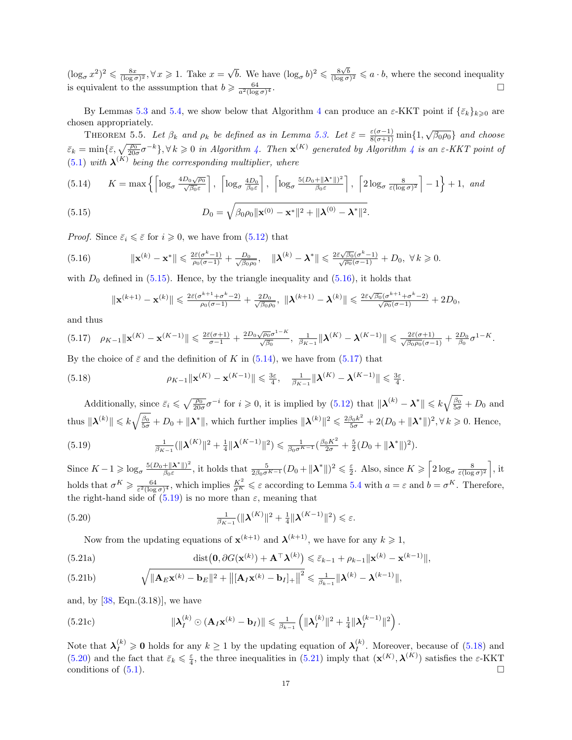$(\log_\sigma x^2)^2 \leqslant \frac{8x}{(\log\sigma)^2}, \forall x \geqslant 1$. Take $x = \sqrt{b}$. We have $(\log_\sigma b)^2 \leqslant \frac{8\sqrt{b}}{(\log\sigma)^2} \leqslant a \cdot b$, where the second inequality is equivalent to the asssumption that $b \geqslant \frac{64}{a^2(\log\sigma)^4}$. □

By Lemmas 5.3 and 5.4, we show below that Algorithm 4 can produce an $\varepsilon$-KKT point if $\{\bar\varepsilon_k\}_{k\geqslant 0}$ are chosen appropriately.

THEOREM 5.5. *Let $\beta_k$ and $\rho_k$ be defined as in Lemma 5.3. Let $\bar\varepsilon = \frac{\varepsilon(\sigma-1)}{8(\sigma+1)}\min\{1, \sqrt{\beta_0\rho_0}\}$ and choose $\bar\varepsilon_k = \min\{\bar\varepsilon, \sqrt{\frac{\rho_0}{20\sigma}}\sigma^{-k}\}, \forall k \geqslant 0$ in Algorithm 4. Then $\mathbf{x}^{(K)}$ generated by Algorithm 4 is an $\varepsilon$-KKT point of (5.1) with $\boldsymbol{\lambda}^{(K)}$ being the corresponding multiplier, where*

$$K = \max\left\{\left\lceil \log_\sigma \tfrac{4D_0\sqrt{\rho_0}}{\sqrt{\beta_0}\varepsilon}\right\rceil,\ \left\lceil \log_\sigma \tfrac{4D_0}{\beta_0\varepsilon}\right\rceil,\ \left\lceil \log_\sigma \tfrac{5(D_0+\|\boldsymbol{\lambda}^*\|)^2}{\beta_0\varepsilon}\right\rceil,\ \left\lceil 2\log_\sigma \tfrac{8}{\varepsilon(\log\sigma)^2}\right\rceil - 1\right\} + 1, \text{ and} \tag{5.14}$$

$$D_0 = \sqrt{\beta_0\rho_0\|\mathbf{x}^{(0)} - \mathbf{x}^*\|^2 + \|\boldsymbol{\lambda}^{(0)} - \boldsymbol{\lambda}^*\|^2}. \tag{5.15}$$

*Proof.* Since $\bar\varepsilon_i \leqslant \bar\varepsilon$ for $i \geqslant 0$, we have from (5.12) that

$$\|\mathbf{x}^{(k)} - \mathbf{x}^*\| \leqslant \tfrac{2\bar\varepsilon(\sigma^k-1)}{\rho_0(\sigma-1)} + \tfrac{D_0}{\sqrt{\beta_0\rho_0}}, \quad \|\boldsymbol{\lambda}^{(k)} - \boldsymbol{\lambda}^*\| \leqslant \tfrac{2\bar\varepsilon\sqrt{\beta_0}(\sigma^k-1)}{\sqrt{\rho_0}(\sigma-1)} + D_0,\ \forall k \geqslant 0. \tag{5.16}$$

with $D_0$ defined in (5.15). Hence, by the triangle inequality and (5.16), it holds that

$$\|\mathbf{x}^{(k+1)} - \mathbf{x}^{(k)}\| \leqslant \tfrac{2\bar\varepsilon(\sigma^{k+1}+\sigma^k-2)}{\rho_0(\sigma-1)} + \tfrac{2D_0}{\sqrt{\beta_0\rho_0}},\ \|\boldsymbol{\lambda}^{(k+1)} - \boldsymbol{\lambda}^{(k)}\| \leqslant \tfrac{2\bar\varepsilon\sqrt{\beta_0}(\sigma^{k+1}+\sigma^k-2)}{\sqrt{\rho_0}(\sigma-1)} + 2D_0,$$

and thus

$$\rho_{K-1}\|\mathbf{x}^{(K)} - \mathbf{x}^{(K-1)}\| \leqslant \tfrac{2\bar\varepsilon(\sigma+1)}{\sigma-1} + \tfrac{2D_0\sqrt{\rho_0}\sigma^{1-K}}{\sqrt{\beta_0}},\ \ \tfrac{1}{\beta_{K-1}}\|\boldsymbol{\lambda}^{(K)} - \boldsymbol{\lambda}^{(K-1)}\| \leqslant \tfrac{2\bar\varepsilon(\sigma+1)}{\sqrt{\beta_0\rho_0}(\sigma-1)} + \tfrac{2D_0}{\beta_0}\sigma^{1-K}. \tag{5.17}$$

By the choice of $\bar\varepsilon$ and the definition of $K$ in (5.14), we have from (5.17) that

$$\rho_{K-1}\|\mathbf{x}^{(K)} - \mathbf{x}^{(K-1)}\| \leqslant \tfrac{3\varepsilon}{4}, \quad \tfrac{1}{\beta_{K-1}}\|\boldsymbol{\lambda}^{(K)} - \boldsymbol{\lambda}^{(K-1)}\| \leqslant \tfrac{3\varepsilon}{4}. \tag{5.18}$$

Additionally, since $\bar\varepsilon_i \leqslant \sqrt{\frac{\rho_0}{20\sigma}}\sigma^{-i}$ for $i \geqslant 0$, it is implied by (5.12) that $\|\boldsymbol{\lambda}^{(k)} - \boldsymbol{\lambda}^*\| \leqslant k\sqrt{\frac{\beta_0}{5\sigma}} + D_0$ and thus $\|\boldsymbol{\lambda}^{(k)}\| \leqslant k\sqrt{\frac{\beta_0}{5\sigma}} + D_0 + \|\boldsymbol{\lambda}^*\|$, which further implies $\|\boldsymbol{\lambda}^{(k)}\|^2 \leqslant \frac{2\beta_0 k^2}{5\sigma} + 2(D_0 + \|\boldsymbol{\lambda}^*\|)^2, \forall k \geqslant 0$. Hence,

$$\tfrac{1}{\beta_{K-1}}(\|\boldsymbol{\lambda}^{(K)}\|^2 + \tfrac14\|\boldsymbol{\lambda}^{(K-1)}\|^2) \leqslant \tfrac{1}{\beta_0\sigma^{K-1}}(\tfrac{\beta_0 K^2}{2\sigma} + \tfrac52(D_0 + \|\boldsymbol{\lambda}^*\|)^2). \tag{5.19}$$

Since $K - 1 \geqslant \log_\sigma \frac{5(D_0+\|\boldsymbol{\lambda}^*\|)^2}{\beta_0\varepsilon}$, it holds that $\frac{5}{2\beta_0\sigma^{K-1}}(D_0 + \|\boldsymbol{\lambda}^*\|)^2 \leqslant \frac{\varepsilon}{2}$. Also, since $K \geqslant \left\lceil 2\log_\sigma \frac{8}{\varepsilon(\log\sigma)^2}\right\rceil$, it holds that $\sigma^K \geqslant \frac{64}{\varepsilon^2(\log\sigma)^4}$, which implies $\frac{K^2}{\sigma^K} \leqslant \varepsilon$ according to Lemma 5.4 with $a = \varepsilon$ and $b = \sigma^K$. Therefore, the right-hand side of (5.19) is no more than $\varepsilon$, meaning that

$$\tfrac{1}{\beta_{K-1}}(\|\boldsymbol{\lambda}^{(K)}\|^2 + \tfrac14\|\boldsymbol{\lambda}^{(K-1)}\|^2) \leqslant \varepsilon. \tag{5.20}$$

Now from the updating equations of $\mathbf{x}^{(k+1)}$ and $\boldsymbol{\lambda}^{(k+1)}$, we have for any $k \geqslant 1$,

$$\operatorname{dist}\big(\mathbf{0}, \partial G(\mathbf{x}^{(k)}) + \mathbf{A}^\top\boldsymbol{\lambda}^{(k)}\big) \leqslant \bar\varepsilon_{k-1} + \rho_{k-1}\|\mathbf{x}^{(k)} - \mathbf{x}^{(k-1)}\|, \tag{5.21a}$$

$$\sqrt{\|\mathbf{A}_E\mathbf{x}^{(k)} - \mathbf{b}_E\|^2 + \big\|[\mathbf{A}_I\mathbf{x}^{(k)} - \mathbf{b}_I]_+\big\|^2} \leqslant \tfrac{1}{\beta_{k-1}}\|\boldsymbol{\lambda}^{(k)} - \boldsymbol{\lambda}^{(k-1)}\|, \tag{5.21b}$$

and, by [38, Eqn.(3.18)], we have

$$\|\boldsymbol{\lambda}_I^{(k)} \odot (\mathbf{A}_I\mathbf{x}^{(k)} - \mathbf{b}_I)\| \leqslant \tfrac{1}{\beta_{k-1}}\left(\|\boldsymbol{\lambda}_I^{(k)}\|^2 + \tfrac14\|\boldsymbol{\lambda}_I^{(k-1)}\|^2\right). \tag{5.21c}$$

Note that $\boldsymbol{\lambda}_I^{(k)} \geqslant \mathbf{0}$ holds for any $k \geq 1$ by the updating equation of $\boldsymbol{\lambda}_I^{(k)}$. Moreover, because of (5.18) and (5.20) and the fact that $\bar\varepsilon_k \leqslant \frac{\varepsilon}{4}$, the three inequalities in (5.21) imply that $(\mathbf{x}^{(K)}, \boldsymbol{\lambda}^{(K)})$ satisfies the $\varepsilon$-KKT conditions of (5.1). □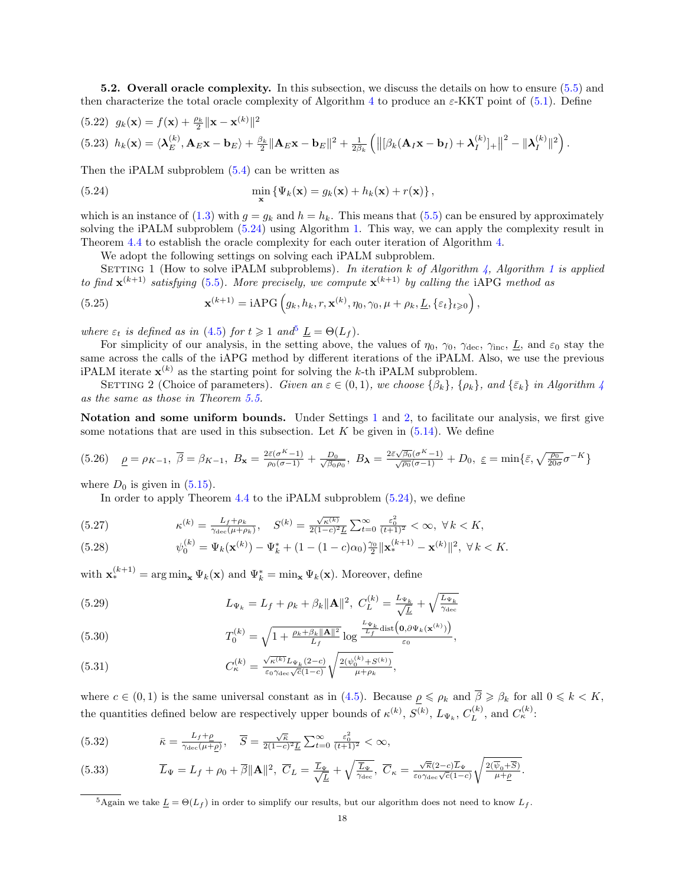**5.2. Overall oracle complexity.** In this subsection, we discuss the details on how to ensure (5.5) and then characterize the total oracle complexity of Algorithm 4 to produce an $\varepsilon$-KKT point of (5.1). Define

$$(5.22)\quad g_k(\mathbf{x}) = f(\mathbf{x}) + \tfrac{\rho_k}{2}\|\mathbf{x}-\mathbf{x}^{(k)}\|^2$$

$$(5.23)\quad h_k(\mathbf{x}) = \langle \boldsymbol{\lambda}_E^{(k)}, \mathbf{A}_E\mathbf{x}-\mathbf{b}_E\rangle + \tfrac{\beta_k}{2}\|\mathbf{A}_E\mathbf{x}-\mathbf{b}_E\|^2 + \tfrac{1}{2\beta_k}\left(\left\|[\beta_k(\mathbf{A}_I\mathbf{x}-\mathbf{b}_I)+\boldsymbol{\lambda}_I^{(k)}]_+\right\|^2 - \|\boldsymbol{\lambda}_I^{(k)}\|^2\right).$$

Then the iPALM subproblem (5.4) can be written as

$$\min_{\mathbf{x}}\left\{\Psi_k(\mathbf{x}) = g_k(\mathbf{x}) + h_k(\mathbf{x}) + r(\mathbf{x})\right\}, \tag{5.24}$$

which is an instance of (1.3) with $g = g_k$ and $h = h_k$. This means that (5.5) can be ensured by approximately solving the iPALM subproblem (5.24) using Algorithm 1. This way, we can apply the complexity result in Theorem 4.4 to establish the oracle complexity for each outer iteration of Algorithm 4.

We adopt the following settings on solving each iPALM subproblem.

Setting 1 (How to solve iPALM subproblems). *In iteration $k$ of Algorithm 4, Algorithm 1 is applied to find $\mathbf{x}^{(k+1)}$ satisfying (5.5). More precisely, we compute $\mathbf{x}^{(k+1)}$ by calling the* iAPG *method as*

$$\mathbf{x}^{(k+1)} = \text{iAPG}\left(g_k, h_k, r, \mathbf{x}^{(k)}, \eta_0, \gamma_0, \mu+\rho_k, \underline{L}, \{\varepsilon_t\}_{t\geqslant 0}\right), \tag{5.25}$$

*where $\varepsilon_t$ is defined as in (4.5) for $t\geqslant 1$ and*[5] *$\underline{L} = \Theta(L_f)$.*

For simplicity of our analysis, in the setting above, the values of $\eta_0$, $\gamma_0$, $\gamma_{\text{dec}}$, $\gamma_{\text{inc}}$, $\underline{L}$, and $\varepsilon_0$ stay the same across the calls of the iAPG method by different iterations of the iPALM. Also, we use the previous iPALM iterate $\mathbf{x}^{(k)}$ as the starting point for solving the $k$-th iPALM subproblem.

Setting 2 (Choice of parameters). *Given an $\varepsilon\in(0,1)$, we choose $\{\beta_k\}$, $\{\rho_k\}$, and $\{\bar\varepsilon_k\}$ in Algorithm 4 as the same as those in Theorem 5.5.*

**Notation and some uniform bounds.** Under Settings 1 and 2, to facilitate our analysis, we first give some notations that are used in this subsection. Let $K$ be given in (5.14). We define

$$\underline{\rho} = \rho_{K-1},\ \overline{\beta} = \beta_{K-1},\ B_{\mathbf{x}} = \tfrac{2\bar\varepsilon(\sigma^K-1)}{\rho_0(\sigma-1)} + \tfrac{D_0}{\sqrt{\beta_0\rho_0}},\ B_{\boldsymbol{\lambda}} = \tfrac{2\bar\varepsilon\sqrt{\beta_0}(\sigma^K-1)}{\sqrt{\rho_0}(\sigma-1)} + D_0,\ \underline{\varepsilon} = \min\{\bar\varepsilon, \sqrt{\tfrac{\rho_0}{20\sigma}}\sigma^{-K}\} \tag{5.26}$$

where $D_0$ is given in (5.15).

In order to apply Theorem 4.4 to the iPALM subproblem (5.24), we define

$$\kappa^{(k)} = \tfrac{L_f+\rho_k}{\gamma_{\text{dec}}(\mu+\rho_k)},\quad S^{(k)} = \tfrac{\sqrt{\kappa^{(k)}}}{2(1-c)^2\underline{L}}\sum_{t=0}^{\infty}\tfrac{\varepsilon_0^2}{(t+1)^2} < \infty,\ \forall\, k<K, \tag{5.27}$$

$$\psi_0^{(k)} = \Psi_k(\mathbf{x}^{(k)}) - \Psi_k^* + (1-(1-c)\alpha_0)\tfrac{\gamma_0}{2}\|\mathbf{x}_*^{(k+1)} - \mathbf{x}^{(k)}\|^2,\ \forall\, k<K. \tag{5.28}$$

with $\mathbf{x}_*^{(k+1)} = \arg\min_{\mathbf{x}}\Psi_k(\mathbf{x})$ and $\Psi_k^* = \min_{\mathbf{x}}\Psi_k(\mathbf{x})$. Moreover, define

$$L_{\Psi_k} = L_f + \rho_k + \beta_k\|\mathbf{A}\|^2,\ C_L^{(k)} = \tfrac{L_{\Psi_k}}{\sqrt{\underline{L}}} + \sqrt{\tfrac{L_{\Psi_k}}{\gamma_{\text{dec}}}} \tag{5.29}$$

$$T_0^{(k)} = \sqrt{1+\tfrac{\rho_k+\beta_k\|\mathbf{A}\|^2}{L_f}}\log\tfrac{\frac{L_{\Psi_k}}{L_f}\text{dist}\left(\mathbf{0},\partial\Psi_k(\mathbf{x}^{(k)})\right)}{\varepsilon_0}, \tag{5.30}$$

$$C_\kappa^{(k)} = \tfrac{\sqrt{\kappa^{(k)}}L_{\Psi_k}(2-c)}{\varepsilon_0\gamma_{\text{dec}}\sqrt{c}(1-c)}\sqrt{\tfrac{2(\psi_0^{(k)}+S^{(k)})}{\mu+\rho_k}}, \tag{5.31}$$

where $c\in(0,1)$ is the same universal constant as in (4.5). Because $\underline{\rho}\leqslant\rho_k$ and $\overline{\beta}\geqslant\beta_k$ for all $0\leqslant k<K$, the quantities defined below are respectively upper bounds of $\kappa^{(k)}$, $S^{(k)}$, $L_{\Psi_k}$, $C_L^{(k)}$, and $C_\kappa^{(k)}$:

$$\bar\kappa = \tfrac{L_f+\underline{\rho}}{\gamma_{\text{dec}}(\mu+\underline{\rho})},\quad \overline{S} = \tfrac{\sqrt{\bar\kappa}}{2(1-c)^2\underline{L}}\sum_{t=0}^{\infty}\tfrac{\varepsilon_0^2}{(t+1)^2} < \infty, \tag{5.32}$$

$$\overline{L}_\Psi = L_f + \rho_0 + \overline{\beta}\|\mathbf{A}\|^2,\ \overline{C}_L = \tfrac{\overline{L}_\Psi}{\sqrt{\underline{L}}} + \sqrt{\tfrac{\overline{L}_\Psi}{\gamma_{\text{dec}}}},\ \overline{C}_\kappa = \tfrac{\sqrt{\bar\kappa}(2-c)\overline{L}_\Psi}{\varepsilon_0\gamma_{\text{dec}}\sqrt{c}(1-c)}\sqrt{\tfrac{2(\overline{\psi}_0+\overline{S})}{\mu+\underline{\rho}}}. \tag{5.33}$$

[5] Again we take $\underline{L} = \Theta(L_f)$ in order to simplify our results, but our algorithm does not need to know $L_f$.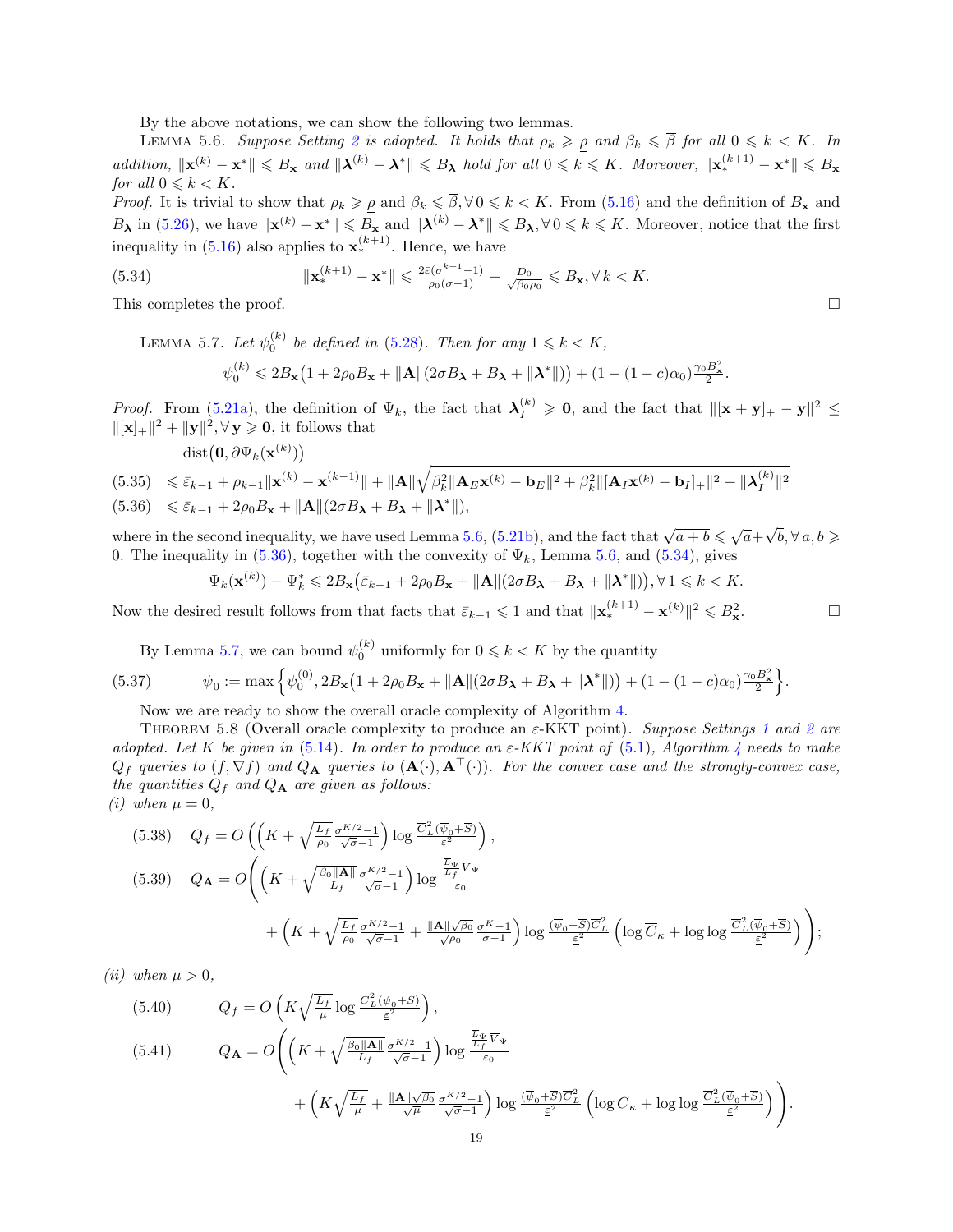By the above notations, we can show the following two lemmas.

LEMMA 5.6. *Suppose Setting 2 is adopted. It holds that $\rho_k \geqslant \underline{\rho}$ and $\beta_k \leqslant \overline{\beta}$ for all $0 \leqslant k < K$. In addition, $\|\mathbf{x}^{(k)} - \mathbf{x}^*\| \leqslant B_{\mathbf{x}}$ and $\|\boldsymbol{\lambda}^{(k)} - \boldsymbol{\lambda}^*\| \leqslant B_{\boldsymbol{\lambda}}$ hold for all $0 \leqslant k \leqslant K$. Moreover, $\|\mathbf{x}_*^{(k+1)} - \mathbf{x}^*\| \leqslant B_{\mathbf{x}}$ for all $0 \leqslant k < K$.*

*Proof.* It is trivial to show that $\rho_k \geqslant \underline{\rho}$ and $\beta_k \leqslant \overline{\beta}, \forall\, 0 \leqslant k < K$. From (5.16) and the definition of $B_{\mathbf{x}}$ and $B_{\boldsymbol{\lambda}}$ in (5.26), we have $\|\mathbf{x}^{(k)} - \mathbf{x}^*\| \leqslant B_{\mathbf{x}}$ and $\|\boldsymbol{\lambda}^{(k)} - \boldsymbol{\lambda}^*\| \leqslant B_{\boldsymbol{\lambda}}, \forall\, 0 \leqslant k \leqslant K$. Moreover, notice that the first inequality in (5.16) also applies to $\mathbf{x}_*^{(k+1)}$. Hence, we have

$$
\|\mathbf{x}_*^{(k+1)} - \mathbf{x}^*\| \leqslant \tfrac{2\bar{\varepsilon}(\sigma^{k+1}-1)}{\rho_0(\sigma-1)} + \tfrac{D_0}{\sqrt{\beta_0\rho_0}} \leqslant B_{\mathbf{x}}, \forall\, k < K. \tag{5.34}
$$

This completes the proof. $\square$

LEMMA 5.7. *Let $\psi_0^{(k)}$ be defined in (5.28). Then for any $1 \leqslant k < K$,*

$$
\psi_0^{(k)} \leqslant 2B_{\mathbf{x}}\big(1 + 2\rho_0 B_{\mathbf{x}} + \|\mathbf{A}\|(2\sigma B_{\boldsymbol{\lambda}} + B_{\boldsymbol{\lambda}} + \|\boldsymbol{\lambda}^*\|)\big) + (1-(1-c)\alpha_0)\tfrac{\gamma_0 B_{\mathbf{x}}^2}{2}.
$$

*Proof.* From (5.21a), the definition of $\Psi_k$, the fact that $\boldsymbol{\lambda}_I^{(k)} \geqslant \mathbf{0}$, and the fact that $\|[\mathbf{x}+\mathbf{y}]_+ - \mathbf{y}\|^2 \leq \|[\mathbf{x}]_+\|^2 + \|\mathbf{y}\|^2, \forall\, \mathbf{y} \geqslant \mathbf{0}$, it follows that

$$
\begin{aligned}
&\operatorname{dist}\big(\mathbf{0}, \partial\Psi_k(\mathbf{x}^{(k)})\big) \\
&\leqslant \bar{\varepsilon}_{k-1} + \rho_{k-1}\|\mathbf{x}^{(k)} - \mathbf{x}^{(k-1)}\| + \|\mathbf{A}\|\sqrt{\beta_k^2\|\mathbf{A}_E\mathbf{x}^{(k)} - \mathbf{b}_E\|^2 + \beta_k^2\|[\mathbf{A}_I\mathbf{x}^{(k)} - \mathbf{b}_I]_+\|^2 + \|\boldsymbol{\lambda}_I^{(k)}\|^2} &(5.35)\\
&\leqslant \bar{\varepsilon}_{k-1} + 2\rho_0 B_{\mathbf{x}} + \|\mathbf{A}\|(2\sigma B_{\boldsymbol{\lambda}} + B_{\boldsymbol{\lambda}} + \|\boldsymbol{\lambda}^*\|), &(5.36)
\end{aligned}
$$

where in the second inequality, we have used Lemma 5.6, (5.21b), and the fact that $\sqrt{a+b} \leqslant \sqrt{a} + \sqrt{b}, \forall\, a, b \geqslant 0$. The inequality in (5.36), together with the convexity of $\Psi_k$, Lemma 5.6, and (5.34), gives

$$
\Psi_k(\mathbf{x}^{(k)}) - \Psi_k^* \leqslant 2B_{\mathbf{x}}\big(\bar{\varepsilon}_{k-1} + 2\rho_0 B_{\mathbf{x}} + \|\mathbf{A}\|(2\sigma B_{\boldsymbol{\lambda}} + B_{\boldsymbol{\lambda}} + \|\boldsymbol{\lambda}^*\|)\big), \forall\, 1 \leqslant k < K.
$$

Now the desired result follows from that facts that $\bar{\varepsilon}_{k-1} \leqslant 1$ and that $\|\mathbf{x}_*^{(k+1)} - \mathbf{x}^{(k)}\|^2 \leqslant B_{\mathbf{x}}^2$. $\square$

By Lemma 5.7, we can bound $\psi_0^{(k)}$ uniformly for $0 \leqslant k < K$ by the quantity

$$
\overline{\psi}_0 := \max\Big\{\psi_0^{(0)}, 2B_{\mathbf{x}}\big(1 + 2\rho_0 B_{\mathbf{x}} + \|\mathbf{A}\|(2\sigma B_{\boldsymbol{\lambda}} + B_{\boldsymbol{\lambda}} + \|\boldsymbol{\lambda}^*\|)\big) + (1-(1-c)\alpha_0)\tfrac{\gamma_0 B_{\mathbf{x}}^2}{2}\Big\}. \tag{5.37}
$$

Now we are ready to show the overall oracle complexity of Algorithm 4.

THEOREM 5.8 (Overall oracle complexity to produce an $\varepsilon$-KKT point). *Suppose Settings 1 and 2 are adopted. Let $K$ be given in (5.14). In order to produce an $\varepsilon$-KKT point of (5.1), Algorithm 4 needs to make $Q_f$ queries to $(f, \nabla f)$ and $Q_{\mathbf{A}}$ queries to $(\mathbf{A}(\cdot), \mathbf{A}^\top(\cdot))$. For the convex case and the strongly-convex case, the quantities $Q_f$ and $Q_{\mathbf{A}}$ are given as follows:*

*(i) when $\mu = 0$,*

$$
Q_f = O\left(\left(K + \sqrt{\tfrac{L_f}{\rho_0}}\tfrac{\sigma^{K/2}-1}{\sqrt{\sigma}-1}\right)\log\tfrac{\overline{C}_L^2(\overline{\psi}_0 + \overline{S})}{\underline{\varepsilon}^2}\right), \tag{5.38}
$$

$$
\begin{aligned}
Q_{\mathbf{A}} = O\Bigg(&\left(K + \sqrt{\tfrac{\beta_0\|\mathbf{A}\|}{L_f}}\tfrac{\sigma^{K/2}-1}{\sqrt{\sigma}-1}\right)\log\tfrac{\frac{\overline{L}_\Psi}{L_f}\overline{V}_\Psi}{\varepsilon_0} \\
&+ \left(K + \sqrt{\tfrac{L_f}{\rho_0}}\tfrac{\sigma^{K/2}-1}{\sqrt{\sigma}-1} + \tfrac{\|\mathbf{A}\|\sqrt{\beta_0}}{\sqrt{\rho_0}}\tfrac{\sigma^{K}-1}{\sigma-1}\right)\log\tfrac{(\overline{\psi}_0+\overline{S})\overline{C}_L^2}{\underline{\varepsilon}^2}\left(\log\overline{C}_\kappa + \log\log\tfrac{\overline{C}_L^2(\overline{\psi}_0+\overline{S})}{\underline{\varepsilon}^2}\right)\Bigg);
\end{aligned} \tag{5.39}
$$

*(ii) when $\mu > 0$,*

$$
Q_f = O\left(K\sqrt{\tfrac{L_f}{\mu}}\log\tfrac{\overline{C}_L^2(\overline{\psi}_0 + \overline{S})}{\underline{\varepsilon}^2}\right), \tag{5.40}
$$

$$
\begin{aligned}
Q_{\mathbf{A}} = O\Bigg(&\left(K + \sqrt{\tfrac{\beta_0\|\mathbf{A}\|}{L_f}}\tfrac{\sigma^{K/2}-1}{\sqrt{\sigma}-1}\right)\log\tfrac{\frac{\overline{L}_\Psi}{L_f}\overline{V}_\Psi}{\varepsilon_0} \\
&+ \left(K\sqrt{\tfrac{L_f}{\mu}} + \tfrac{\|\mathbf{A}\|\sqrt{\beta_0}}{\sqrt{\mu}}\tfrac{\sigma^{K/2}-1}{\sqrt{\sigma}-1}\right)\log\tfrac{(\overline{\psi}_0+\overline{S})\overline{C}_L^2}{\underline{\varepsilon}^2}\left(\log\overline{C}_\kappa + \log\log\tfrac{\overline{C}_L^2(\overline{\psi}_0+\overline{S})}{\underline{\varepsilon}^2}\right)\Bigg).
\end{aligned} \tag{5.41}
$$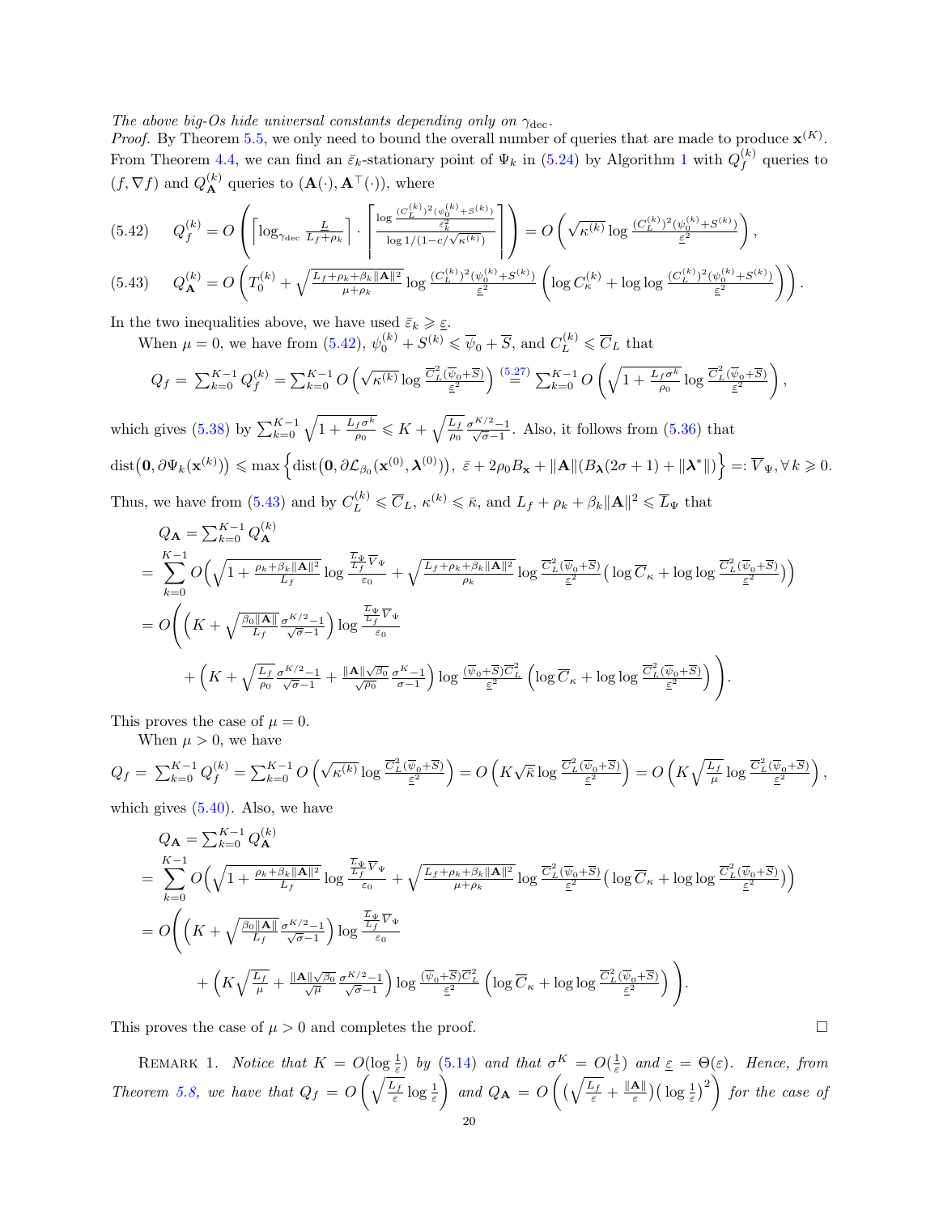*The above big-Os hide universal constants depending only on $\gamma_{\rm dec}$.*

*Proof.* By Theorem 5.5, we only need to bound the overall number of queries that are made to produce $\mathbf{x}^{(K)}$. From Theorem 4.4, we can find an $\bar\varepsilon_k$-stationary point of $\Psi_k$ in (5.24) by Algorithm 1 with $Q_f^{(k)}$ queries to $(f, \nabla f)$ and $Q_{\mathbf{A}}^{(k)}$ queries to $(\mathbf{A}(\cdot), \mathbf{A}^\top(\cdot))$, where

$$
(5.42)\qquad Q_f^{(k)} = O\left(\left\lceil \log_{\gamma_{\rm dec}} \tfrac{L}{L_f+\rho_k}\right\rceil \cdot \left\lceil \frac{\log \frac{(C_L^{(k)})^2(\psi_0^{(k)}+S^{(k)})}{\bar\varepsilon_k^2}}{\log 1/(1-c/\sqrt{\kappa^{(k)}})}\right\rceil\right) = O\left(\sqrt{\kappa^{(k)}}\log \frac{(C_L^{(k)})^2(\psi_0^{(k)}+S^{(k)})}{\underline{\varepsilon}^2}\right),
$$

$$
(5.43)\qquad Q_{\mathbf{A}}^{(k)} = O\left(T_0^{(k)} + \sqrt{\tfrac{L_f+\rho_k+\beta_k\|\mathbf{A}\|^2}{\mu+\rho_k}}\log \tfrac{(C_L^{(k)})^2(\psi_0^{(k)}+S^{(k)})}{\underline{\varepsilon}^2}\left(\log C_\kappa^{(k)} + \log\log \tfrac{(C_L^{(k)})^2(\psi_0^{(k)}+S^{(k)})}{\underline{\varepsilon}^2}\right)\right).
$$

In the two inequalities above, we have used $\bar\varepsilon_k \geqslant \underline{\varepsilon}$.

When $\mu = 0$, we have from (5.42), $\psi_0^{(k)} + S^{(k)} \leqslant \overline{\psi}_0 + \overline{S}$, and $C_L^{(k)} \leqslant \overline{C}_L$ that

$$
Q_f = \textstyle\sum_{k=0}^{K-1} Q_f^{(k)} = \sum_{k=0}^{K-1} O\left(\sqrt{\kappa^{(k)}}\log \frac{\overline{C}_L^2(\overline{\psi}_0+\overline{S})}{\underline{\varepsilon}^2}\right) \overset{(5.27)}{=} \sum_{k=0}^{K-1} O\left(\sqrt{1+\frac{L_f\sigma^k}{\rho_0}}\log \frac{\overline{C}_L^2(\overline{\psi}_0+\overline{S})}{\underline{\varepsilon}^2}\right),
$$

which gives (5.38) by $\sum_{k=0}^{K-1}\sqrt{1+\frac{L_f\sigma^k}{\rho_0}} \leqslant K + \sqrt{\frac{L_f}{\rho_0}}\frac{\sigma^{K/2}-1}{\sqrt{\sigma}-1}$. Also, it follows from (5.36) that

$$
\operatorname{dist}\big(\mathbf{0}, \partial\Psi_k(\mathbf{x}^{(k)})\big) \leqslant \max\left\{\operatorname{dist}\big(\mathbf{0}, \partial\mathcal{L}_{\beta_0}(\mathbf{x}^{(0)}, \boldsymbol{\lambda}^{(0)})\big),\ \bar\varepsilon + 2\rho_0 B_{\mathbf{x}} + \|\mathbf{A}\|(B_{\boldsymbol{\lambda}}(2\sigma+1) + \|\boldsymbol{\lambda}^*\|)\right\} =: \overline{V}_\Psi, \forall\, k\geqslant 0.
$$

Thus, we have from (5.43) and by $C_L^{(k)} \leqslant \overline{C}_L$, $\kappa^{(k)} \leqslant \bar\kappa$, and $L_f + \rho_k + \beta_k\|\mathbf{A}\|^2 \leqslant \overline{L}_\Psi$ that

$$
\begin{aligned}
&Q_{\mathbf{A}} = \textstyle\sum_{k=0}^{K-1} Q_{\mathbf{A}}^{(k)} \\
&= \sum_{k=0}^{K-1} O\Big(\sqrt{1+\tfrac{\rho_k+\beta_k\|\mathbf{A}\|^2}{L_f}}\log \tfrac{\frac{\overline{L}_\Psi}{L_f}\overline{V}_\Psi}{\varepsilon_0} + \sqrt{\tfrac{L_f+\rho_k+\beta_k\|\mathbf{A}\|^2}{\rho_k}}\log\tfrac{\overline{C}_L^2(\overline{\psi}_0+\overline{S})}{\underline{\varepsilon}^2}\big(\log\overline{C}_\kappa + \log\log\tfrac{\overline{C}_L^2(\overline{\psi}_0+\overline{S})}{\underline{\varepsilon}^2}\big)\Big) \\
&= O\Bigg(\Big(K + \sqrt{\tfrac{\beta_0\|\mathbf{A}\|}{L_f}}\tfrac{\sigma^{K/2}-1}{\sqrt{\sigma}-1}\Big)\log\tfrac{\frac{\overline{L}_\Psi}{L_f}\overline{V}_\Psi}{\varepsilon_0} \\
&\qquad + \Big(K + \sqrt{\tfrac{L_f}{\rho_0}}\tfrac{\sigma^{K/2}-1}{\sqrt{\sigma}-1} + \tfrac{\|\mathbf{A}\|\sqrt{\beta_0}}{\sqrt{\rho_0}}\tfrac{\sigma^K-1}{\sigma-1}\Big)\log\tfrac{(\overline{\psi}_0+\overline{S})\overline{C}_L^2}{\underline{\varepsilon}^2}\left(\log\overline{C}_\kappa + \log\log\tfrac{\overline{C}_L^2(\overline{\psi}_0+\overline{S})}{\underline{\varepsilon}^2}\right)\Bigg).
\end{aligned}
$$

This proves the case of $\mu = 0$.

When $\mu > 0$, we have

$$
Q_f = \textstyle\sum_{k=0}^{K-1} Q_f^{(k)} = \sum_{k=0}^{K-1} O\left(\sqrt{\kappa^{(k)}}\log\frac{\overline{C}_L^2(\overline{\psi}_0+\overline{S})}{\underline{\varepsilon}^2}\right) = O\left(K\sqrt{\bar\kappa}\log\frac{\overline{C}_L^2(\overline{\psi}_0+\overline{S})}{\underline{\varepsilon}^2}\right) = O\left(K\sqrt{\frac{L_f}{\mu}}\log\frac{\overline{C}_L^2(\overline{\psi}_0+\overline{S})}{\underline{\varepsilon}^2}\right),
$$

which gives (5.40). Also, we have

$$
\begin{aligned}
&Q_{\mathbf{A}} = \textstyle\sum_{k=0}^{K-1} Q_{\mathbf{A}}^{(k)} \\
&= \sum_{k=0}^{K-1} O\Big(\sqrt{1+\tfrac{\rho_k+\beta_k\|\mathbf{A}\|^2}{L_f}}\log \tfrac{\frac{\overline{L}_\Psi}{L_f}\overline{V}_\Psi}{\varepsilon_0} + \sqrt{\tfrac{L_f+\rho_k+\beta_k\|\mathbf{A}\|^2}{\mu+\rho_k}}\log\tfrac{\overline{C}_L^2(\overline{\psi}_0+\overline{S})}{\underline{\varepsilon}^2}\big(\log\overline{C}_\kappa + \log\log\tfrac{\overline{C}_L^2(\overline{\psi}_0+\overline{S})}{\underline{\varepsilon}^2}\big)\Big) \\
&= O\Bigg(\Big(K + \sqrt{\tfrac{\beta_0\|\mathbf{A}\|}{L_f}}\tfrac{\sigma^{K/2}-1}{\sqrt{\sigma}-1}\Big)\log\tfrac{\frac{\overline{L}_\Psi}{L_f}\overline{V}_\Psi}{\varepsilon_0} \\
&\qquad + \Big(K\sqrt{\tfrac{L_f}{\mu}} + \tfrac{\|\mathbf{A}\|\sqrt{\beta_0}}{\sqrt{\mu}}\tfrac{\sigma^{K/2}-1}{\sqrt{\sigma}-1}\Big)\log\tfrac{(\overline{\psi}_0+\overline{S})\overline{C}_L^2}{\underline{\varepsilon}^2}\left(\log\overline{C}_\kappa + \log\log\tfrac{\overline{C}_L^2(\overline{\psi}_0+\overline{S})}{\underline{\varepsilon}^2}\right)\Bigg).
\end{aligned}
$$

This proves the case of $\mu > 0$ and completes the proof. $\square$

REMARK 1. *Notice that $K = O(\log\frac{1}{\varepsilon})$ by (5.14) and that $\sigma^K = O(\frac{1}{\varepsilon})$ and $\underline{\varepsilon} = \Theta(\varepsilon)$. Hence, from Theorem 5.8, we have that $Q_f = O\left(\sqrt{\frac{L_f}{\varepsilon}}\log\frac{1}{\varepsilon}\right)$ and $Q_{\mathbf{A}} = O\left(\big(\sqrt{\frac{L_f}{\varepsilon}} + \frac{\|\mathbf{A}\|}{\varepsilon}\big)\big(\log\frac{1}{\varepsilon}\big)^2\right)$ for the case of*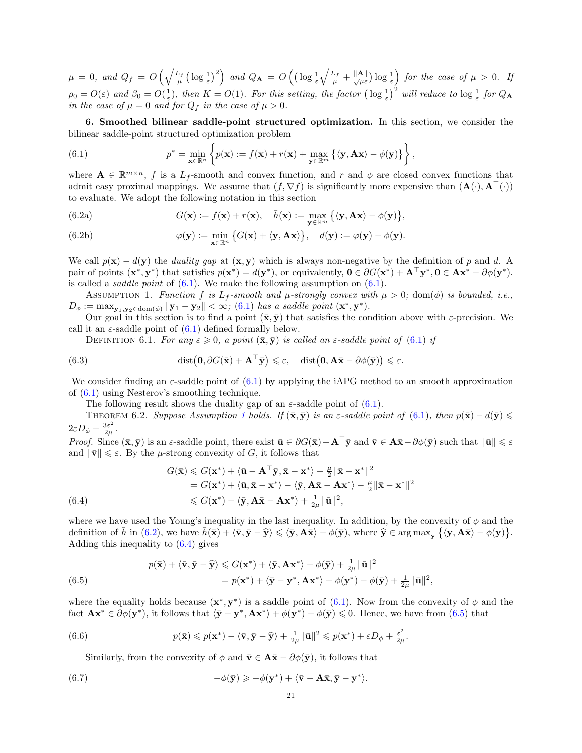$\mu = 0$, and $Q_f = O\left(\sqrt{\frac{L_f}{\mu}}\left(\log \frac{1}{\varepsilon}\right)^2\right)$ and $Q_{\mathbf{A}} = O\left(\left(\log \frac{1}{\varepsilon}\sqrt{\frac{L_f}{\mu}} + \frac{\|\mathbf{A}\|}{\sqrt{\mu\varepsilon}}\right)\log \frac{1}{\varepsilon}\right)$ *for the case of* $\mu > 0$. *If* $\rho_0 = O(\varepsilon)$ *and* $\beta_0 = O(\frac{1}{\varepsilon})$, *then* $K = O(1)$. *For this setting, the factor* $\left(\log \frac{1}{\varepsilon}\right)^2$ *will reduce to* $\log \frac{1}{\varepsilon}$ *for* $Q_{\mathbf{A}}$ *in the case of* $\mu = 0$ *and for* $Q_f$ *in the case of* $\mu > 0$.

## 6. Smoothed bilinear saddle-point structured optimization.

In this section, we consider the bilinear saddle-point structured optimization problem

$$p^* = \min_{\mathbf{x}\in\mathbb{R}^n}\left\{p(\mathbf{x}) := f(\mathbf{x}) + r(\mathbf{x}) + \max_{\mathbf{y}\in\mathbb{R}^m}\left\{\langle \mathbf{y}, \mathbf{A}\mathbf{x}\rangle - \phi(\mathbf{y})\right\}\right\}, \tag{6.1}$$

where $\mathbf{A} \in \mathbb{R}^{m\times n}$, $f$ is a $L_f$-smooth and convex function, and $r$ and $\phi$ are closed convex functions that admit easy proximal mappings. We assume that $(f, \nabla f)$ is significantly more expensive than $(\mathbf{A}(\cdot), \mathbf{A}^\top(\cdot))$ to evaluate. We adopt the following notation in this section

$$G(\mathbf{x}) := f(\mathbf{x}) + r(\mathbf{x}), \quad \bar{h}(\mathbf{x}) := \max_{\mathbf{y}\in\mathbb{R}^m}\left\{\langle \mathbf{y}, \mathbf{A}\mathbf{x}\rangle - \phi(\mathbf{y})\right\}, \tag{6.2a}$$

$$\varphi(\mathbf{y}) := \min_{\mathbf{x}\in\mathbb{R}^n}\left\{G(\mathbf{x}) + \langle \mathbf{y}, \mathbf{A}\mathbf{x}\rangle\right\}, \quad d(\mathbf{y}) := \varphi(\mathbf{y}) - \phi(\mathbf{y}). \tag{6.2b}$$

We call $p(\mathbf{x}) - d(\mathbf{y})$ the *duality gap* at $(\mathbf{x}, \mathbf{y})$ which is always non-negative by the definition of $p$ and $d$. A pair of points $(\mathbf{x}^*, \mathbf{y}^*)$ that satisfies $p(\mathbf{x}^*) = d(\mathbf{y}^*)$, or equivalently, $\mathbf{0} \in \partial G(\mathbf{x}^*) + \mathbf{A}^\top\mathbf{y}^*, \mathbf{0} \in \mathbf{A}\mathbf{x}^* - \partial\phi(\mathbf{y}^*)$. is called a *saddle point* of (6.1). We make the following assumption on (6.1).

Assumption 1. *Function $f$ is $L_f$-smooth and $\mu$-strongly convex with $\mu > 0$; $\mathrm{dom}(\phi)$ is bounded, i.e., $D_\phi := \max_{\mathbf{y}_1,\mathbf{y}_2\in\mathrm{dom}(\phi)} \|\mathbf{y}_1 - \mathbf{y}_2\| < \infty$; (6.1) has a saddle point $(\mathbf{x}^*, \mathbf{y}^*)$.*

Our goal in this section is to find a point $(\bar{\mathbf{x}}, \bar{\mathbf{y}})$ that satisfies the condition above with $\varepsilon$-precision. We call it an $\varepsilon$-saddle point of (6.1) defined formally below.

Definition 6.1. *For any $\varepsilon \geqslant 0$, a point $(\bar{\mathbf{x}}, \bar{\mathbf{y}})$ is called an $\varepsilon$-saddle point of (6.1) if*

$$\mathrm{dist}\big(\mathbf{0}, \partial G(\bar{\mathbf{x}}) + \mathbf{A}^\top\bar{\mathbf{y}}\big) \leqslant \varepsilon, \quad \mathrm{dist}\big(\mathbf{0}, \mathbf{A}\bar{\mathbf{x}} - \partial\phi(\bar{\mathbf{y}})\big) \leqslant \varepsilon. \tag{6.3}$$

We consider finding an $\varepsilon$-saddle point of (6.1) by applying the iAPG method to an smooth approximation of (6.1) using Nesterov's smoothing technique.

The following result shows the duality gap of an $\varepsilon$-saddle point of (6.1).

Theorem 6.2. *Suppose Assumption 1 holds. If $(\bar{\mathbf{x}}, \bar{\mathbf{y}})$ is an $\varepsilon$-saddle point of (6.1), then $p(\bar{\mathbf{x}}) - d(\bar{\mathbf{y}}) \leqslant 2\varepsilon D_\phi + \frac{3\varepsilon^2}{2\mu}$.*

*Proof.* Since $(\bar{\mathbf{x}}, \bar{\mathbf{y}})$ is an $\varepsilon$-saddle point, there exist $\bar{\mathbf{u}} \in \partial G(\bar{\mathbf{x}}) + \mathbf{A}^\top\bar{\mathbf{y}}$ and $\bar{\mathbf{v}} \in \mathbf{A}\bar{\mathbf{x}} - \partial\phi(\bar{\mathbf{y}})$ such that $\|\bar{\mathbf{u}}\| \leqslant \varepsilon$ and $\|\bar{\mathbf{v}}\| \leqslant \varepsilon$. By the $\mu$-strong convexity of $G$, it follows that

$$\begin{aligned}
G(\bar{\mathbf{x}}) &\leqslant G(\mathbf{x}^*) + \langle \bar{\mathbf{u}} - \mathbf{A}^\top\bar{\mathbf{y}}, \bar{\mathbf{x}} - \mathbf{x}^*\rangle - \tfrac{\mu}{2}\|\bar{\mathbf{x}} - \mathbf{x}^*\|^2 \\
&= G(\mathbf{x}^*) + \langle \bar{\mathbf{u}}, \bar{\mathbf{x}} - \mathbf{x}^*\rangle - \langle \bar{\mathbf{y}}, \mathbf{A}\bar{\mathbf{x}} - \mathbf{A}\mathbf{x}^*\rangle - \tfrac{\mu}{2}\|\bar{\mathbf{x}} - \mathbf{x}^*\|^2 \\
&\leqslant G(\mathbf{x}^*) - \langle \bar{\mathbf{y}}, \mathbf{A}\bar{\mathbf{x}} - \mathbf{A}\mathbf{x}^*\rangle + \tfrac{1}{2\mu}\|\bar{\mathbf{u}}\|^2,
\end{aligned} \tag{6.4}$$

where we have used the Young's inequality in the last inequality. In addition, by the convexity of $\phi$ and the definition of $\bar{h}$ in (6.2), we have $\bar{h}(\bar{\mathbf{x}}) + \langle \bar{\mathbf{v}}, \bar{\mathbf{y}} - \widehat{\mathbf{y}}\rangle \leqslant \langle \bar{\mathbf{y}}, \mathbf{A}\bar{\mathbf{x}}\rangle - \phi(\bar{\mathbf{y}})$, where $\widehat{\mathbf{y}} \in \arg\max_{\mathbf{y}}\left\{\langle \mathbf{y}, \mathbf{A}\bar{\mathbf{x}}\rangle - \phi(\mathbf{y})\right\}$. Adding this inequality to (6.4) gives

$$\begin{aligned}
p(\bar{\mathbf{x}}) + \langle \bar{\mathbf{v}}, \bar{\mathbf{y}} - \widehat{\mathbf{y}}\rangle &\leqslant G(\mathbf{x}^*) + \langle \bar{\mathbf{y}}, \mathbf{A}\mathbf{x}^*\rangle - \phi(\bar{\mathbf{y}}) + \tfrac{1}{2\mu}\|\bar{\mathbf{u}}\|^2 \\
&= p(\mathbf{x}^*) + \langle \bar{\mathbf{y}} - \mathbf{y}^*, \mathbf{A}\mathbf{x}^*\rangle + \phi(\mathbf{y}^*) - \phi(\bar{\mathbf{y}}) + \tfrac{1}{2\mu}\|\bar{\mathbf{u}}\|^2,
\end{aligned} \tag{6.5}$$

where the equality holds because $(\mathbf{x}^*, \mathbf{y}^*)$ is a saddle point of (6.1). Now from the convexity of $\phi$ and the fact $\mathbf{A}\mathbf{x}^* \in \partial\phi(\mathbf{y}^*)$, it follows that $\langle \bar{\mathbf{y}} - \mathbf{y}^*, \mathbf{A}\mathbf{x}^*\rangle + \phi(\mathbf{y}^*) - \phi(\bar{\mathbf{y}}) \leqslant 0$. Hence, we have from (6.5) that

$$p(\bar{\mathbf{x}}) \leqslant p(\mathbf{x}^*) - \langle \bar{\mathbf{v}}, \bar{\mathbf{y}} - \widehat{\mathbf{y}}\rangle + \tfrac{1}{2\mu}\|\bar{\mathbf{u}}\|^2 \leqslant p(\mathbf{x}^*) + \varepsilon D_\phi + \tfrac{\varepsilon^2}{2\mu}. \tag{6.6}$$

Similarly, from the convexity of $\phi$ and $\bar{\mathbf{v}} \in \mathbf{A}\bar{\mathbf{x}} - \partial\phi(\bar{\mathbf{y}})$, it follows that

$$-\phi(\bar{\mathbf{y}}) \geqslant -\phi(\mathbf{y}^*) + \langle \bar{\mathbf{v}} - \mathbf{A}\bar{\mathbf{x}}, \bar{\mathbf{y}} - \mathbf{y}^*\rangle. \tag{6.7}$$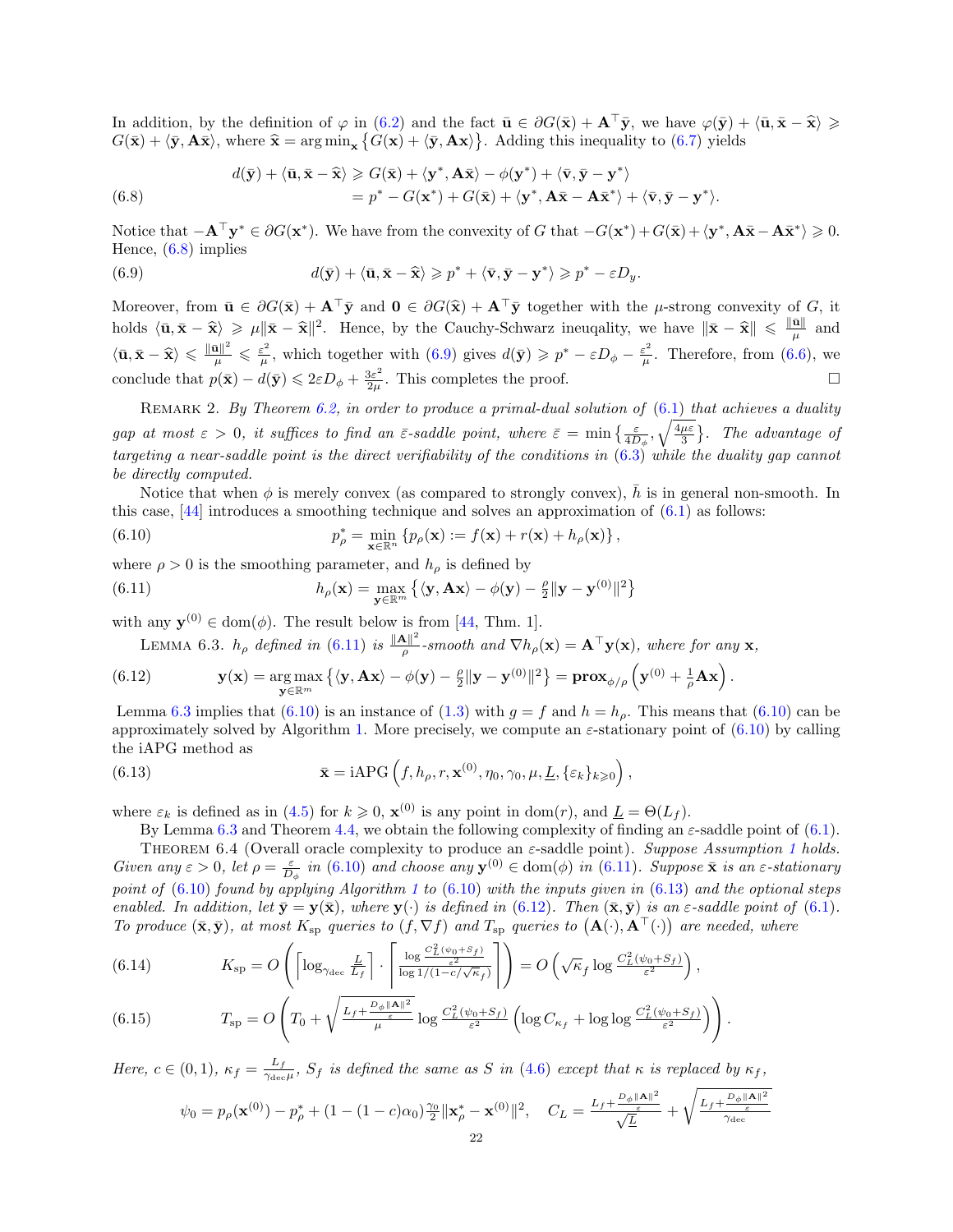In addition, by the definition of $\varphi$ in (6.2) and the fact $\bar{\mathbf{u}} \in \partial G(\bar{\mathbf{x}}) + \mathbf{A}^\top \bar{\mathbf{y}}$, we have $\varphi(\bar{\mathbf{y}}) + \langle \bar{\mathbf{u}}, \bar{\mathbf{x}} - \widehat{\mathbf{x}} \rangle \geqslant G(\bar{\mathbf{x}}) + \langle \bar{\mathbf{y}}, \mathbf{A}\bar{\mathbf{x}} \rangle$, where $\widehat{\mathbf{x}} = \arg\min_{\mathbf{x}} \{G(\mathbf{x}) + \langle \bar{\mathbf{y}}, \mathbf{A}\mathbf{x}\rangle\}$. Adding this inequality to (6.7) yields

$$
\begin{aligned}
d(\bar{\mathbf{y}}) + \langle \bar{\mathbf{u}}, \bar{\mathbf{x}} - \widehat{\mathbf{x}} \rangle &\geqslant G(\bar{\mathbf{x}}) + \langle \mathbf{y}^*, \mathbf{A}\bar{\mathbf{x}} \rangle - \phi(\mathbf{y}^*) + \langle \bar{\mathbf{v}}, \bar{\mathbf{y}} - \mathbf{y}^* \rangle \\
&= p^* - G(\mathbf{x}^*) + G(\bar{\mathbf{x}}) + \langle \mathbf{y}^*, \mathbf{A}\bar{\mathbf{x}} - \mathbf{A}\bar{\mathbf{x}}^* \rangle + \langle \bar{\mathbf{v}}, \bar{\mathbf{y}} - \mathbf{y}^* \rangle.
\end{aligned} \tag{6.8}
$$

Notice that $-\mathbf{A}^\top \mathbf{y}^* \in \partial G(\mathbf{x}^*)$. We have from the convexity of $G$ that $-G(\mathbf{x}^*) + G(\bar{\mathbf{x}}) + \langle \mathbf{y}^*, \mathbf{A}\bar{\mathbf{x}} - \mathbf{A}\bar{\mathbf{x}}^* \rangle \geqslant 0$. Hence, (6.8) implies

$$
d(\bar{\mathbf{y}}) + \langle \bar{\mathbf{u}}, \bar{\mathbf{x}} - \widehat{\mathbf{x}} \rangle \geqslant p^* + \langle \bar{\mathbf{v}}, \bar{\mathbf{y}} - \mathbf{y}^* \rangle \geqslant p^* - \varepsilon D_y. \tag{6.9}
$$

Moreover, from $\bar{\mathbf{u}} \in \partial G(\bar{\mathbf{x}}) + \mathbf{A}^\top \bar{\mathbf{y}}$ and $\mathbf{0} \in \partial G(\widehat{\mathbf{x}}) + \mathbf{A}^\top \bar{\mathbf{y}}$ together with the $\mu$-strong convexity of $G$, it holds $\langle \bar{\mathbf{u}}, \bar{\mathbf{x}} - \widehat{\mathbf{x}} \rangle \geqslant \mu \|\bar{\mathbf{x}} - \widehat{\mathbf{x}}\|^2$. Hence, by the Cauchy-Schwarz ineuqality, we have $\|\bar{\mathbf{x}} - \widehat{\mathbf{x}}\| \leqslant \frac{\|\bar{\mathbf{u}}\|}{\mu}$ and $\langle \bar{\mathbf{u}}, \bar{\mathbf{x}} - \widehat{\mathbf{x}} \rangle \leqslant \frac{\|\bar{\mathbf{u}}\|^2}{\mu} \leqslant \frac{\varepsilon^2}{\mu}$, which together with (6.9) gives $d(\bar{\mathbf{y}}) \geqslant p^* - \varepsilon D_\phi - \frac{\varepsilon^2}{\mu}$. Therefore, from (6.6), we conclude that $p(\bar{\mathbf{x}}) - d(\bar{\mathbf{y}}) \leqslant 2\varepsilon D_\phi + \frac{3\varepsilon^2}{2\mu}$. This completes the proof. $\square$

Remark 2. *By Theorem 6.2, in order to produce a primal-dual solution of (6.1) that achieves a duality gap at most $\varepsilon > 0$, it suffices to find an $\bar{\varepsilon}$-saddle point, where $\bar{\varepsilon} = \min\{\frac{\varepsilon}{4D_\phi}, \sqrt{\frac{4\mu\varepsilon}{3}}\}$. The advantage of targeting a near-saddle point is the direct verifiability of the conditions in (6.3) while the duality gap cannot be directly computed.*

Notice that when $\phi$ is merely convex (as compared to strongly convex), $\bar{h}$ is in general non-smooth. In this case, [44] introduces a smoothing technique and solves an approximation of (6.1) as follows:

$$
p_\rho^* = \min_{\mathbf{x} \in \mathbb{R}^n} \{p_\rho(\mathbf{x}) := f(\mathbf{x}) + r(\mathbf{x}) + h_\rho(\mathbf{x})\}, \tag{6.10}
$$

where $\rho > 0$ is the smoothing parameter, and $h_\rho$ is defined by

$$
h_\rho(\mathbf{x}) = \max_{\mathbf{y} \in \mathbb{R}^m} \{\langle \mathbf{y}, \mathbf{A}\mathbf{x} \rangle - \phi(\mathbf{y}) - \tfrac{\rho}{2}\|\mathbf{y} - \mathbf{y}^{(0)}\|^2\} \tag{6.11}
$$

with any $\mathbf{y}^{(0)} \in \mathrm{dom}(\phi)$. The result below is from [44, Thm. 1].

Lemma 6.3. *$h_\rho$ defined in (6.11) is $\frac{\|\mathbf{A}\|^2}{\rho}$-smooth and $\nabla h_\rho(\mathbf{x}) = \mathbf{A}^\top \mathbf{y}(\mathbf{x})$, where for any $\mathbf{x}$,*

$$
\mathbf{y}(\mathbf{x}) = \operatorname*{arg\,max}_{\mathbf{y} \in \mathbb{R}^m} \{\langle \mathbf{y}, \mathbf{A}\mathbf{x} \rangle - \phi(\mathbf{y}) - \tfrac{\rho}{2}\|\mathbf{y} - \mathbf{y}^{(0)}\|^2\} = \mathbf{prox}_{\phi/\rho}\left(\mathbf{y}^{(0)} + \tfrac{1}{\rho}\mathbf{A}\mathbf{x}\right). \tag{6.12}
$$

Lemma 6.3 implies that (6.10) is an instance of (1.3) with $g = f$ and $h = h_\rho$. This means that (6.10) can be approximately solved by Algorithm 1. More precisely, we compute an $\varepsilon$-stationary point of (6.10) by calling the iAPG method as

$$
\bar{\mathbf{x}} = \mathrm{iAPG}\left(f, h_\rho, r, \mathbf{x}^{(0)}, \eta_0, \gamma_0, \mu, \underline{L}, \{\varepsilon_k\}_{k \geqslant 0}\right), \tag{6.13}
$$

where $\varepsilon_k$ is defined as in (4.5) for $k \geqslant 0$, $\mathbf{x}^{(0)}$ is any point in $\mathrm{dom}(r)$, and $\underline{L} = \Theta(L_f)$.

By Lemma 6.3 and Theorem 4.4, we obtain the following complexity of finding an $\varepsilon$-saddle point of (6.1).

Theorem 6.4 (Overall oracle complexity to produce an $\varepsilon$-saddle point). *Suppose Assumption 1 holds. Given any $\varepsilon > 0$, let $\rho = \frac{\varepsilon}{D_\phi}$ in (6.10) and choose any $\mathbf{y}^{(0)} \in \mathrm{dom}(\phi)$ in (6.11). Suppose $\bar{\mathbf{x}}$ is an $\varepsilon$-stationary point of (6.10) found by applying Algorithm 1 to (6.10) with the inputs given in (6.13) and the optional steps enabled. In addition, let $\bar{\mathbf{y}} = \mathbf{y}(\bar{\mathbf{x}})$, where $\mathbf{y}(\cdot)$ is defined in (6.12). Then $(\bar{\mathbf{x}}, \bar{\mathbf{y}})$ is an $\varepsilon$-saddle point of (6.1). To produce $(\bar{\mathbf{x}}, \bar{\mathbf{y}})$, at most $K_{\mathrm{sp}}$ queries to $(f, \nabla f)$ and $T_{\mathrm{sp}}$ queries to $\left(\mathbf{A}(\cdot), \mathbf{A}^\top(\cdot)\right)$ are needed, where*

$$
K_{\mathrm{sp}} = O\left(\left\lceil \log_{\gamma_{\mathrm{dec}}} \frac{\underline{L}}{L_f} \right\rceil \cdot \left\lceil \frac{\log \frac{C_L^2(\psi_0 + S_f)}{\varepsilon^2}}{\log 1/(1 - c/\sqrt{\kappa_f})} \right\rceil\right) = O\left(\sqrt{\kappa}_f \log \frac{C_L^2(\psi_0 + S_f)}{\varepsilon^2}\right), \tag{6.14}
$$

$$
T_{\mathrm{sp}} = O\left(T_0 + \sqrt{\frac{L_f + \frac{D_\phi \|\mathbf{A}\|^2}{\varepsilon}}{\mu}} \log \frac{C_L^2(\psi_0 + S_f)}{\varepsilon^2}\left(\log C_{\kappa_f} + \log\log \frac{C_L^2(\psi_0 + S_f)}{\varepsilon^2}\right)\right). \tag{6.15}
$$

*Here, $c \in (0, 1)$, $\kappa_f = \frac{L_f}{\gamma_{\mathrm{dec}}\mu}$, $S_f$ is defined the same as $S$ in (4.6) except that $\kappa$ is replaced by $\kappa_f$,*

$$
\psi_0 = p_\rho(\mathbf{x}^{(0)}) - p_\rho^* + (1 - (1 - c)\alpha_0)\tfrac{\gamma_0}{2}\|\mathbf{x}_\rho^* - \mathbf{x}^{(0)}\|^2, \quad C_L = \frac{L_f + \frac{D_\phi \|\mathbf{A}\|^2}{\varepsilon}}{\sqrt{\underline{L}}} + \sqrt{\frac{L_f + \frac{D_\phi \|\mathbf{A}\|^2}{\varepsilon}}{\gamma_{\mathrm{dec}}}}
$$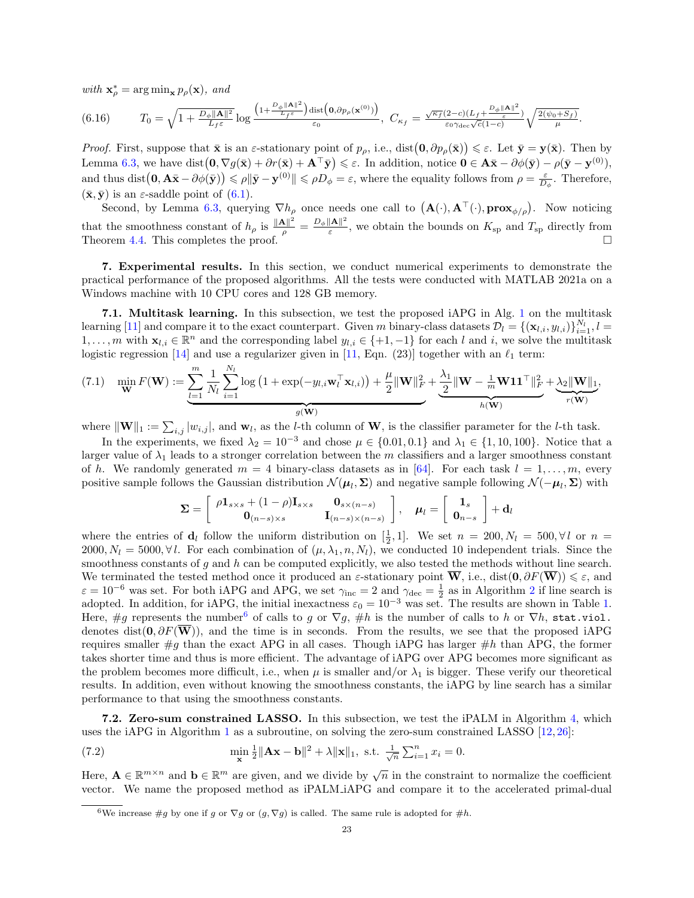*with* $\mathbf{x}_\rho^* = \arg\min_{\mathbf{x}} p_\rho(\mathbf{x})$, *and*

$$T_0 = \sqrt{1 + \frac{D_\phi \|\mathbf{A}\|^2}{L_f \varepsilon}} \log \frac{\left(1+\frac{D_\phi\|\mathbf{A}\|^2}{L_f\varepsilon}\right)\operatorname{dist}\left(\mathbf{0}, \partial p_\rho(\mathbf{x}^{(0)})\right)}{\varepsilon_0}, \; C_{\kappa_f} = \frac{\sqrt{\kappa_f}(2-c)(L_f + \frac{D_\phi\|\mathbf{A}\|^2}{\varepsilon})}{\varepsilon_0 \gamma_{\text{dec}}\sqrt{c}(1-c)} \sqrt{\frac{2(\psi_0 + S_f)}{\mu}}. \tag{6.16}$$

*Proof.* First, suppose that $\bar{\mathbf{x}}$ is an $\varepsilon$-stationary point of $p_\rho$, i.e., $\operatorname{dist}\big(\mathbf{0}, \partial p_\rho(\bar{\mathbf{x}})\big) \leqslant \varepsilon$. Let $\bar{\mathbf{y}} = \mathbf{y}(\bar{\mathbf{x}})$. Then by Lemma 6.3, we have $\operatorname{dist}\big(\mathbf{0}, \nabla g(\bar{\mathbf{x}}) + \partial r(\bar{\mathbf{x}}) + \mathbf{A}^\top \bar{\mathbf{y}}\big) \leqslant \varepsilon$. In addition, notice $\mathbf{0} \in \mathbf{A}\bar{\mathbf{x}} - \partial\phi(\bar{\mathbf{y}}) - \rho(\bar{\mathbf{y}} - \mathbf{y}^{(0)})$, and thus $\operatorname{dist}\big(\mathbf{0}, \mathbf{A}\bar{\mathbf{x}} - \partial\phi(\bar{\mathbf{y}})\big) \leqslant \rho\|\bar{\mathbf{y}} - \mathbf{y}^{(0)}\| \leqslant \rho D_\phi = \varepsilon$, where the equality follows from $\rho = \frac{\varepsilon}{D_\phi}$. Therefore, $(\bar{\mathbf{x}}, \bar{\mathbf{y}})$ is an $\varepsilon$-saddle point of (6.1).

Second, by Lemma 6.3, querying $\nabla h_\rho$ once needs one call to $\big(\mathbf{A}(\cdot), \mathbf{A}^\top(\cdot), \mathbf{prox}_{\phi/\rho}\big)$. Now noticing that the smoothness constant of $h_\rho$ is $\frac{\|\mathbf{A}\|^2}{\rho} = \frac{D_\phi\|\mathbf{A}\|^2}{\varepsilon}$, we obtain the bounds on $K_{\text{sp}}$ and $T_{\text{sp}}$ directly from Theorem 4.4. This completes the proof. ∎

## 7. Experimental results.

In this section, we conduct numerical experiments to demonstrate the practical performance of the proposed algorithms. All the tests were conducted with MATLAB 2021a on a Windows machine with 10 CPU cores and 128 GB memory.

### 7.1. Multitask learning.

In this subsection, we test the proposed iAPG in Alg. 1 on the multitask learning [11] and compare it to the exact counterpart. Given $m$ binary-class datasets $\mathcal{D}_l = \{(\mathbf{x}_{l,i}, y_{l,i})\}_{i=1}^{N_l}, l = 1, \ldots, m$ with $\mathbf{x}_{l,i} \in \mathbb{R}^n$ and the corresponding label $y_{l,i} \in \{+1, -1\}$ for each $l$ and $i$, we solve the multitask logistic regression [14] and use a regularizer given in [11, Eqn. (23)] together with an $\ell_1$ term:

$$\min_{\mathbf{W}} F(\mathbf{W}) := \underbrace{\sum_{l=1}^m \frac{1}{N_l}\sum_{i=1}^{N_l} \log\left(1 + \exp(-y_{l,i}\mathbf{w}_l^\top \mathbf{x}_{l,i})\right) + \frac{\mu}{2}\|\mathbf{W}\|_F^2}_{g(\mathbf{W})} + \underbrace{\frac{\lambda_1}{2}\|\mathbf{W} - \tfrac{1}{m}\mathbf{W}\mathbf{1}\mathbf{1}^\top\|_F^2}_{h(\mathbf{W})} + \underbrace{\lambda_2\|\mathbf{W}\|_1}_{r(\mathbf{W})}, \tag{7.1}$$

where $\|\mathbf{W}\|_1 := \sum_{i,j}|w_{i,j}|$, and $\mathbf{w}_l$, as the $l$-th column of $\mathbf{W}$, is the classifier parameter for the $l$-th task.

In the experiments, we fixed $\lambda_2 = 10^{-3}$ and chose $\mu \in \{0.01, 0.1\}$ and $\lambda_1 \in \{1, 10, 100\}$. Notice that a larger value of $\lambda_1$ leads to a stronger correlation between the $m$ classifiers and a larger smoothness constant of $h$. We randomly generated $m = 4$ binary-class datasets as in [64]. For each task $l = 1, \ldots, m$, every positive sample follows the Gaussian distribution $\mathcal{N}(\boldsymbol{\mu}_l, \boldsymbol{\Sigma})$ and negative sample following $\mathcal{N}(-\boldsymbol{\mu}_l, \boldsymbol{\Sigma})$ with

$$\boldsymbol{\Sigma} = \begin{bmatrix} \rho\mathbf{1}_{s\times s} + (1-\rho)\mathbf{I}_{s\times s} & \mathbf{0}_{s\times(n-s)} \\ \mathbf{0}_{(n-s)\times s} & \mathbf{I}_{(n-s)\times(n-s)} \end{bmatrix}, \quad \boldsymbol{\mu}_l = \begin{bmatrix} \mathbf{1}_s \\ \mathbf{0}_{n-s} \end{bmatrix} + \mathbf{d}_l$$

where the entries of $\mathbf{d}_l$ follow the uniform distribution on $[\frac{1}{2}, 1]$. We set $n = 200, N_l = 500, \forall\, l$ or $n = 2000, N_l = 5000, \forall\, l$. For each combination of $(\mu, \lambda_1, n, N_l)$, we conducted 10 independent trials. Since the smoothness constants of $g$ and $h$ can be computed explicitly, we also tested the methods without line search. We terminated the tested method once it produced an $\varepsilon$-stationary point $\overline{\mathbf{W}}$, i.e., $\operatorname{dist}(\mathbf{0}, \partial F(\overline{\mathbf{W}})) \leqslant \varepsilon$, and $\varepsilon = 10^{-6}$ was set. For both iAPG and APG, we set $\gamma_{\text{inc}} = 2$ and $\gamma_{\text{dec}} = \frac{1}{2}$ as in Algorithm 2 if line search is adopted. In addition, for iAPG, the initial inexactness $\varepsilon_0 = 10^{-3}$ was set. The results are shown in Table 1. Here, $\#g$ represents the number[6] of calls to $g$ or $\nabla g$, $\#h$ is the number of calls to $h$ or $\nabla h$, `stat.viol.` denotes $\operatorname{dist}(\mathbf{0}, \partial F(\overline{\mathbf{W}}))$, and the time is in seconds. From the results, we see that the proposed iAPG requires smaller $\#g$ than the exact APG in all cases. Though iAPG has larger $\#h$ than APG, the former takes shorter time and thus is more efficient. The advantage of iAPG over APG becomes more significant as the problem becomes more difficult, i.e., when $\mu$ is smaller and/or $\lambda_1$ is bigger. These verify our theoretical results. In addition, even without knowing the smoothness constants, the iAPG by line search has a similar performance to that using the smoothness constants.

### 7.2. Zero-sum constrained LASSO.

In this subsection, we test the iPALM in Algorithm 4, which uses the iAPG in Algorithm 1 as a subroutine, on solving the zero-sum constrained LASSO [12, 26]:

$$\min_{\mathbf{x}} \tfrac{1}{2}\|\mathbf{A}\mathbf{x} - \mathbf{b}\|^2 + \lambda\|\mathbf{x}\|_1, \text{ s.t. } \tfrac{1}{\sqrt{n}}\sum_{i=1}^n x_i = 0. \tag{7.2}$$

Here, $\mathbf{A} \in \mathbb{R}^{m\times n}$ and $\mathbf{b} \in \mathbb{R}^m$ are given, and we divide by $\sqrt{n}$ in the constraint to normalize the coefficient vector. We name the proposed method as iPALM_iAPG and compare it to the accelerated primal-dual

[6] We increase $\#g$ by one if $g$ or $\nabla g$ or $(g, \nabla g)$ is called. The same rule is adopted for $\#h$.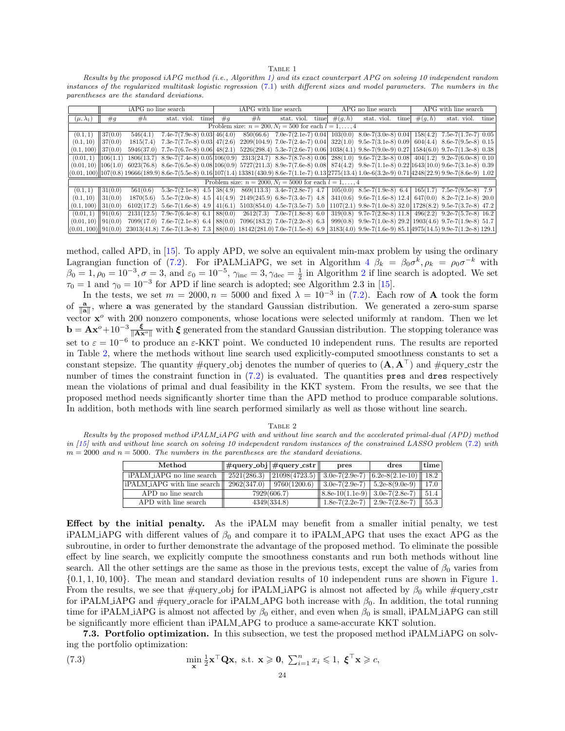TABLE 1

*Results by the proposed iAPG method (i.e., Algorithm 1) and its exact counterpart APG on solving 10 independent random instances of the regularized multitask logistic regression (7.1) with different sizes and model parameters. The numbers in the parentheses are the standard deviations.*

| | iAPG no line search | | | | iAPG with line search | | | | APG no line search | | | APG with line search | | |
|---|---|---|---|---|---|---|---|---|---|---|---|---|---|---|
| $(\mu, \lambda_1)$ | #$g$ | #$h$ | stat. viol. | time | #$g$ | #$h$ | stat. viol. | time | #$(g, h)$ | stat. viol. | time | #$(g, h)$ | stat. viol. | time |
| Problem size: $n = 200, N_l = 500$ for each $l = 1, \ldots, 4$ | | | | | | | | | | | | | | |
| (0.1, 1) | 37(0.0) | 546(4.1) | 7.4e-7(7.9e-8) | 0.03 | 46(4.0) | 850(66.6) | 7.0e-7(2.1e-7) | 0.04 | 103(0.0) | 8.0e-7(3.0e-8) | 0.04 | 158(4.2) | 7.5e-7(1.7e-7) | 0.05 |
| (0.1, 10) | 37(0.0) | 1815(7.4) | 7.3e-7(7.7e-8) | 0.03 | 47(2.6) | 2209(104.9) | 7.0e-7(2.4e-7) | 0.04 | 322(1.0) | 9.5e-7(3.1e-8) | 0.09 | 604(4.4) | 8.6e-7(9.5e-8) | 0.15 |
| (0.1, 100) | 37(0.0) | 5946(37.0) | 7.7e-7(6.7e-8) | 0.06 | 48(2.1) | 5226(298.4) | 5.3e-7(2.6e-7) | 0.06 | 1038(4.1) | 9.8e-7(9.0e-9) | 0.27 | 1584(6.0) | 9.7e-7(1.3e-8) | 0.38 |
| (0.01, 1) | 106(1.1) | 1806(13.7) | 8.9e-7(7.4e-8) | 0.05 | 106(0.9) | 2313(24.7) | 8.8e-7(8.7e-8) | 0.06 | 288(1.0) | 9.6e-7(2.3e-8) | 0.08 | 404(1.2) | 9.2e-7(6.0e-8) | 0.10 |
| (0.01, 10) | 106(1.0) | 6023(76.8) | 8.6e-7(6.5e-8) | 0.08 | 106(0.9) | 5727(211.3) | 8.9e-7(7.6e-8) | 0.08 | 874(4.2) | 9.8e-7(1.1e-8) | 0.22 | 1643(10.0) | 9.6e-7(3.1e-8) | 0.39 |
| (0.01, 100) | 107(0.8) | 19666(189.9) | 8.6e-7(5.5e-8) | 0.16 | 107(1.4) | 13381(430.9) | 8.6e-7(1.1e-7) | 0.13 | 2775(13.4) | 1.0e-6(3.2e-9) | 0.71 | 4248(22.9) | 9.9e-7(8.6e-9) | 1.02 |
| Problem size: $n = 2000, N_l = 5000$ for each $l = 1, \ldots, 4$ | | | | | | | | | | | | | | |
| (0.1, 1) | 31(0.0) | 561(0.6) | 5.3e-7(2.1e-8) | 4.5 | 38(4.9) | 869(113.3) | 3.4e-7(2.8e-7) | 4.7 | 105(0.0) | 8.5e-7(1.9e-8) | 6.4 | 165(1.7) | 7.5e-7(9.5e-8) | 7.9 |
| (0.1, 10) | 31(0.0) | 1870(5.6) | 5.5e-7(2.0e-8) | 4.5 | 41(4.9) | 2149(245.9) | 6.8e-7(3.4e-7) | 4.8 | 341(0.6) | 9.6e-7(1.6e-8) | 12.4 | 647(0.0) | 8.2e-7(2.1e-8) | 20.0 |
| (0.1, 100) | 31(0.0) | 6102(17.2) | 5.6e-7(1.6e-8) | 4.9 | 41(6.1) | 5103(854.0) | 4.5e-7(3.5e-7) | 5.0 | 1107(2.1) | 9.8e-7(1.0e-8) | 32.0 | 1728(8.2) | 9.5e-7(3.7e-8) | 47.2 |
| (0.01, 1) | 91(0.6) | 2131(12.5) | 7.9e-7(6.4e-8) | 6.1 | 88(0.0) | 2612(7.3) | 7.0e-7(1.8e-8) | 6.0 | 319(0.8) | 9.7e-7(2.8e-8) | 11.8 | 496(2.2) | 9.2e-7(5.7e-8) | 16.2 |
| (0.01, 10) | 91(0.0) | 7099(17.0) | 7.6e-7(2.1e-8) | 6.4 | 88(0.0) | 7096(183.2) | 7.0e-7(2.2e-8) | 6.3 | 999(0.8) | 9.9e-7(1.0e-8) | 29.2 | 1903(4.6) | 9.7e-7(1.9e-8) | 51.7 |
| (0.01, 100) | 91(0.0) | 23013(41.8) | 7.6e-7(1.3e-8) | 7.3 | 88(0.0) | 18142(281.0) | 7.0e-7(1.5e-8) | 6.9 | 3183(4.0) | 9.9e-7(1.6e-9) | 85.1 | 4975(14.5) | 9.9e-7(1.2e-8) | 129.1 |

method, called APD, in [15]. To apply APD, we solve an equivalent min-max problem by using the ordinary Lagrangian function of (7.2). For iPALM_iAPG, we set in Algorithm 4 $\beta_k = \beta_0\sigma^k, \rho_k = \rho_0\sigma^{-k}$ with $\beta_0 = 1, \rho_0 = 10^{-3}, \sigma = 3$, and $\varepsilon_0 = 10^{-5}$, $\gamma_{\text{inc}} = 3, \gamma_{\text{dec}} = \frac{1}{2}$ in Algorithm 2 if line search is adopted. We set $\tau_0 = 1$ and $\gamma_0 = 10^{-3}$ for APD if line search is adopted; see Algorithm 2.3 in [15].

In the tests, we set $m = 2000, n = 5000$ and fixed $\lambda = 10^{-3}$ in (7.2). Each row of $\mathbf{A}$ took the form of $\frac{\mathbf{a}}{\|\mathbf{a}\|}$, where $\mathbf{a}$ was generated by the standard Gaussian distribution. We generated a zero-sum sparse vector $\mathbf{x}^o$ with 200 nonzero components, whose locations were selected uniformly at random. Then we let $\mathbf{b} = \mathbf{A}\mathbf{x}^o + 10^{-3}\frac{\boldsymbol{\xi}}{\|\mathbf{A}\mathbf{x}^o\|}$ with $\boldsymbol{\xi}$ generated from the standard Gaussian distribution. The stopping tolerance was set to $\varepsilon = 10^{-6}$ to produce an $\varepsilon$-KKT point. We conducted 10 independent runs. The results are reported in Table 2, where the methods without line search used explicitly-computed smoothness constants to set a constant stepsize. The quantity #query_obj denotes the number of queries to $(\mathbf{A}, \mathbf{A}^\top)$ and #query_cstr the number of times the constraint function in (7.2) is evaluated. The quantities `pres` and `dres` respectively mean the violations of primal and dual feasibility in the KKT system. From the results, we see that the proposed method needs significantly shorter time than the APD method to produce comparable solutions. In addition, both methods with line search performed similarly as well as those without line search.

TABLE 2

*Results by the proposed method iPALM_iAPG with and without line search and the accelerated primal-dual (APD) method in [15] with and without line search on solving 10 independent random instances of the constrained LASSO problem (7.2) with $m = 2000$ and $n = 5000$. The numbers in the parentheses are the standard deviations.*

| Method | #query_obj | #query_cstr | pres | dres | time |
|---|---|---|---|---|---|
| iPALM_iAPG no line search | 2521(286.3) | 21098(4723.5) | 3.0e-7(2.9e-7) | 6.2e-8(2.1e-10) | 18.2 |
| iPALM_iAPG with line search | 2962(347.0) | 9760(1200.6) | 3.0e-7(2.9e-7) | 5.2e-8(9.0e-9) | 17.0 |
| APD no line search | 7929(606.7) | | 8.8e-10(1.1e-9) | 3.0e-7(2.8e-7) | 51.4 |
| APD with line search | 4349(334.8) | | 1.8e-7(2.2e-7) | 2.9e-7(2.8e-7) | 55.3 |

**Effect by the initial penalty.** As the iPALM may benefit from a smaller initial penalty, we test iPALM_iAPG with different values of $\beta_0$ and compare it to iPALM_APG that uses the exact APG as the subroutine, in order to further demonstrate the advantage of the proposed method. To eliminate the possible effect by line search, we explicitly compute the smoothness constants and run both methods without line search. All the other settings are the same as those in the previous tests, except the value of $\beta_0$ varies from $\{0.1, 1, 10, 100\}$. The mean and standard deviation results of 10 independent runs are shown in Figure 1. From the results, we see that #query_obj for iPALM_iAPG is almost not affected by $\beta_0$ while #query_cstr for iPALM_iAPG and #query_oracle for iPALM_APG both increase with $\beta_0$. In addition, the total running time for iPALM_iAPG is almost not affected by $\beta_0$ either, and even when $\beta_0$ is small, iPALM_iAPG can still be significantly more efficient than iPALM_APG to produce a same-accurate KKT solution.

**7.3. Portfolio optimization.** In this subsection, we test the proposed method iPALM_iAPG on solving the portfolio optimization:

$$\min_{\mathbf{x}} \tfrac{1}{2}\mathbf{x}^\top\mathbf{Q}\mathbf{x}, \text{ s.t. } \mathbf{x} \geqslant \mathbf{0}, \ \textstyle\sum_{i=1}^n x_i \leqslant 1, \ \boldsymbol{\xi}^\top\mathbf{x} \geqslant c, \tag{7.3}$$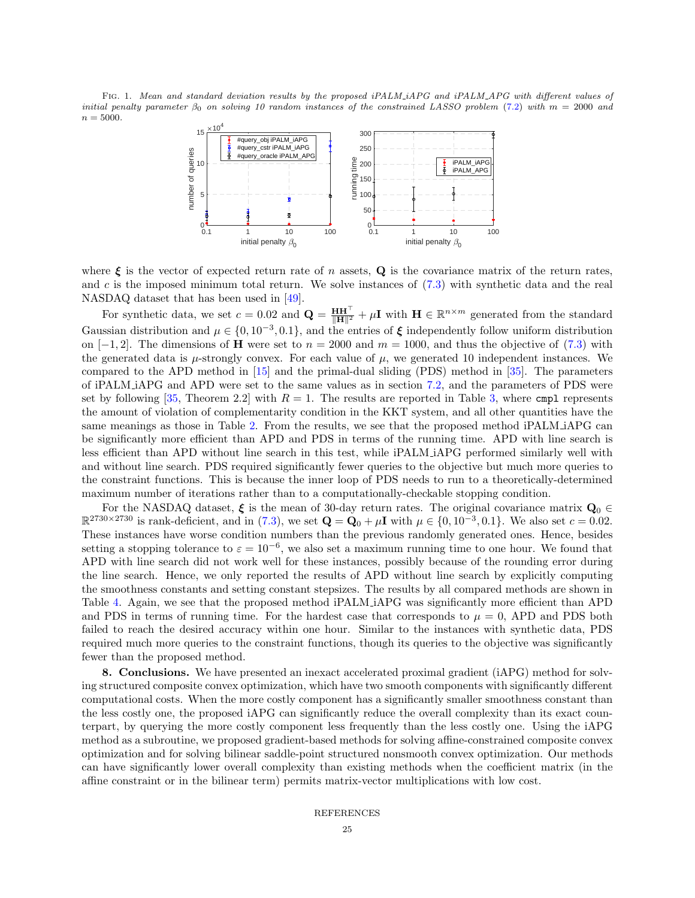FIG. 1. *Mean and standard deviation results by the proposed iPALM_iAPG and iPALM_APG with different values of initial penalty parameter $\beta_0$ on solving 10 random instances of the constrained LASSO problem (7.2) with $m = 2000$ and $n = 5000$.*

where $\boldsymbol{\xi}$ is the vector of expected return rate of $n$ assets, $\mathbf{Q}$ is the covariance matrix of the return rates, and $c$ is the imposed minimum total return. We solve instances of (7.3) with synthetic data and the real NASDAQ dataset that has been used in [49].

For synthetic data, we set $c = 0.02$ and $\mathbf{Q} = \frac{\mathbf{H}\mathbf{H}^\top}{\|\mathbf{H}\|^2} + \mu \mathbf{I}$ with $\mathbf{H} \in \mathbb{R}^{n\times m}$ generated from the standard Gaussian distribution and $\mu \in \{0, 10^{-3}, 0.1\}$, and the entries of $\boldsymbol{\xi}$ independently follow uniform distribution on $[-1, 2]$. The dimensions of $\mathbf{H}$ were set to $n = 2000$ and $m = 1000$, and thus the objective of (7.3) with the generated data is $\mu$-strongly convex. For each value of $\mu$, we generated 10 independent instances. We compared to the APD method in [15] and the primal-dual sliding (PDS) method in [35]. The parameters of iPALM_iAPG and APD were set to the same values as in section 7.2, and the parameters of PDS were set by following [35, Theorem 2.2] with $R = 1$. The results are reported in Table 3, where `cmpl` represents the amount of violation of complementarity condition in the KKT system, and all other quantities have the same meanings as those in Table 2. From the results, we see that the proposed method iPALM_iAPG can be significantly more efficient than APD and PDS in terms of the running time. APD with line search is less efficient than APD without line search in this test, while iPALM_iAPG performed similarly well with and without line search. PDS required significantly fewer queries to the objective but much more queries to the constraint functions. This is because the inner loop of PDS needs to run to a theoretically-determined maximum number of iterations rather than to a computationally-checkable stopping condition.

For the NASDAQ dataset, $\boldsymbol{\xi}$ is the mean of 30-day return rates. The original covariance matrix $\mathbf{Q}_0 \in \mathbb{R}^{2730\times 2730}$ is rank-deficient, and in (7.3), we set $\mathbf{Q} = \mathbf{Q}_0 + \mu \mathbf{I}$ with $\mu \in \{0, 10^{-3}, 0.1\}$. We also set $c = 0.02$. These instances have worse condition numbers than the previous randomly generated ones. Hence, besides setting a stopping tolerance to $\varepsilon = 10^{-6}$, we also set a maximum running time to one hour. We found that APD with line search did not work well for these instances, possibly because of the rounding error during the line search. Hence, we only reported the results of APD without line search by explicitly computing the smoothness constants and setting constant stepsizes. The results by all compared methods are shown in Table 4. Again, we see that the proposed method iPALM_iAPG was significantly more efficient than APD and PDS in terms of running time. For the hardest case that corresponds to $\mu = 0$, APD and PDS both failed to reach the desired accuracy within one hour. Similar to the instances with synthetic data, PDS required much more queries to the constraint functions, though its queries to the objective was significantly fewer than the proposed method.

**8. Conclusions.** We have presented an inexact accelerated proximal gradient (iAPG) method for solving structured composite convex optimization, which have two smooth components with significantly different computational costs. When the more costly component has a significantly smaller smoothness constant than the less costly one, the proposed iAPG can significantly reduce the overall complexity than its exact counterpart, by querying the more costly component less frequently than the less costly one. Using the iAPG method as a subroutine, we proposed gradient-based methods for solving affine-constrained composite convex optimization and for solving bilinear saddle-point structured nonsmooth convex optimization. Our methods can have significantly lower overall complexity than existing methods when the coefficient matrix (in the affine constraint or in the bilinear term) permits matrix-vector multiplications with low cost.

REFERENCES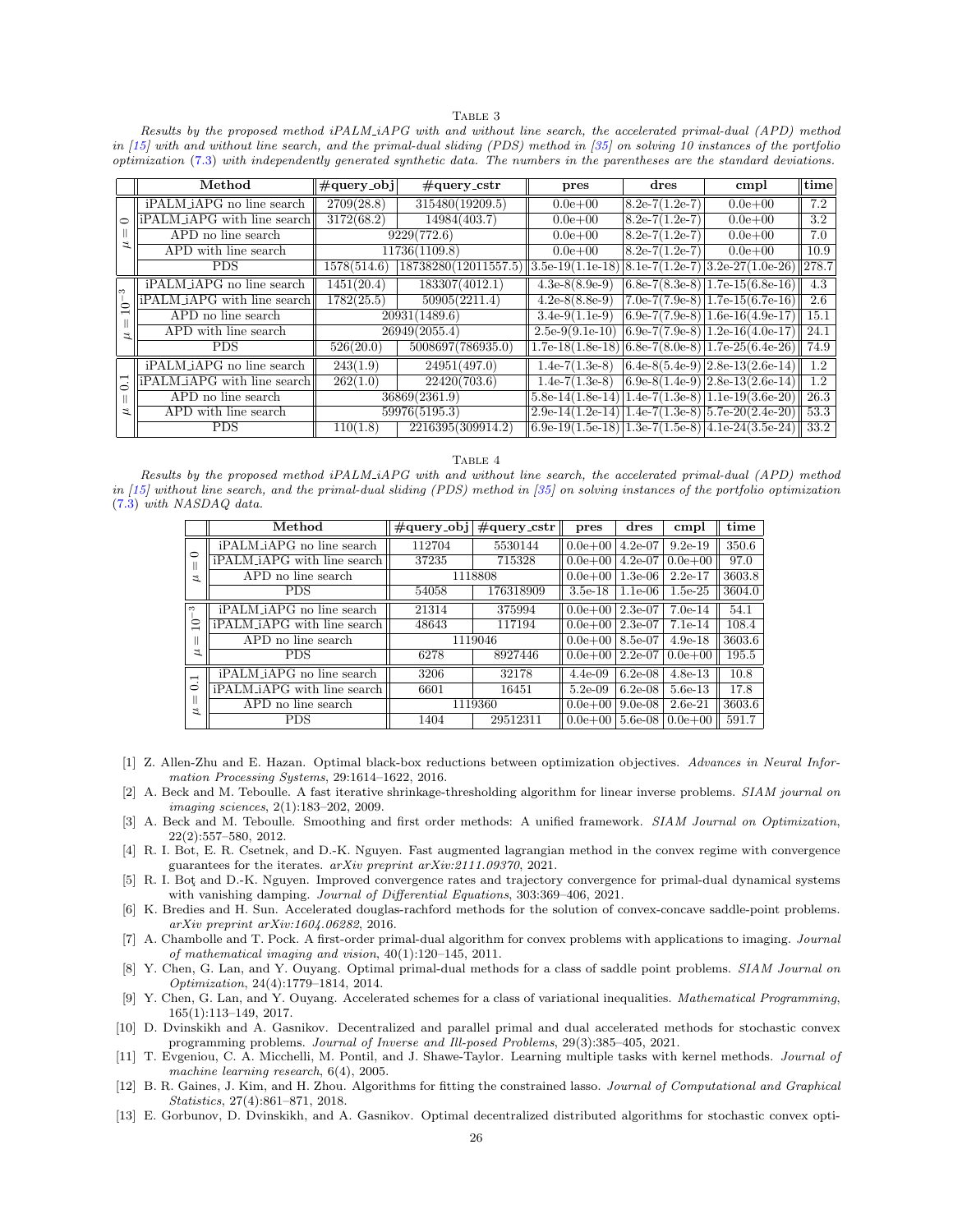TABLE 3

*Results by the proposed method iPALM_iAPG with and without line search, the accelerated primal-dual (APD) method in [15] with and without line search, and the primal-dual sliding (PDS) method in [35] on solving 10 instances of the portfolio optimization (7.3) with independently generated synthetic data. The numbers in the parentheses are the standard deviations.*

| | Method | #query_obj | #query_cstr | pres | dres | cmpl | time |
|---|---|---|---|---|---|---|---|
| $\mu = 0$ | iPALM_iAPG no line search | 2709(28.8) | 315480(19209.5) | 0.0e+00 | 8.2e-7(1.2e-7) | 0.0e+00 | 7.2 |
| | iPALM_iAPG with line search | 3172(68.2) | 14984(403.7) | 0.0e+00 | 8.2e-7(1.2e-7) | 0.0e+00 | 3.2 |
| | APD no line search | 9229(772.6) | | 0.0e+00 | 8.2e-7(1.2e-7) | 0.0e+00 | 7.0 |
| | APD with line search | 11736(1109.8) | | 0.0e+00 | 8.2e-7(1.2e-7) | 0.0e+00 | 10.9 |
| | PDS | 1578(514.6) | 18738280(12011557.5) | 3.5e-19(1.1e-18) | 8.1e-7(1.2e-7) | 3.2e-27(1.0e-26) | 278.7 |
| $\mu = 10^{-3}$ | iPALM_iAPG no line search | 1451(20.4) | 183307(4012.1) | 4.3e-8(8.9e-9) | 6.8e-7(8.3e-8) | 1.7e-15(6.8e-16) | 4.3 |
| | iPALM_iAPG with line search | 1782(25.5) | 50905(2211.4) | 4.2e-8(8.8e-9) | 7.0e-7(7.9e-8) | 1.7e-15(6.7e-16) | 2.6 |
| | APD no line search | 20931(1489.6) | | 3.4e-9(1.1e-9) | 6.9e-7(7.9e-8) | 1.6e-16(4.9e-17) | 15.1 |
| | APD with line search | 26949(2055.4) | | 2.5e-9(9.1e-10) | 6.9e-7(7.9e-8) | 1.2e-16(4.0e-17) | 24.1 |
| | PDS | 526(20.0) | 5008697(786935.0) | 1.7e-18(1.8e-18) | 6.8e-7(8.0e-8) | 1.7e-25(6.4e-26) | 74.9 |
| $\mu = 0.1$ | iPALM_iAPG no line search | 243(1.9) | 24951(497.0) | 1.4e-7(1.3e-8) | 6.4e-8(5.4e-9) | 2.8e-13(2.6e-14) | 1.2 |
| | iPALM_iAPG with line search | 262(1.0) | 22420(703.6) | 1.4e-7(1.3e-8) | 6.9e-8(1.4e-9) | 2.8e-13(2.6e-14) | 1.2 |
| | APD no line search | 36869(2361.9) | | 5.8e-14(1.8e-14) | 1.4e-7(1.3e-8) | 1.1e-19(3.6e-20) | 26.3 |
| | APD with line search | 59976(5195.3) | | 2.9e-14(1.2e-14) | 1.4e-7(1.3e-8) | 5.7e-20(2.4e-20) | 53.3 |
| | PDS | 110(1.8) | 2216395(309914.2) | 6.9e-19(1.5e-18) | 1.3e-7(1.5e-8) | 4.1e-24(3.5e-24) | 33.2 |

TABLE 4

*Results by the proposed method iPALM_iAPG with and without line search, the accelerated primal-dual (APD) method in [15] without line search, and the primal-dual sliding (PDS) method in [35] on solving instances of the portfolio optimization (7.3) with NASDAQ data.*

| | Method | #query_obj | #query_cstr | pres | dres | cmpl | time |
|---|---|---|---|---|---|---|---|
| $\mu = 0$ | iPALM_iAPG no line search | 112704 | 5530144 | 0.0e+00 | 4.2e-07 | 9.2e-19 | 350.6 |
| | iPALM_iAPG with line search | 37235 | 715328 | 0.0e+00 | 4.2e-07 | 0.0e+00 | 97.0 |
| | APD no line search | 1118808 | | 0.0e+00 | 1.3e-06 | 2.2e-17 | 3603.8 |
| | PDS | 54058 | 176318909 | 3.5e-18 | 1.1e-06 | 1.5e-25 | 3604.0 |
| $\mu = 10^{-3}$ | iPALM_iAPG no line search | 21314 | 375994 | 0.0e+00 | 2.3e-07 | 7.0e-14 | 54.1 |
| | iPALM_iAPG with line search | 48643 | 117194 | 0.0e+00 | 2.3e-07 | 7.1e-14 | 108.4 |
| | APD no line search | 1119046 | | 0.0e+00 | 8.5e-07 | 4.9e-18 | 3603.6 |
| | PDS | 6278 | 8927446 | 0.0e+00 | 2.2e-07 | 0.0e+00 | 195.5 |
| $\mu = 0.1$ | iPALM_iAPG no line search | 3206 | 32178 | 4.4e-09 | 6.2e-08 | 4.8e-13 | 10.8 |
| | iPALM_iAPG with line search | 6601 | 16451 | 5.2e-09 | 6.2e-08 | 5.6e-13 | 17.8 |
| | APD no line search | 1119360 | | 0.0e+00 | 9.0e-08 | 2.6e-21 | 3603.6 |
| | PDS | 1404 | 29512311 | 0.0e+00 | 5.6e-08 | 0.0e+00 | 591.7 |

[1] Z. Allen-Zhu and E. Hazan. Optimal black-box reductions between optimization objectives. *Advances in Neural Information Processing Systems*, 29:1614–1622, 2016.

[2] A. Beck and M. Teboulle. A fast iterative shrinkage-thresholding algorithm for linear inverse problems. *SIAM journal on imaging sciences*, 2(1):183–202, 2009.

[3] A. Beck and M. Teboulle. Smoothing and first order methods: A unified framework. *SIAM Journal on Optimization*, 22(2):557–580, 2012.

[4] R. I. Bot, E. R. Csetnek, and D.-K. Nguyen. Fast augmented lagrangian method in the convex regime with convergence guarantees for the iterates. *arXiv preprint arXiv:2111.09370*, 2021.

[5] R. I. Boţ and D.-K. Nguyen. Improved convergence rates and trajectory convergence for primal-dual dynamical systems with vanishing damping. *Journal of Differential Equations*, 303:369–406, 2021.

[6] K. Bredies and H. Sun. Accelerated douglas-rachford methods for the solution of convex-concave saddle-point problems. *arXiv preprint arXiv:1604.06282*, 2016.

[7] A. Chambolle and T. Pock. A first-order primal-dual algorithm for convex problems with applications to imaging. *Journal of mathematical imaging and vision*, 40(1):120–145, 2011.

[8] Y. Chen, G. Lan, and Y. Ouyang. Optimal primal-dual methods for a class of saddle point problems. *SIAM Journal on Optimization*, 24(4):1779–1814, 2014.

[9] Y. Chen, G. Lan, and Y. Ouyang. Accelerated schemes for a class of variational inequalities. *Mathematical Programming*, 165(1):113–149, 2017.

[10] D. Dvinskikh and A. Gasnikov. Decentralized and parallel primal and dual accelerated methods for stochastic convex programming problems. *Journal of Inverse and Ill-posed Problems*, 29(3):385–405, 2021.

[11] T. Evgeniou, C. A. Micchelli, M. Pontil, and J. Shawe-Taylor. Learning multiple tasks with kernel methods. *Journal of machine learning research*, 6(4), 2005.

[12] B. R. Gaines, J. Kim, and H. Zhou. Algorithms for fitting the constrained lasso. *Journal of Computational and Graphical Statistics*, 27(4):861–871, 2018.

[13] E. Gorbunov, D. Dvinskikh, and A. Gasnikov. Optimal decentralized distributed algorithms for stochastic convex opti-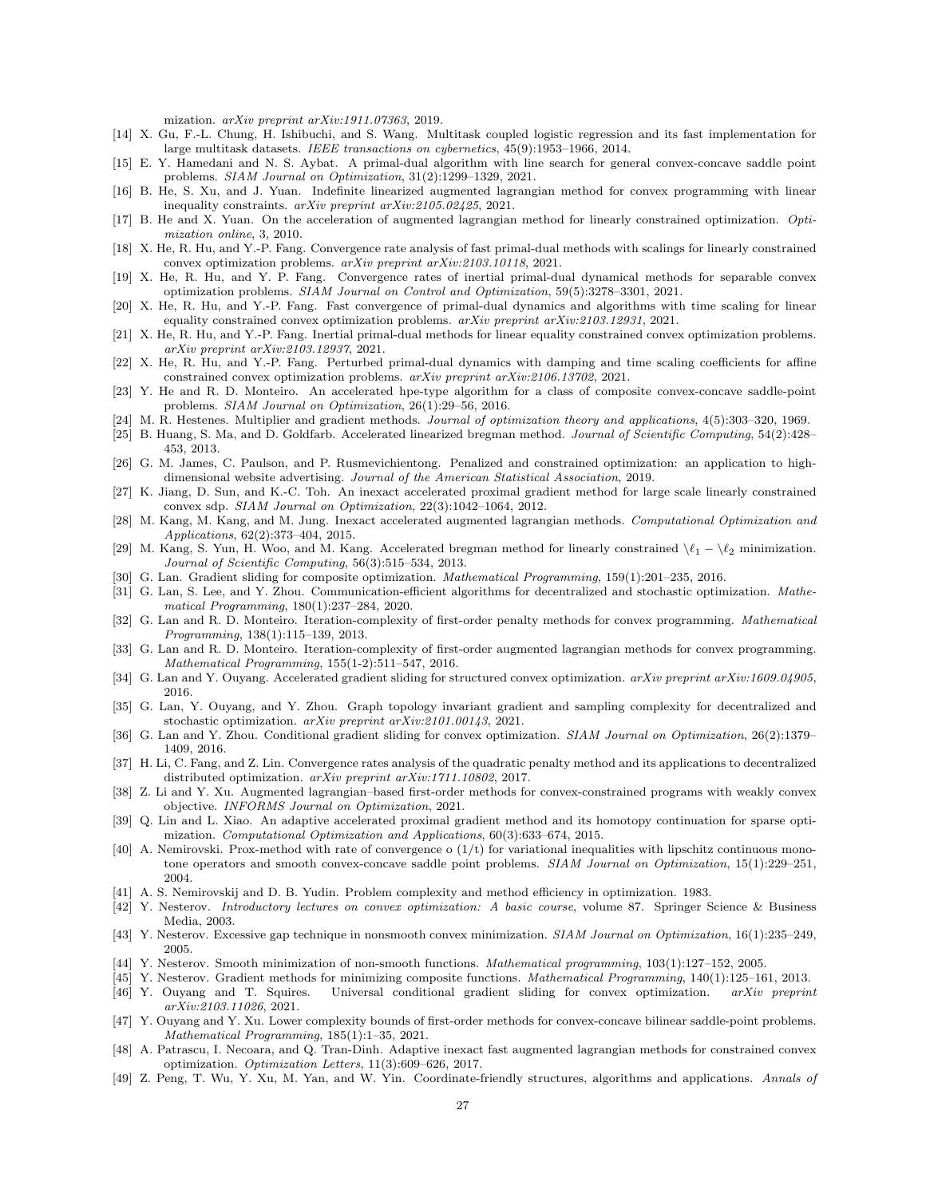mization. *arXiv preprint arXiv:1911.07363*, 2019.

[14] X. Gu, F.-L. Chung, H. Ishibuchi, and S. Wang. Multitask coupled logistic regression and its fast implementation for large multitask datasets. *IEEE transactions on cybernetics*, 45(9):1953–1966, 2014.

[15] E. Y. Hamedani and N. S. Aybat. A primal-dual algorithm with line search for general convex-concave saddle point problems. *SIAM Journal on Optimization*, 31(2):1299–1329, 2021.

[16] B. He, S. Xu, and J. Yuan. Indefinite linearized augmented lagrangian method for convex programming with linear inequality constraints. *arXiv preprint arXiv:2105.02425*, 2021.

[17] B. He and X. Yuan. On the acceleration of augmented lagrangian method for linearly constrained optimization. *Optimization online*, 3, 2010.

[18] X. He, R. Hu, and Y.-P. Fang. Convergence rate analysis of fast primal-dual methods with scalings for linearly constrained convex optimization problems. *arXiv preprint arXiv:2103.10118*, 2021.

[19] X. He, R. Hu, and Y. P. Fang. Convergence rates of inertial primal-dual dynamical methods for separable convex optimization problems. *SIAM Journal on Control and Optimization*, 59(5):3278–3301, 2021.

[20] X. He, R. Hu, and Y.-P. Fang. Fast convergence of primal-dual dynamics and algorithms with time scaling for linear equality constrained convex optimization problems. *arXiv preprint arXiv:2103.12931*, 2021.

[21] X. He, R. Hu, and Y.-P. Fang. Inertial primal-dual methods for linear equality constrained convex optimization problems. *arXiv preprint arXiv:2103.12937*, 2021.

[22] X. He, R. Hu, and Y.-P. Fang. Perturbed primal-dual dynamics with damping and time scaling coefficients for affine constrained convex optimization problems. *arXiv preprint arXiv:2106.13702*, 2021.

[23] Y. He and R. D. Monteiro. An accelerated hpe-type algorithm for a class of composite convex-concave saddle-point problems. *SIAM Journal on Optimization*, 26(1):29–56, 2016.

[24] M. R. Hestenes. Multiplier and gradient methods. *Journal of optimization theory and applications*, 4(5):303–320, 1969.

[25] B. Huang, S. Ma, and D. Goldfarb. Accelerated linearized bregman method. *Journal of Scientific Computing*, 54(2):428–453, 2013.

[26] G. M. James, C. Paulson, and P. Rusmevichientong. Penalized and constrained optimization: an application to high-dimensional website advertising. *Journal of the American Statistical Association*, 2019.

[27] K. Jiang, D. Sun, and K.-C. Toh. An inexact accelerated proximal gradient method for large scale linearly constrained convex sdp. *SIAM Journal on Optimization*, 22(3):1042–1064, 2012.

[28] M. Kang, M. Kang, and M. Jung. Inexact accelerated augmented lagrangian methods. *Computational Optimization and Applications*, 62(2):373–404, 2015.

[29] M. Kang, S. Yun, H. Woo, and M. Kang. Accelerated bregman method for linearly constrained \ $\ell_1$ − \ $\ell_2$ minimization. *Journal of Scientific Computing*, 56(3):515–534, 2013.

[30] G. Lan. Gradient sliding for composite optimization. *Mathematical Programming*, 159(1):201–235, 2016.

[31] G. Lan, S. Lee, and Y. Zhou. Communication-efficient algorithms for decentralized and stochastic optimization. *Mathematical Programming*, 180(1):237–284, 2020.

[32] G. Lan and R. D. Monteiro. Iteration-complexity of first-order penalty methods for convex programming. *Mathematical Programming*, 138(1):115–139, 2013.

[33] G. Lan and R. D. Monteiro. Iteration-complexity of first-order augmented lagrangian methods for convex programming. *Mathematical Programming*, 155(1-2):511–547, 2016.

[34] G. Lan and Y. Ouyang. Accelerated gradient sliding for structured convex optimization. *arXiv preprint arXiv:1609.04905*, 2016.

[35] G. Lan, Y. Ouyang, and Y. Zhou. Graph topology invariant gradient and sampling complexity for decentralized and stochastic optimization. *arXiv preprint arXiv:2101.00143*, 2021.

[36] G. Lan and Y. Zhou. Conditional gradient sliding for convex optimization. *SIAM Journal on Optimization*, 26(2):1379–1409, 2016.

[37] H. Li, C. Fang, and Z. Lin. Convergence rates analysis of the quadratic penalty method and its applications to decentralized distributed optimization. *arXiv preprint arXiv:1711.10802*, 2017.

[38] Z. Li and Y. Xu. Augmented lagrangian–based first-order methods for convex-constrained programs with weakly convex objective. *INFORMS Journal on Optimization*, 2021.

[39] Q. Lin and L. Xiao. An adaptive accelerated proximal gradient method and its homotopy continuation for sparse optimization. *Computational Optimization and Applications*, 60(3):633–674, 2015.

[40] A. Nemirovski. Prox-method with rate of convergence o (1/t) for variational inequalities with lipschitz continuous monotone operators and smooth convex-concave saddle point problems. *SIAM Journal on Optimization*, 15(1):229–251, 2004.

[41] A. S. Nemirovskij and D. B. Yudin. Problem complexity and method efficiency in optimization. 1983.

[42] Y. Nesterov. *Introductory lectures on convex optimization: A basic course*, volume 87. Springer Science & Business Media, 2003.

[43] Y. Nesterov. Excessive gap technique in nonsmooth convex minimization. *SIAM Journal on Optimization*, 16(1):235–249, 2005.

[44] Y. Nesterov. Smooth minimization of non-smooth functions. *Mathematical programming*, 103(1):127–152, 2005.

[45] Y. Nesterov. Gradient methods for minimizing composite functions. *Mathematical Programming*, 140(1):125–161, 2013.

[46] Y. Ouyang and T. Squires. Universal conditional gradient sliding for convex optimization. *arXiv preprint arXiv:2103.11026*, 2021.

[47] Y. Ouyang and Y. Xu. Lower complexity bounds of first-order methods for convex-concave bilinear saddle-point problems. *Mathematical Programming*, 185(1):1–35, 2021.

[48] A. Patrascu, I. Necoara, and Q. Tran-Dinh. Adaptive inexact fast augmented lagrangian methods for constrained convex optimization. *Optimization Letters*, 11(3):609–626, 2017.

[49] Z. Peng, T. Wu, Y. Xu, M. Yan, and W. Yin. Coordinate-friendly structures, algorithms and applications. *Annals of*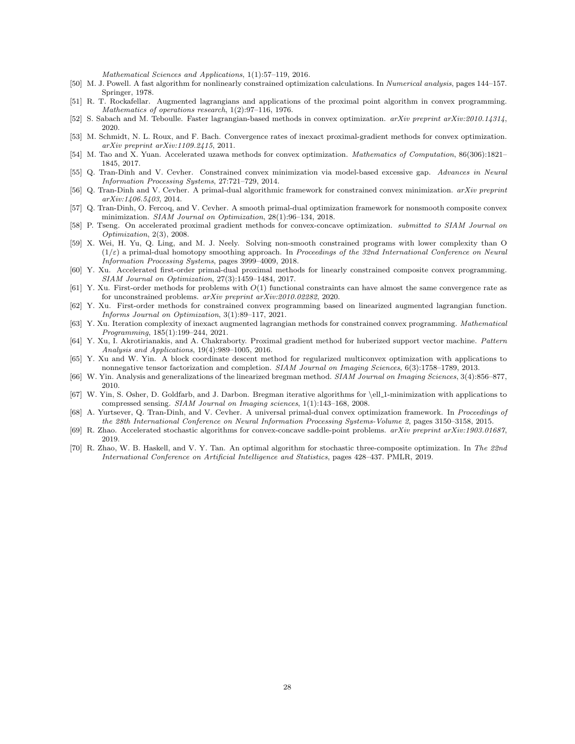*Mathematical Sciences and Applications*, 1(1):57–119, 2016.

[50] M. J. Powell. A fast algorithm for nonlinearly constrained optimization calculations. In *Numerical analysis*, pages 144–157. Springer, 1978.

[51] R. T. Rockafellar. Augmented lagrangians and applications of the proximal point algorithm in convex programming. *Mathematics of operations research*, 1(2):97–116, 1976.

[52] S. Sabach and M. Teboulle. Faster lagrangian-based methods in convex optimization. *arXiv preprint arXiv:2010.14314*, 2020.

[53] M. Schmidt, N. L. Roux, and F. Bach. Convergence rates of inexact proximal-gradient methods for convex optimization. *arXiv preprint arXiv:1109.2415*, 2011.

[54] M. Tao and X. Yuan. Accelerated uzawa methods for convex optimization. *Mathematics of Computation*, 86(306):1821–1845, 2017.

[55] Q. Tran-Dinh and V. Cevher. Constrained convex minimization via model-based excessive gap. *Advances in Neural Information Processing Systems*, 27:721–729, 2014.

[56] Q. Tran-Dinh and V. Cevher. A primal-dual algorithmic framework for constrained convex minimization. *arXiv preprint arXiv:1406.5403*, 2014.

[57] Q. Tran-Dinh, O. Fercoq, and V. Cevher. A smooth primal-dual optimization framework for nonsmooth composite convex minimization. *SIAM Journal on Optimization*, 28(1):96–134, 2018.

[58] P. Tseng. On accelerated proximal gradient methods for convex-concave optimization. *submitted to SIAM Journal on Optimization*, 2(3), 2008.

[59] X. Wei, H. Yu, Q. Ling, and M. J. Neely. Solving non-smooth constrained programs with lower complexity than O $(1/\varepsilon)$ a primal-dual homotopy smoothing approach. In *Proceedings of the 32nd International Conference on Neural Information Processing Systems*, pages 3999–4009, 2018.

[60] Y. Xu. Accelerated first-order primal-dual proximal methods for linearly constrained composite convex programming. *SIAM Journal on Optimization*, 27(3):1459–1484, 2017.

[61] Y. Xu. First-order methods for problems with $O(1)$ functional constraints can have almost the same convergence rate as for unconstrained problems. *arXiv preprint arXiv:2010.02282*, 2020.

[62] Y. Xu. First-order methods for constrained convex programming based on linearized augmented lagrangian function. *Informs Journal on Optimization*, 3(1):89–117, 2021.

[63] Y. Xu. Iteration complexity of inexact augmented lagrangian methods for constrained convex programming. *Mathematical Programming*, 185(1):199–244, 2021.

[64] Y. Xu, I. Akrotirianakis, and A. Chakraborty. Proximal gradient method for huberized support vector machine. *Pattern Analysis and Applications*, 19(4):989–1005, 2016.

[65] Y. Xu and W. Yin. A block coordinate descent method for regularized multiconvex optimization with applications to nonnegative tensor factorization and completion. *SIAM Journal on Imaging Sciences*, 6(3):1758–1789, 2013.

[66] W. Yin. Analysis and generalizations of the linearized bregman method. *SIAM Journal on Imaging Sciences*, 3(4):856–877, 2010.

[67] W. Yin, S. Osher, D. Goldfarb, and J. Darbon. Bregman iterative algorithms for \ell_1-minimization with applications to compressed sensing. *SIAM Journal on Imaging sciences*, 1(1):143–168, 2008.

[68] A. Yurtsever, Q. Tran-Dinh, and V. Cevher. A universal primal-dual convex optimization framework. In *Proceedings of the 28th International Conference on Neural Information Processing Systems-Volume 2*, pages 3150–3158, 2015.

[69] R. Zhao. Accelerated stochastic algorithms for convex-concave saddle-point problems. *arXiv preprint arXiv:1903.01687*, 2019.

[70] R. Zhao, W. B. Haskell, and V. Y. Tan. An optimal algorithm for stochastic three-composite optimization. In *The 22nd International Conference on Artificial Intelligence and Statistics*, pages 428–437. PMLR, 2019.